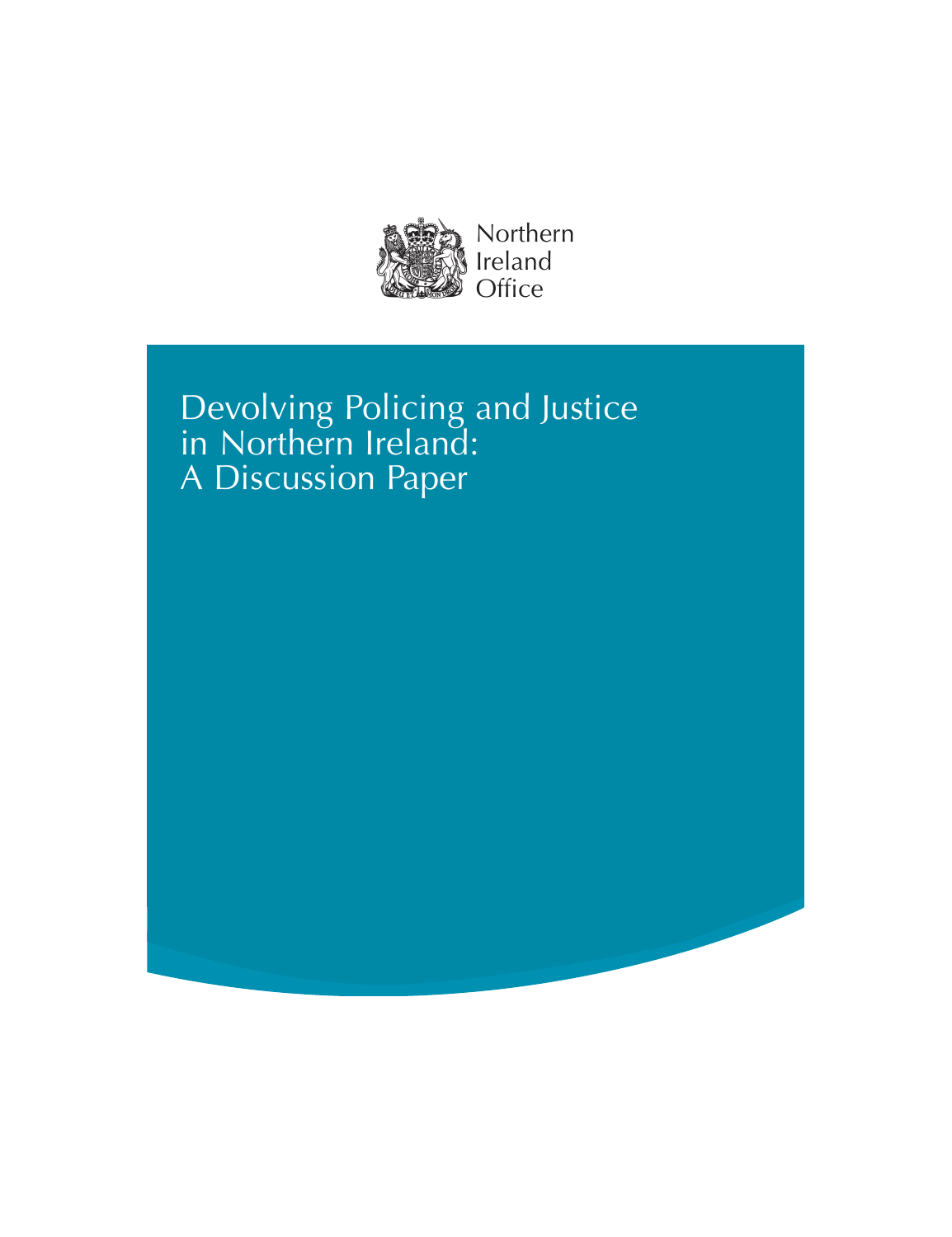Northern Ireland Office

# Devolving Policing and Justice in Northern Ireland: A Discussion Paper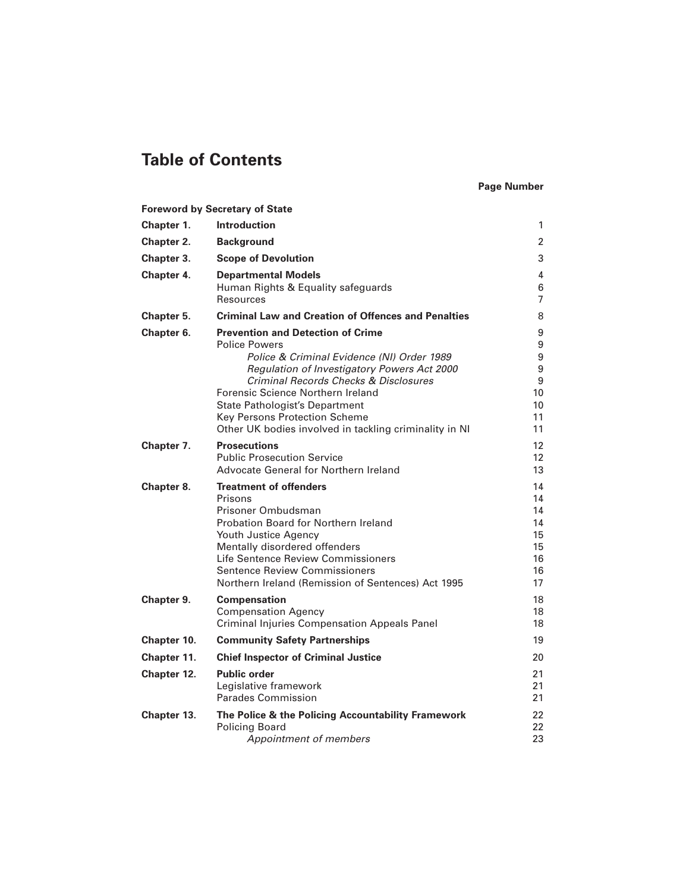# Table of Contents

| | | Page Number |
|---|---|---|
| **Foreword by Secretary of State** | | |
| **Chapter 1.** | **Introduction** | 1 |
| **Chapter 2.** | **Background** | 2 |
| **Chapter 3.** | **Scope of Devolution** | 3 |
| **Chapter 4.** | **Departmental Models** | 4 |
| | Human Rights & Equality safeguards | 6 |
| | Resources | 7 |
| **Chapter 5.** | **Criminal Law and Creation of Offences and Penalties** | 8 |
| **Chapter 6.** | **Prevention and Detection of Crime** | 9 |
| | Police Powers | 9 |
| | *Police & Criminal Evidence (NI) Order 1989* | 9 |
| | *Regulation of Investigatory Powers Act 2000* | 9 |
| | *Criminal Records Checks & Disclosures* | 9 |
| | Forensic Science Northern Ireland | 10 |
| | State Pathologist's Department | 10 |
| | Key Persons Protection Scheme | 11 |
| | Other UK bodies involved in tackling criminality in NI | 11 |
| **Chapter 7.** | **Prosecutions** | 12 |
| | Public Prosecution Service | 12 |
| | Advocate General for Northern Ireland | 13 |
| **Chapter 8.** | **Treatment of offenders** | 14 |
| | Prisons | 14 |
| | Prisoner Ombudsman | 14 |
| | Probation Board for Northern Ireland | 14 |
| | Youth Justice Agency | 15 |
| | Mentally disordered offenders | 15 |
| | Life Sentence Review Commissioners | 16 |
| | Sentence Review Commissioners | 16 |
| | Northern Ireland (Remission of Sentences) Act 1995 | 17 |
| **Chapter 9.** | **Compensation** | 18 |
| | Compensation Agency | 18 |
| | Criminal Injuries Compensation Appeals Panel | 18 |
| **Chapter 10.** | **Community Safety Partnerships** | 19 |
| **Chapter 11.** | **Chief Inspector of Criminal Justice** | 20 |
| **Chapter 12.** | **Public order** | 21 |
| | Legislative framework | 21 |
| | Parades Commission | 21 |
| **Chapter 13.** | **The Police & the Policing Accountability Framework** | 22 |
| | Policing Board | 22 |
| | *Appointment of members* | 23 |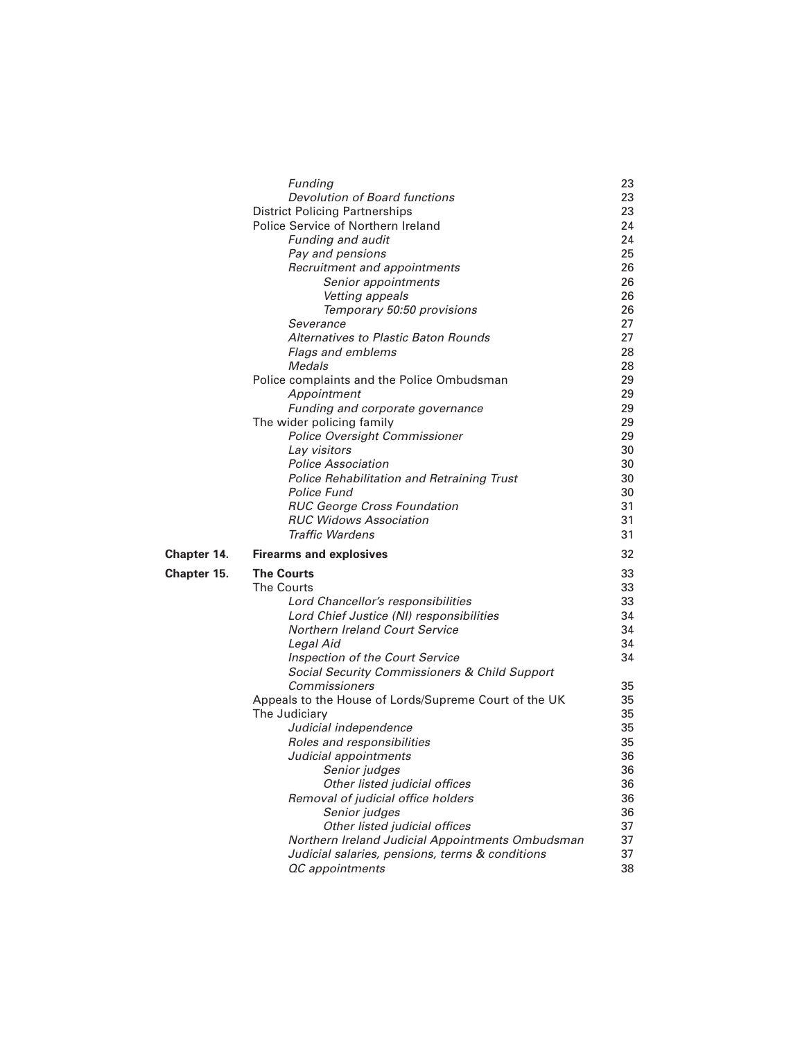| | | |
|---|---|---|
| | *Funding* | 23 |
| | *Devolution of Board functions* | 23 |
| | District Policing Partnerships | 23 |
| | Police Service of Northern Ireland | 24 |
| | *Funding and audit* | 24 |
| | *Pay and pensions* | 25 |
| | *Recruitment and appointments* | 26 |
| | *Senior appointments* | 26 |
| | *Vetting appeals* | 26 |
| | *Temporary 50:50 provisions* | 26 |
| | *Severance* | 27 |
| | *Alternatives to Plastic Baton Rounds* | 27 |
| | *Flags and emblems* | 28 |
| | *Medals* | 28 |
| | Police complaints and the Police Ombudsman | 29 |
| | *Appointment* | 29 |
| | *Funding and corporate governance* | 29 |
| | The wider policing family | 29 |
| | *Police Oversight Commissioner* | 29 |
| | *Lay visitors* | 30 |
| | *Police Association* | 30 |
| | *Police Rehabilitation and Retraining Trust* | 30 |
| | *Police Fund* | 30 |
| | *RUC George Cross Foundation* | 31 |
| | *RUC Widows Association* | 31 |
| | *Traffic Wardens* | 31 |
| **Chapter 14.** | **Firearms and explosives** | 32 |
| **Chapter 15.** | **The Courts** | 33 |
| | The Courts | 33 |
| | *Lord Chancellor's responsibilities* | 33 |
| | *Lord Chief Justice (NI) responsibilities* | 34 |
| | *Northern Ireland Court Service* | 34 |
| | *Legal Aid* | 34 |
| | *Inspection of the Court Service* | 34 |
| | *Social Security Commissioners & Child Support Commissioners* | 35 |
| | Appeals to the House of Lords/Supreme Court of the UK | 35 |
| | The Judiciary | 35 |
| | *Judicial independence* | 35 |
| | *Roles and responsibilities* | 35 |
| | *Judicial appointments* | 36 |
| | *Senior judges* | 36 |
| | *Other listed judicial offices* | 36 |
| | *Removal of judicial office holders* | 36 |
| | *Senior judges* | 36 |
| | *Other listed judicial offices* | 37 |
| | *Northern Ireland Judicial Appointments Ombudsman* | 37 |
| | *Judicial salaries, pensions, terms & conditions* | 37 |
| | *QC appointments* | 38 |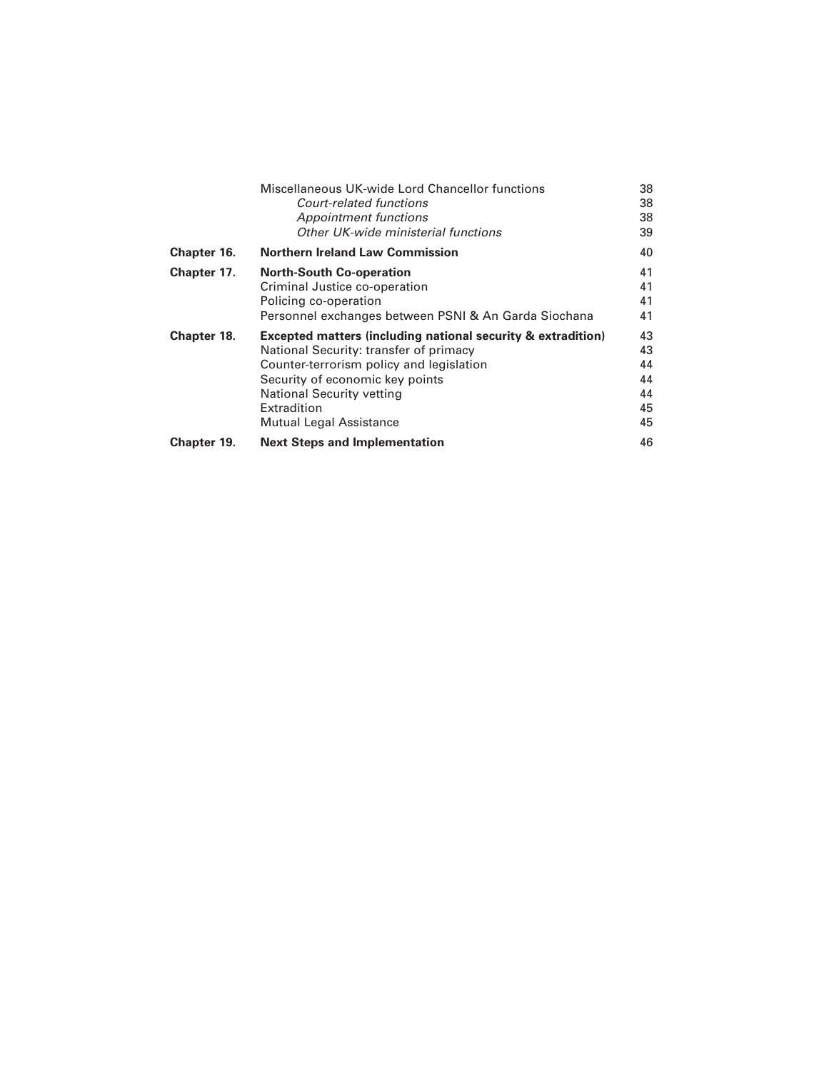| | | |
|---|---|---|
| | Miscellaneous UK-wide Lord Chancellor functions | 38 |
| | *Court-related functions* | 38 |
| | *Appointment functions* | 38 |
| | *Other UK-wide ministerial functions* | 39 |
| **Chapter 16.** | **Northern Ireland Law Commission** | 40 |
| **Chapter 17.** | **North-South Co-operation** | 41 |
| | Criminal Justice co-operation | 41 |
| | Policing co-operation | 41 |
| | Personnel exchanges between PSNI & An Garda Siochana | 41 |
| **Chapter 18.** | **Excepted matters (including national security & extradition)** | 43 |
| | National Security: transfer of primacy | 43 |
| | Counter-terrorism policy and legislation | 44 |
| | Security of economic key points | 44 |
| | National Security vetting | 44 |
| | Extradition | 45 |
| | Mutual Legal Assistance | 45 |
| **Chapter 19.** | **Next Steps and Implementation** | 46 |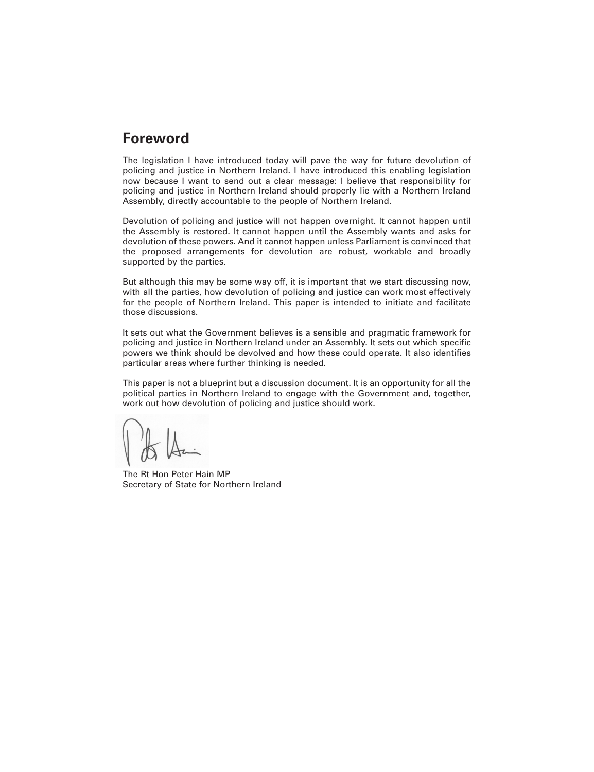## Foreword

The legislation I have introduced today will pave the way for future devolution of policing and justice in Northern Ireland. I have introduced this enabling legislation now because I want to send out a clear message: I believe that responsibility for policing and justice in Northern Ireland should properly lie with a Northern Ireland Assembly, directly accountable to the people of Northern Ireland.

Devolution of policing and justice will not happen overnight. It cannot happen until the Assembly is restored. It cannot happen until the Assembly wants and asks for devolution of these powers. And it cannot happen unless Parliament is convinced that the proposed arrangements for devolution are robust, workable and broadly supported by the parties.

But although this may be some way off, it is important that we start discussing now, with all the parties, how devolution of policing and justice can work most effectively for the people of Northern Ireland. This paper is intended to initiate and facilitate those discussions.

It sets out what the Government believes is a sensible and pragmatic framework for policing and justice in Northern Ireland under an Assembly. It sets out which specific powers we think should be devolved and how these could operate. It also identifies particular areas where further thinking is needed.

This paper is not a blueprint but a discussion document. It is an opportunity for all the political parties in Northern Ireland to engage with the Government and, together, work out how devolution of policing and justice should work.

The Rt Hon Peter Hain MP
Secretary of State for Northern Ireland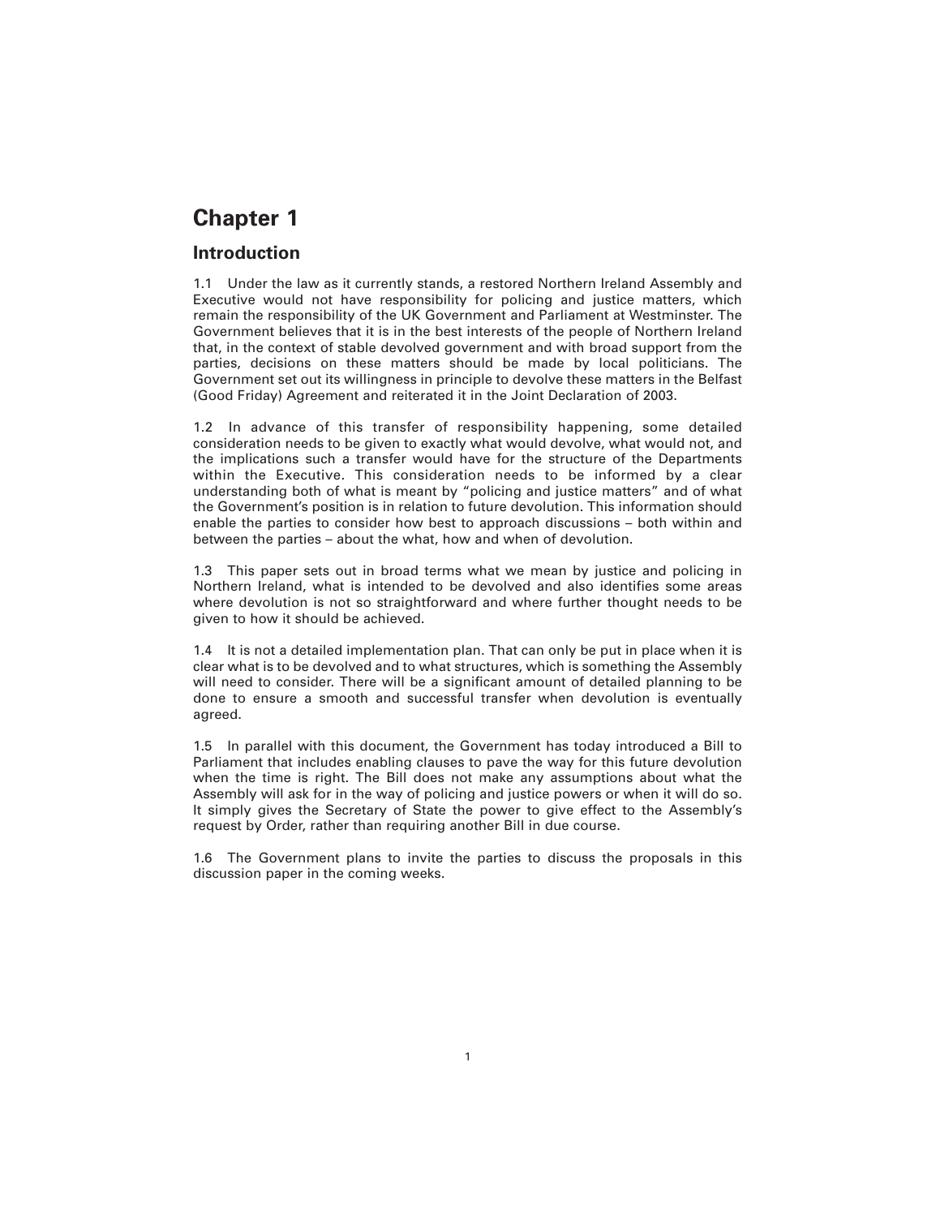# Chapter 1

## Introduction

1.1 Under the law as it currently stands, a restored Northern Ireland Assembly and Executive would not have responsibility for policing and justice matters, which remain the responsibility of the UK Government and Parliament at Westminster. The Government believes that it is in the best interests of the people of Northern Ireland that, in the context of stable devolved government and with broad support from the parties, decisions on these matters should be made by local politicians. The Government set out its willingness in principle to devolve these matters in the Belfast (Good Friday) Agreement and reiterated it in the Joint Declaration of 2003.

1.2 In advance of this transfer of responsibility happening, some detailed consideration needs to be given to exactly what would devolve, what would not, and the implications such a transfer would have for the structure of the Departments within the Executive. This consideration needs to be informed by a clear understanding both of what is meant by "policing and justice matters" and of what the Government's position is in relation to future devolution. This information should enable the parties to consider how best to approach discussions – both within and between the parties – about the what, how and when of devolution.

1.3 This paper sets out in broad terms what we mean by justice and policing in Northern Ireland, what is intended to be devolved and also identifies some areas where devolution is not so straightforward and where further thought needs to be given to how it should be achieved.

1.4 It is not a detailed implementation plan. That can only be put in place when it is clear what is to be devolved and to what structures, which is something the Assembly will need to consider. There will be a significant amount of detailed planning to be done to ensure a smooth and successful transfer when devolution is eventually agreed.

1.5 In parallel with this document, the Government has today introduced a Bill to Parliament that includes enabling clauses to pave the way for this future devolution when the time is right. The Bill does not make any assumptions about what the Assembly will ask for in the way of policing and justice powers or when it will do so. It simply gives the Secretary of State the power to give effect to the Assembly's request by Order, rather than requiring another Bill in due course.

1.6 The Government plans to invite the parties to discuss the proposals in this discussion paper in the coming weeks.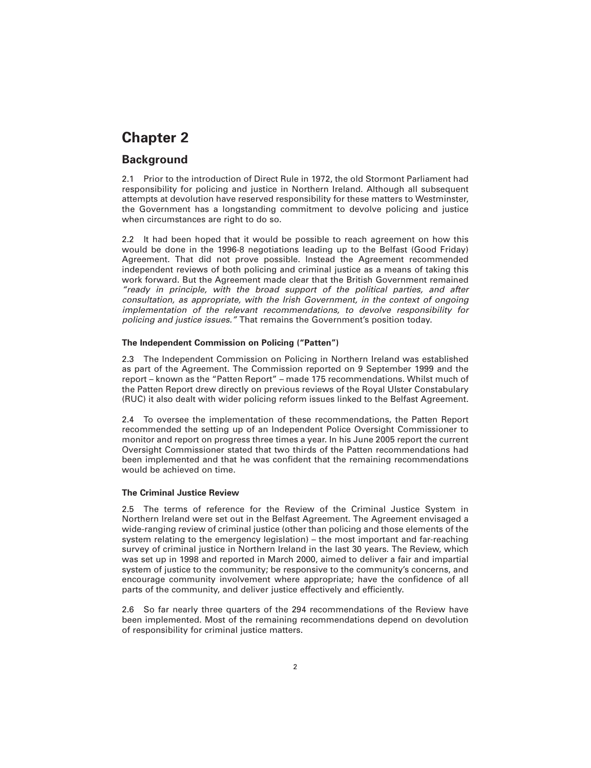# Chapter 2

## Background

2.1 Prior to the introduction of Direct Rule in 1972, the old Stormont Parliament had responsibility for policing and justice in Northern Ireland. Although all subsequent attempts at devolution have reserved responsibility for these matters to Westminster, the Government has a longstanding commitment to devolve policing and justice when circumstances are right to do so.

2.2 It had been hoped that it would be possible to reach agreement on how this would be done in the 1996-8 negotiations leading up to the Belfast (Good Friday) Agreement. That did not prove possible. Instead the Agreement recommended independent reviews of both policing and criminal justice as a means of taking this work forward. But the Agreement made clear that the British Government remained *"ready in principle, with the broad support of the political parties, and after consultation, as appropriate, with the Irish Government, in the context of ongoing implementation of the relevant recommendations, to devolve responsibility for policing and justice issues."* That remains the Government's position today.

### The Independent Commission on Policing ("Patten")

2.3 The Independent Commission on Policing in Northern Ireland was established as part of the Agreement. The Commission reported on 9 September 1999 and the report – known as the "Patten Report" – made 175 recommendations. Whilst much of the Patten Report drew directly on previous reviews of the Royal Ulster Constabulary (RUC) it also dealt with wider policing reform issues linked to the Belfast Agreement.

2.4 To oversee the implementation of these recommendations, the Patten Report recommended the setting up of an Independent Police Oversight Commissioner to monitor and report on progress three times a year. In his June 2005 report the current Oversight Commissioner stated that two thirds of the Patten recommendations had been implemented and that he was confident that the remaining recommendations would be achieved on time.

### The Criminal Justice Review

2.5 The terms of reference for the Review of the Criminal Justice System in Northern Ireland were set out in the Belfast Agreement. The Agreement envisaged a wide-ranging review of criminal justice (other than policing and those elements of the system relating to the emergency legislation) – the most important and far-reaching survey of criminal justice in Northern Ireland in the last 30 years. The Review, which was set up in 1998 and reported in March 2000, aimed to deliver a fair and impartial system of justice to the community; be responsive to the community's concerns, and encourage community involvement where appropriate; have the confidence of all parts of the community, and deliver justice effectively and efficiently.

2.6 So far nearly three quarters of the 294 recommendations of the Review have been implemented. Most of the remaining recommendations depend on devolution of responsibility for criminal justice matters.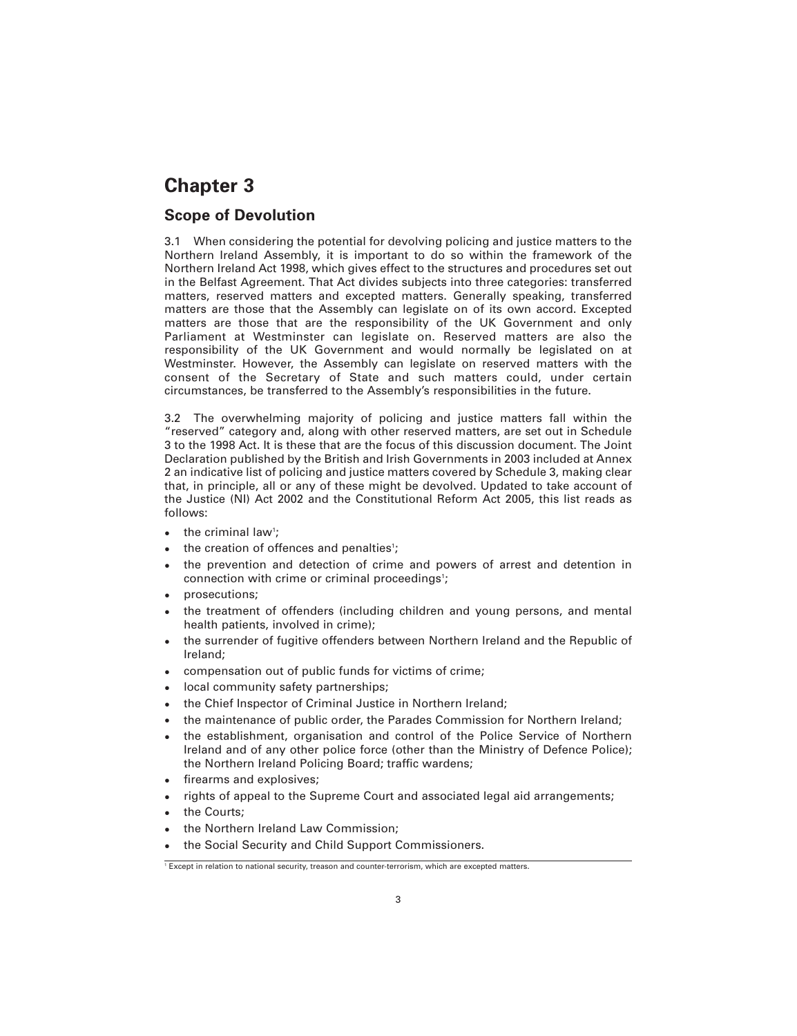# Chapter 3

## Scope of Devolution

3.1 When considering the potential for devolving policing and justice matters to the Northern Ireland Assembly, it is important to do so within the framework of the Northern Ireland Act 1998, which gives effect to the structures and procedures set out in the Belfast Agreement. That Act divides subjects into three categories: transferred matters, reserved matters and excepted matters. Generally speaking, transferred matters are those that the Assembly can legislate on of its own accord. Excepted matters are those that are the responsibility of the UK Government and only Parliament at Westminster can legislate on. Reserved matters are also the responsibility of the UK Government and would normally be legislated on at Westminster. However, the Assembly can legislate on reserved matters with the consent of the Secretary of State and such matters could, under certain circumstances, be transferred to the Assembly's responsibilities in the future.

3.2 The overwhelming majority of policing and justice matters fall within the "reserved" category and, along with other reserved matters, are set out in Schedule 3 to the 1998 Act. It is these that are the focus of this discussion document. The Joint Declaration published by the British and Irish Governments in 2003 included at Annex 2 an indicative list of policing and justice matters covered by Schedule 3, making clear that, in principle, all or any of these might be devolved. Updated to take account of the Justice (NI) Act 2002 and the Constitutional Reform Act 2005, this list reads as follows:

- the criminal law[1];
- the creation of offences and penalties[1];
- the prevention and detection of crime and powers of arrest and detention in connection with crime or criminal proceedings[1];
- prosecutions;
- the treatment of offenders (including children and young persons, and mental health patients, involved in crime);
- the surrender of fugitive offenders between Northern Ireland and the Republic of Ireland;
- compensation out of public funds for victims of crime;
- local community safety partnerships;
- the Chief Inspector of Criminal Justice in Northern Ireland;
- the maintenance of public order, the Parades Commission for Northern Ireland;
- the establishment, organisation and control of the Police Service of Northern Ireland and of any other police force (other than the Ministry of Defence Police); the Northern Ireland Policing Board; traffic wardens;
- firearms and explosives;
- rights of appeal to the Supreme Court and associated legal aid arrangements;
- the Courts;
- the Northern Ireland Law Commission;
- the Social Security and Child Support Commissioners.

[1] Except in relation to national security, treason and counter-terrorism, which are excepted matters.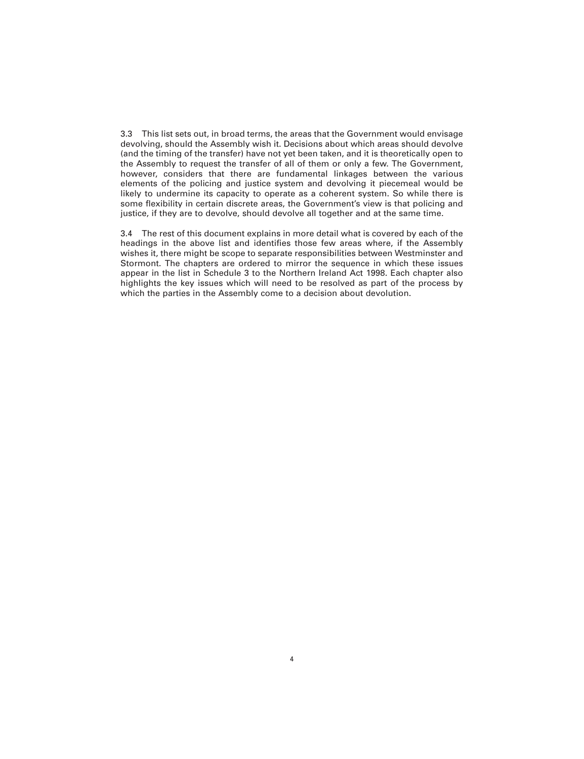3.3 This list sets out, in broad terms, the areas that the Government would envisage devolving, should the Assembly wish it. Decisions about which areas should devolve (and the timing of the transfer) have not yet been taken, and it is theoretically open to the Assembly to request the transfer of all of them or only a few. The Government, however, considers that there are fundamental linkages between the various elements of the policing and justice system and devolving it piecemeal would be likely to undermine its capacity to operate as a coherent system. So while there is some flexibility in certain discrete areas, the Government's view is that policing and justice, if they are to devolve, should devolve all together and at the same time.

3.4 The rest of this document explains in more detail what is covered by each of the headings in the above list and identifies those few areas where, if the Assembly wishes it, there might be scope to separate responsibilities between Westminster and Stormont. The chapters are ordered to mirror the sequence in which these issues appear in the list in Schedule 3 to the Northern Ireland Act 1998. Each chapter also highlights the key issues which will need to be resolved as part of the process by which the parties in the Assembly come to a decision about devolution.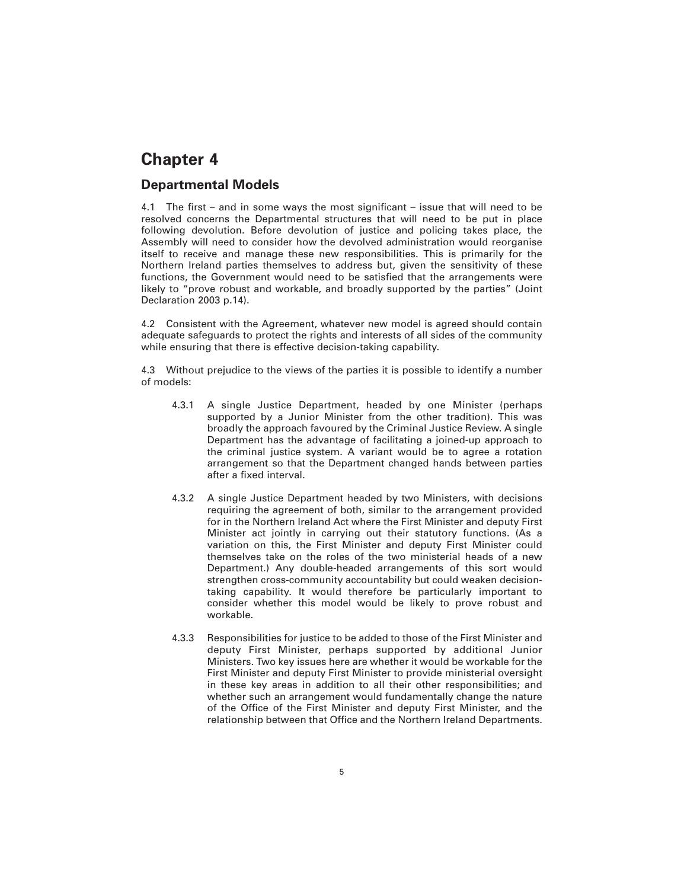# Chapter 4

## Departmental Models

4.1 The first – and in some ways the most significant – issue that will need to be resolved concerns the Departmental structures that will need to be put in place following devolution. Before devolution of justice and policing takes place, the Assembly will need to consider how the devolved administration would reorganise itself to receive and manage these new responsibilities. This is primarily for the Northern Ireland parties themselves to address but, given the sensitivity of these functions, the Government would need to be satisfied that the arrangements were likely to "prove robust and workable, and broadly supported by the parties" (Joint Declaration 2003 p.14).

4.2 Consistent with the Agreement, whatever new model is agreed should contain adequate safeguards to protect the rights and interests of all sides of the community while ensuring that there is effective decision-taking capability.

4.3 Without prejudice to the views of the parties it is possible to identify a number of models:

4.3.1 A single Justice Department, headed by one Minister (perhaps supported by a Junior Minister from the other tradition). This was broadly the approach favoured by the Criminal Justice Review. A single Department has the advantage of facilitating a joined-up approach to the criminal justice system. A variant would be to agree a rotation arrangement so that the Department changed hands between parties after a fixed interval.

4.3.2 A single Justice Department headed by two Ministers, with decisions requiring the agreement of both, similar to the arrangement provided for in the Northern Ireland Act where the First Minister and deputy First Minister act jointly in carrying out their statutory functions. (As a variation on this, the First Minister and deputy First Minister could themselves take on the roles of the two ministerial heads of a new Department.) Any double-headed arrangements of this sort would strengthen cross-community accountability but could weaken decision-taking capability. It would therefore be particularly important to consider whether this model would be likely to prove robust and workable.

4.3.3 Responsibilities for justice to be added to those of the First Minister and deputy First Minister, perhaps supported by additional Junior Ministers. Two key issues here are whether it would be workable for the First Minister and deputy First Minister to provide ministerial oversight in these key areas in addition to all their other responsibilities; and whether such an arrangement would fundamentally change the nature of the Office of the First Minister and deputy First Minister, and the relationship between that Office and the Northern Ireland Departments.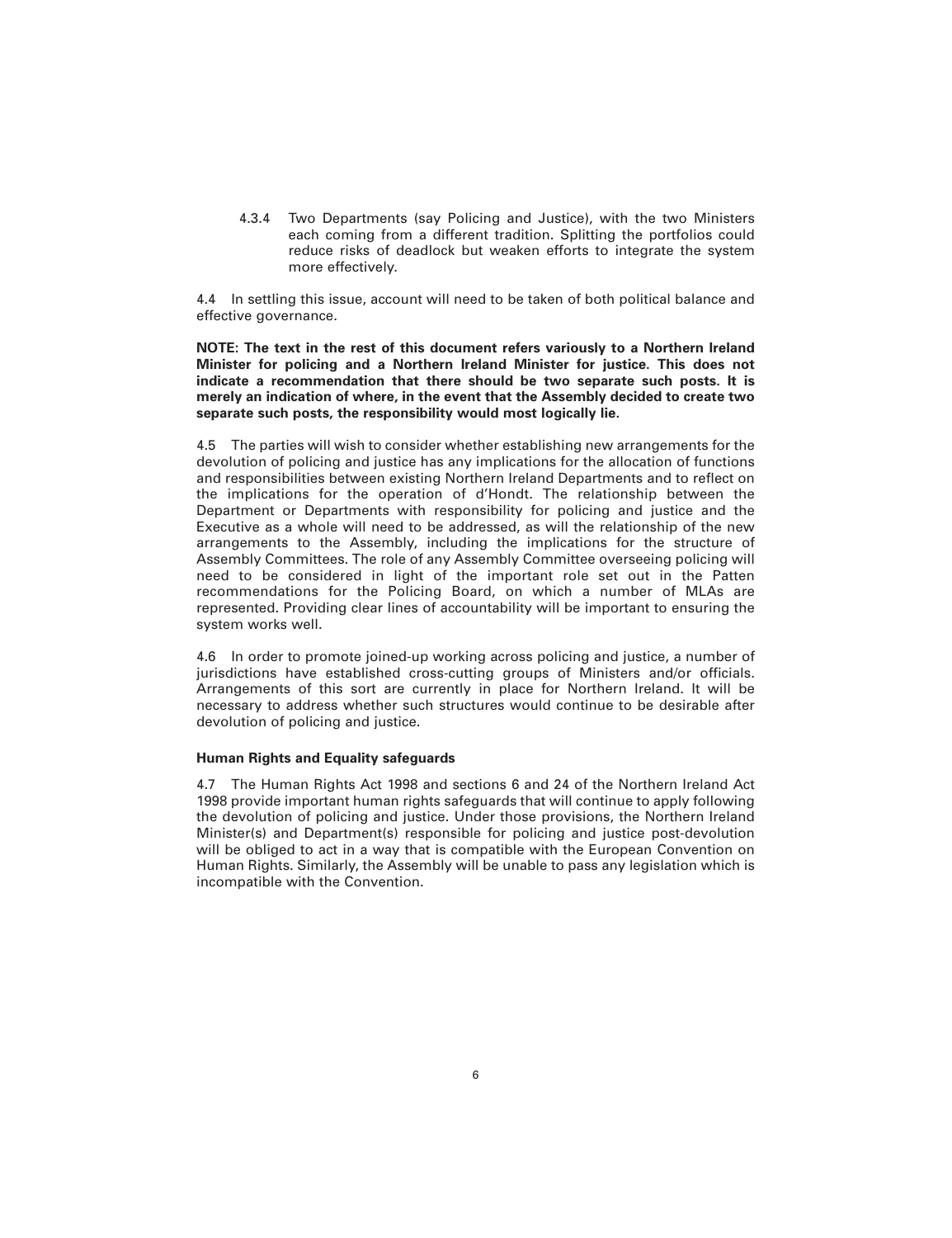4.3.4 Two Departments (say Policing and Justice), with the two Ministers each coming from a different tradition. Splitting the portfolios could reduce risks of deadlock but weaken efforts to integrate the system more effectively.

4.4 In settling this issue, account will need to be taken of both political balance and effective governance.

**NOTE: The text in the rest of this document refers variously to a Northern Ireland Minister for policing and a Northern Ireland Minister for justice. This does not indicate a recommendation that there should be two separate such posts. It is merely an indication of where, in the event that the Assembly decided to create two separate such posts, the responsibility would most logically lie.**

4.5 The parties will wish to consider whether establishing new arrangements for the devolution of policing and justice has any implications for the allocation of functions and responsibilities between existing Northern Ireland Departments and to reflect on the implications for the operation of d'Hondt. The relationship between the Department or Departments with responsibility for policing and justice and the Executive as a whole will need to be addressed, as will the relationship of the new arrangements to the Assembly, including the implications for the structure of Assembly Committees. The role of any Assembly Committee overseeing policing will need to be considered in light of the important role set out in the Patten recommendations for the Policing Board, on which a number of MLAs are represented. Providing clear lines of accountability will be important to ensuring the system works well.

4.6 In order to promote joined-up working across policing and justice, a number of jurisdictions have established cross-cutting groups of Ministers and/or officials. Arrangements of this sort are currently in place for Northern Ireland. It will be necessary to address whether such structures would continue to be desirable after devolution of policing and justice.

**Human Rights and Equality safeguards**

4.7 The Human Rights Act 1998 and sections 6 and 24 of the Northern Ireland Act 1998 provide important human rights safeguards that will continue to apply following the devolution of policing and justice. Under those provisions, the Northern Ireland Minister(s) and Department(s) responsible for policing and justice post-devolution will be obliged to act in a way that is compatible with the European Convention on Human Rights. Similarly, the Assembly will be unable to pass any legislation which is incompatible with the Convention.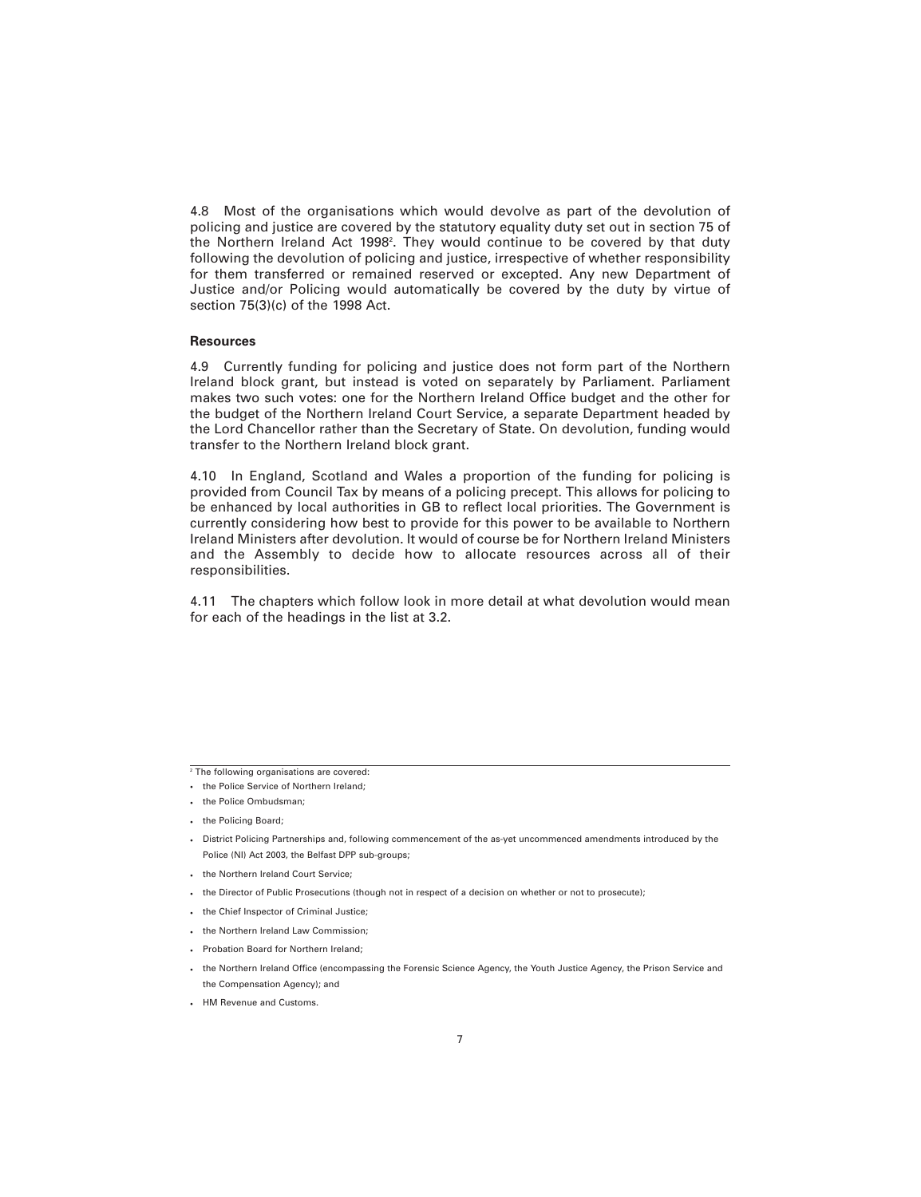4.8 Most of the organisations which would devolve as part of the devolution of policing and justice are covered by the statutory equality duty set out in section 75 of the Northern Ireland Act 1998[2]. They would continue to be covered by that duty following the devolution of policing and justice, irrespective of whether responsibility for them transferred or remained reserved or excepted. Any new Department of Justice and/or Policing would automatically be covered by the duty by virtue of section 75(3)(c) of the 1998 Act.

**Resources**

4.9 Currently funding for policing and justice does not form part of the Northern Ireland block grant, but instead is voted on separately by Parliament. Parliament makes two such votes: one for the Northern Ireland Office budget and the other for the budget of the Northern Ireland Court Service, a separate Department headed by the Lord Chancellor rather than the Secretary of State. On devolution, funding would transfer to the Northern Ireland block grant.

4.10 In England, Scotland and Wales a proportion of the funding for policing is provided from Council Tax by means of a policing precept. This allows for policing to be enhanced by local authorities in GB to reflect local priorities. The Government is currently considering how best to provide for this power to be available to Northern Ireland Ministers after devolution. It would of course be for Northern Ireland Ministers and the Assembly to decide how to allocate resources across all of their responsibilities.

4.11 The chapters which follow look in more detail at what devolution would mean for each of the headings in the list at 3.2.

---

[2] The following organisations are covered:

- the Police Service of Northern Ireland;
- the Police Ombudsman;
- the Policing Board;
- District Policing Partnerships and, following commencement of the as-yet uncommenced amendments introduced by the Police (NI) Act 2003, the Belfast DPP sub-groups;
- the Northern Ireland Court Service;
- the Director of Public Prosecutions (though not in respect of a decision on whether or not to prosecute);
- the Chief Inspector of Criminal Justice;
- the Northern Ireland Law Commission;
- Probation Board for Northern Ireland;
- the Northern Ireland Office (encompassing the Forensic Science Agency, the Youth Justice Agency, the Prison Service and the Compensation Agency); and
- HM Revenue and Customs.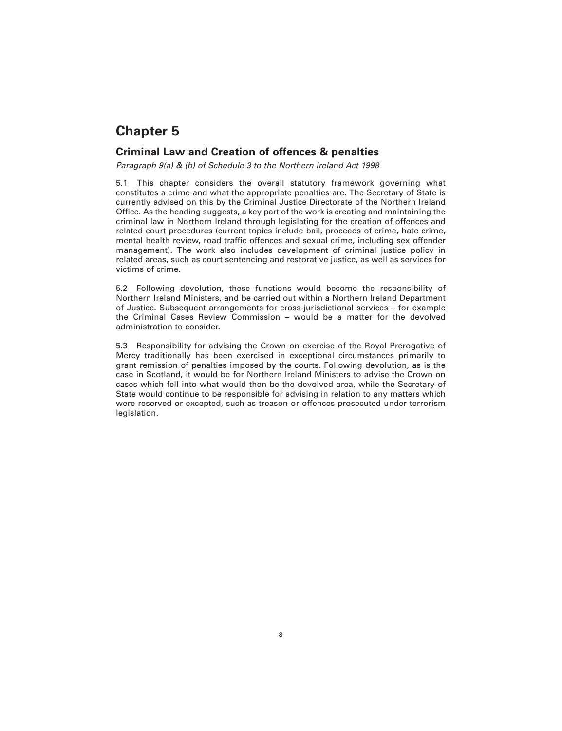# Chapter 5

## Criminal Law and Creation of offences & penalties

*Paragraph 9(a) & (b) of Schedule 3 to the Northern Ireland Act 1998*

5.1 This chapter considers the overall statutory framework governing what constitutes a crime and what the appropriate penalties are. The Secretary of State is currently advised on this by the Criminal Justice Directorate of the Northern Ireland Office. As the heading suggests, a key part of the work is creating and maintaining the criminal law in Northern Ireland through legislating for the creation of offences and related court procedures (current topics include bail, proceeds of crime, hate crime, mental health review, road traffic offences and sexual crime, including sex offender management). The work also includes development of criminal justice policy in related areas, such as court sentencing and restorative justice, as well as services for victims of crime.

5.2 Following devolution, these functions would become the responsibility of Northern Ireland Ministers, and be carried out within a Northern Ireland Department of Justice. Subsequent arrangements for cross-jurisdictional services – for example the Criminal Cases Review Commission – would be a matter for the devolved administration to consider.

5.3 Responsibility for advising the Crown on exercise of the Royal Prerogative of Mercy traditionally has been exercised in exceptional circumstances primarily to grant remission of penalties imposed by the courts. Following devolution, as is the case in Scotland, it would be for Northern Ireland Ministers to advise the Crown on cases which fell into what would then be the devolved area, while the Secretary of State would continue to be responsible for advising in relation to any matters which were reserved or excepted, such as treason or offences prosecuted under terrorism legislation.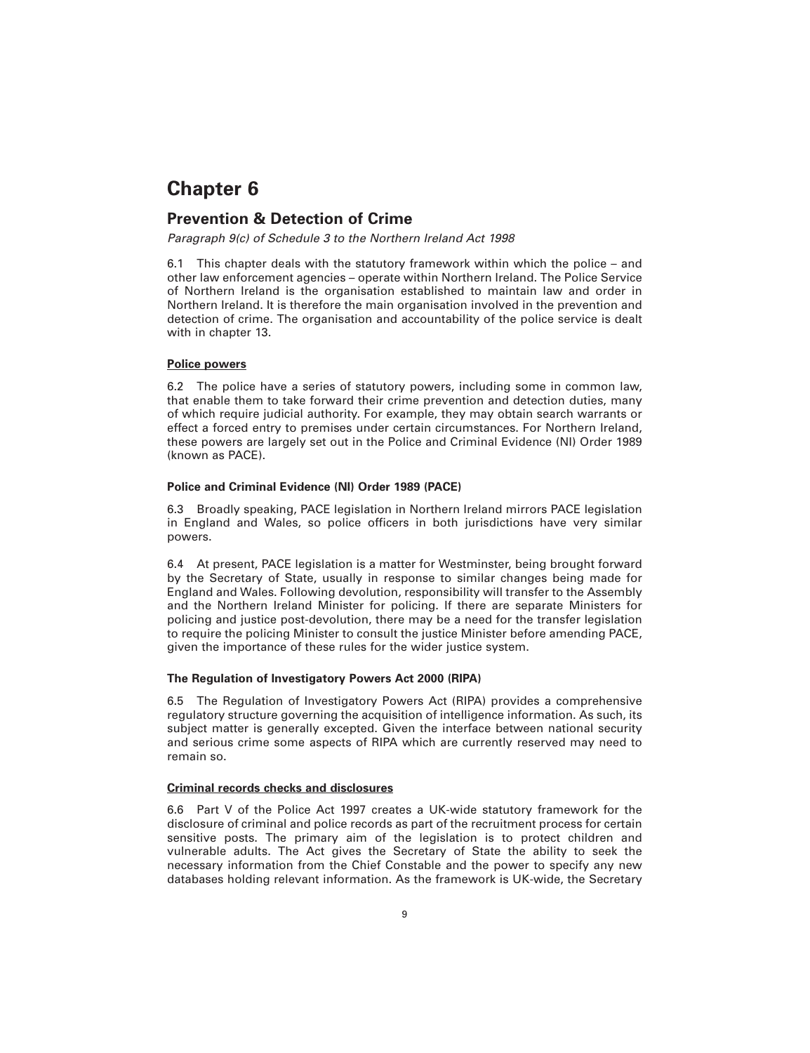# Chapter 6

## Prevention & Detection of Crime

*Paragraph 9(c) of Schedule 3 to the Northern Ireland Act 1998*

6.1 This chapter deals with the statutory framework within which the police – and other law enforcement agencies – operate within Northern Ireland. The Police Service of Northern Ireland is the organisation established to maintain law and order in Northern Ireland. It is therefore the main organisation involved in the prevention and detection of crime. The organisation and accountability of the police service is dealt with in chapter 13.

### Police powers

6.2 The police have a series of statutory powers, including some in common law, that enable them to take forward their crime prevention and detection duties, many of which require judicial authority. For example, they may obtain search warrants or effect a forced entry to premises under certain circumstances. For Northern Ireland, these powers are largely set out in the Police and Criminal Evidence (NI) Order 1989 (known as PACE).

#### Police and Criminal Evidence (NI) Order 1989 (PACE)

6.3 Broadly speaking, PACE legislation in Northern Ireland mirrors PACE legislation in England and Wales, so police officers in both jurisdictions have very similar powers.

6.4 At present, PACE legislation is a matter for Westminster, being brought forward by the Secretary of State, usually in response to similar changes being made for England and Wales. Following devolution, responsibility will transfer to the Assembly and the Northern Ireland Minister for policing. If there are separate Ministers for policing and justice post-devolution, there may be a need for the transfer legislation to require the policing Minister to consult the justice Minister before amending PACE, given the importance of these rules for the wider justice system.

#### The Regulation of Investigatory Powers Act 2000 (RIPA)

6.5 The Regulation of Investigatory Powers Act (RIPA) provides a comprehensive regulatory structure governing the acquisition of intelligence information. As such, its subject matter is generally excepted. Given the interface between national security and serious crime some aspects of RIPA which are currently reserved may need to remain so.

### Criminal records checks and disclosures

6.6 Part V of the Police Act 1997 creates a UK-wide statutory framework for the disclosure of criminal and police records as part of the recruitment process for certain sensitive posts. The primary aim of the legislation is to protect children and vulnerable adults. The Act gives the Secretary of State the ability to seek the necessary information from the Chief Constable and the power to specify any new databases holding relevant information. As the framework is UK-wide, the Secretary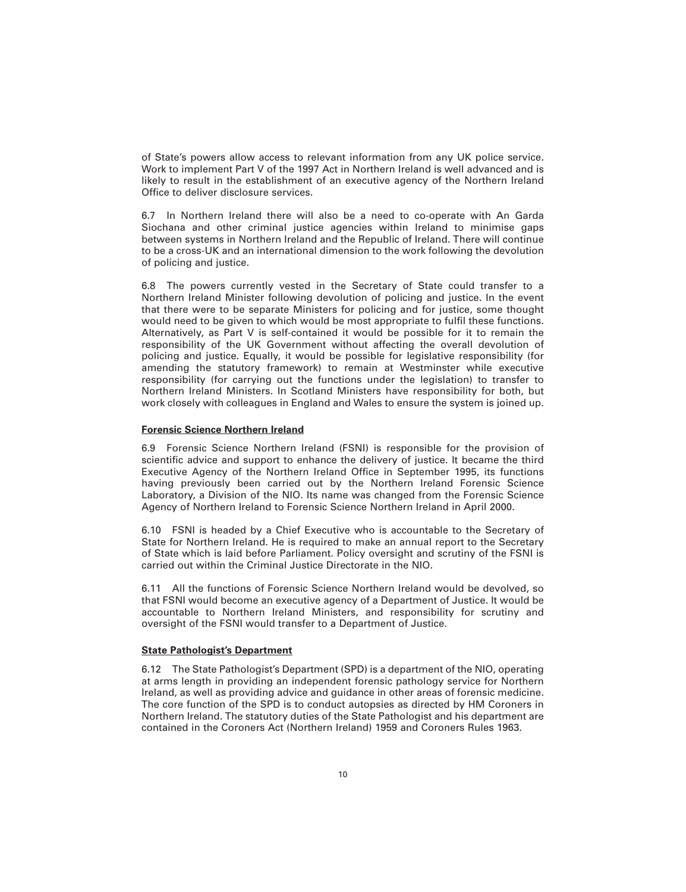of State's powers allow access to relevant information from any UK police service. Work to implement Part V of the 1997 Act in Northern Ireland is well advanced and is likely to result in the establishment of an executive agency of the Northern Ireland Office to deliver disclosure services.

6.7 In Northern Ireland there will also be a need to co-operate with An Garda Siochana and other criminal justice agencies within Ireland to minimise gaps between systems in Northern Ireland and the Republic of Ireland. There will continue to be a cross-UK and an international dimension to the work following the devolution of policing and justice.

6.8 The powers currently vested in the Secretary of State could transfer to a Northern Ireland Minister following devolution of policing and justice. In the event that there were to be separate Ministers for policing and for justice, some thought would need to be given to which would be most appropriate to fulfil these functions. Alternatively, as Part V is self-contained it would be possible for it to remain the responsibility of the UK Government without affecting the overall devolution of policing and justice. Equally, it would be possible for legislative responsibility (for amending the statutory framework) to remain at Westminster while executive responsibility (for carrying out the functions under the legislation) to transfer to Northern Ireland Ministers. In Scotland Ministers have responsibility for both, but work closely with colleagues in England and Wales to ensure the system is joined up.

### Forensic Science Northern Ireland

6.9 Forensic Science Northern Ireland (FSNI) is responsible for the provision of scientific advice and support to enhance the delivery of justice. It became the third Executive Agency of the Northern Ireland Office in September 1995, its functions having previously been carried out by the Northern Ireland Forensic Science Laboratory, a Division of the NIO. Its name was changed from the Forensic Science Agency of Northern Ireland to Forensic Science Northern Ireland in April 2000.

6.10 FSNI is headed by a Chief Executive who is accountable to the Secretary of State for Northern Ireland. He is required to make an annual report to the Secretary of State which is laid before Parliament. Policy oversight and scrutiny of the FSNI is carried out within the Criminal Justice Directorate in the NIO.

6.11 All the functions of Forensic Science Northern Ireland would be devolved, so that FSNI would become an executive agency of a Department of Justice. It would be accountable to Northern Ireland Ministers, and responsibility for scrutiny and oversight of the FSNI would transfer to a Department of Justice.

### State Pathologist's Department

6.12 The State Pathologist's Department (SPD) is a department of the NIO, operating at arms length in providing an independent forensic pathology service for Northern Ireland, as well as providing advice and guidance in other areas of forensic medicine. The core function of the SPD is to conduct autopsies as directed by HM Coroners in Northern Ireland. The statutory duties of the State Pathologist and his department are contained in the Coroners Act (Northern Ireland) 1959 and Coroners Rules 1963.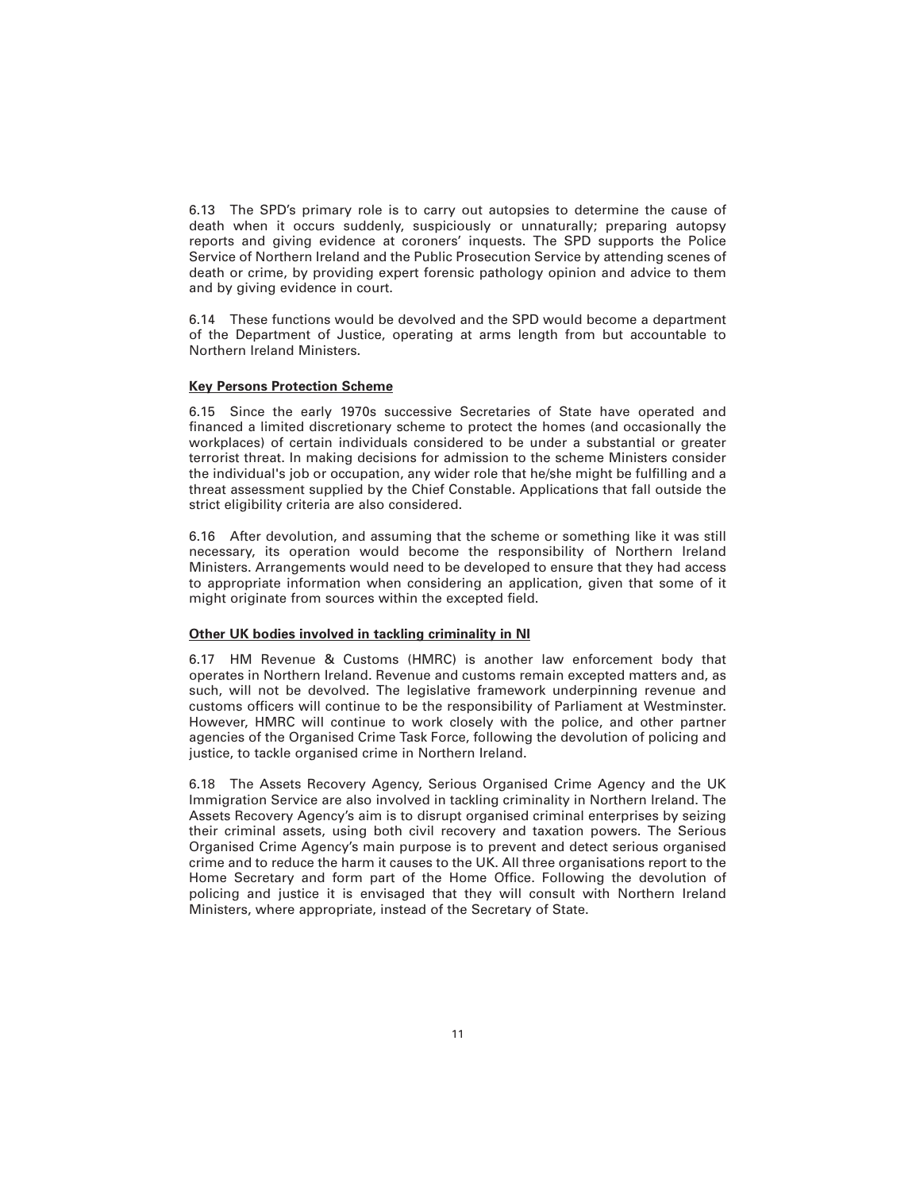6.13 The SPD's primary role is to carry out autopsies to determine the cause of death when it occurs suddenly, suspiciously or unnaturally; preparing autopsy reports and giving evidence at coroners' inquests. The SPD supports the Police Service of Northern Ireland and the Public Prosecution Service by attending scenes of death or crime, by providing expert forensic pathology opinion and advice to them and by giving evidence in court.

6.14 These functions would be devolved and the SPD would become a department of the Department of Justice, operating at arms length from but accountable to Northern Ireland Ministers.

**Key Persons Protection Scheme**

6.15 Since the early 1970s successive Secretaries of State have operated and financed a limited discretionary scheme to protect the homes (and occasionally the workplaces) of certain individuals considered to be under a substantial or greater terrorist threat. In making decisions for admission to the scheme Ministers consider the individual's job or occupation, any wider role that he/she might be fulfilling and a threat assessment supplied by the Chief Constable. Applications that fall outside the strict eligibility criteria are also considered.

6.16 After devolution, and assuming that the scheme or something like it was still necessary, its operation would become the responsibility of Northern Ireland Ministers. Arrangements would need to be developed to ensure that they had access to appropriate information when considering an application, given that some of it might originate from sources within the excepted field.

**Other UK bodies involved in tackling criminality in NI**

6.17 HM Revenue & Customs (HMRC) is another law enforcement body that operates in Northern Ireland. Revenue and customs remain excepted matters and, as such, will not be devolved. The legislative framework underpinning revenue and customs officers will continue to be the responsibility of Parliament at Westminster. However, HMRC will continue to work closely with the police, and other partner agencies of the Organised Crime Task Force, following the devolution of policing and justice, to tackle organised crime in Northern Ireland.

6.18 The Assets Recovery Agency, Serious Organised Crime Agency and the UK Immigration Service are also involved in tackling criminality in Northern Ireland. The Assets Recovery Agency's aim is to disrupt organised criminal enterprises by seizing their criminal assets, using both civil recovery and taxation powers. The Serious Organised Crime Agency's main purpose is to prevent and detect serious organised crime and to reduce the harm it causes to the UK. All three organisations report to the Home Secretary and form part of the Home Office. Following the devolution of policing and justice it is envisaged that they will consult with Northern Ireland Ministers, where appropriate, instead of the Secretary of State.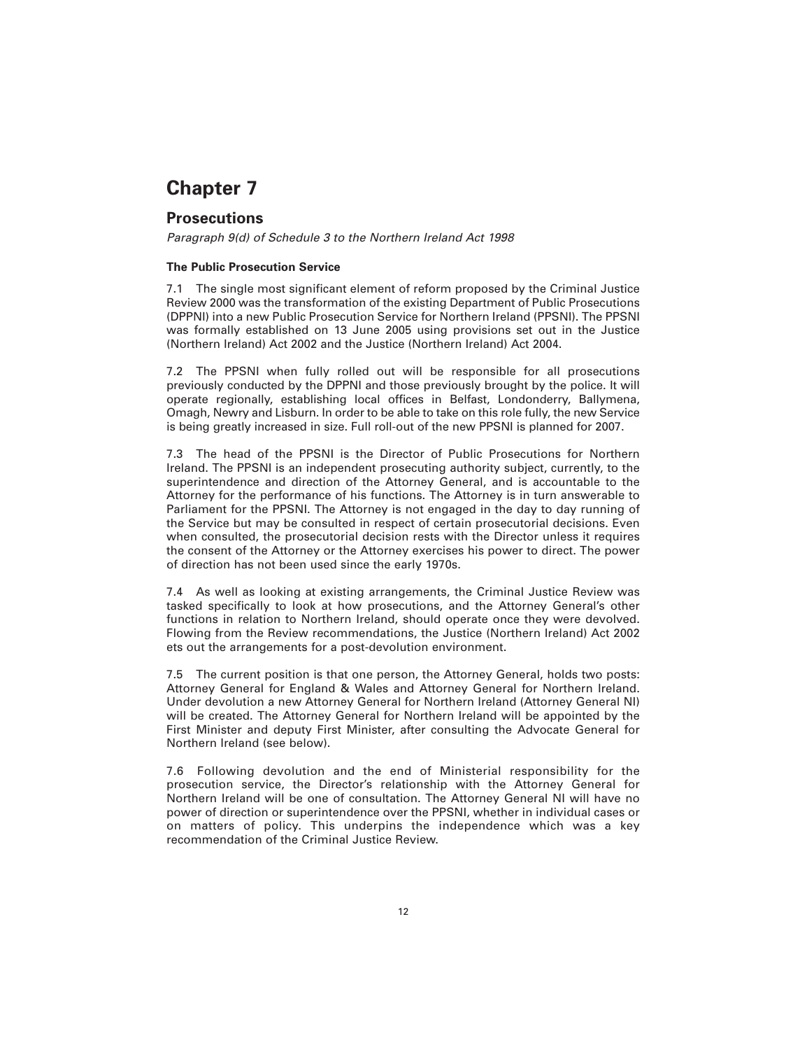# Chapter 7

## Prosecutions

*Paragraph 9(d) of Schedule 3 to the Northern Ireland Act 1998*

### The Public Prosecution Service

7.1 The single most significant element of reform proposed by the Criminal Justice Review 2000 was the transformation of the existing Department of Public Prosecutions (DPPNI) into a new Public Prosecution Service for Northern Ireland (PPSNI). The PPSNI was formally established on 13 June 2005 using provisions set out in the Justice (Northern Ireland) Act 2002 and the Justice (Northern Ireland) Act 2004.

7.2 The PPSNI when fully rolled out will be responsible for all prosecutions previously conducted by the DPPNI and those previously brought by the police. It will operate regionally, establishing local offices in Belfast, Londonderry, Ballymena, Omagh, Newry and Lisburn. In order to be able to take on this role fully, the new Service is being greatly increased in size. Full roll-out of the new PPSNI is planned for 2007.

7.3 The head of the PPSNI is the Director of Public Prosecutions for Northern Ireland. The PPSNI is an independent prosecuting authority subject, currently, to the superintendence and direction of the Attorney General, and is accountable to the Attorney for the performance of his functions. The Attorney is in turn answerable to Parliament for the PPSNI. The Attorney is not engaged in the day to day running of the Service but may be consulted in respect of certain prosecutorial decisions. Even when consulted, the prosecutorial decision rests with the Director unless it requires the consent of the Attorney or the Attorney exercises his power to direct. The power of direction has not been used since the early 1970s.

7.4 As well as looking at existing arrangements, the Criminal Justice Review was tasked specifically to look at how prosecutions, and the Attorney General's other functions in relation to Northern Ireland, should operate once they were devolved. Flowing from the Review recommendations, the Justice (Northern Ireland) Act 2002 ets out the arrangements for a post-devolution environment.

7.5 The current position is that one person, the Attorney General, holds two posts: Attorney General for England & Wales and Attorney General for Northern Ireland. Under devolution a new Attorney General for Northern Ireland (Attorney General NI) will be created. The Attorney General for Northern Ireland will be appointed by the First Minister and deputy First Minister, after consulting the Advocate General for Northern Ireland (see below).

7.6 Following devolution and the end of Ministerial responsibility for the prosecution service, the Director's relationship with the Attorney General for Northern Ireland will be one of consultation. The Attorney General NI will have no power of direction or superintendence over the PPSNI, whether in individual cases or on matters of policy. This underpins the independence which was a key recommendation of the Criminal Justice Review.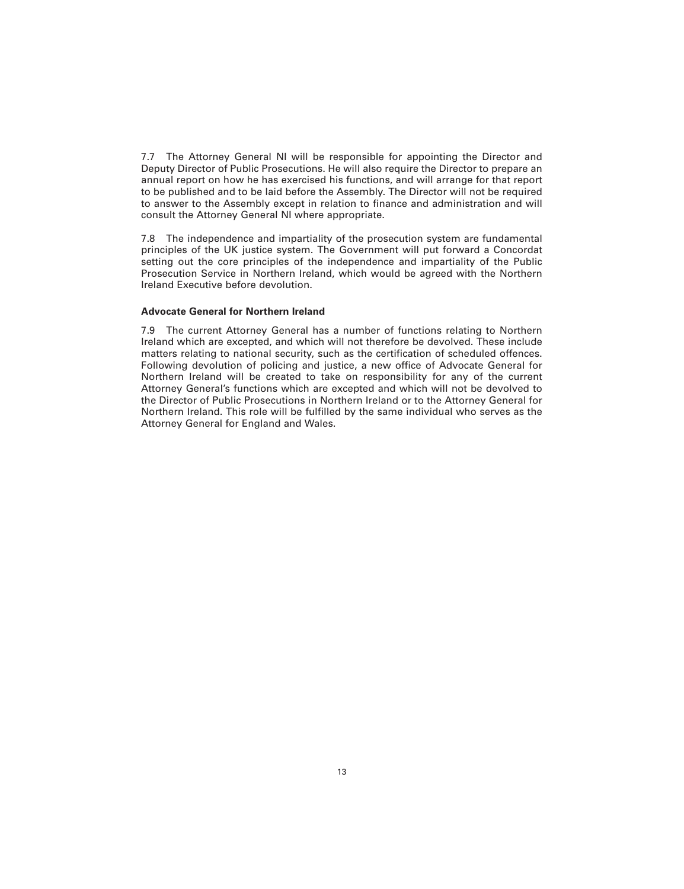7.7 The Attorney General NI will be responsible for appointing the Director and Deputy Director of Public Prosecutions. He will also require the Director to prepare an annual report on how he has exercised his functions, and will arrange for that report to be published and to be laid before the Assembly. The Director will not be required to answer to the Assembly except in relation to finance and administration and will consult the Attorney General NI where appropriate.

7.8 The independence and impartiality of the prosecution system are fundamental principles of the UK justice system. The Government will put forward a Concordat setting out the core principles of the independence and impartiality of the Public Prosecution Service in Northern Ireland, which would be agreed with the Northern Ireland Executive before devolution.

**Advocate General for Northern Ireland**

7.9 The current Attorney General has a number of functions relating to Northern Ireland which are excepted, and which will not therefore be devolved. These include matters relating to national security, such as the certification of scheduled offences. Following devolution of policing and justice, a new office of Advocate General for Northern Ireland will be created to take on responsibility for any of the current Attorney General's functions which are excepted and which will not be devolved to the Director of Public Prosecutions in Northern Ireland or to the Attorney General for Northern Ireland. This role will be fulfilled by the same individual who serves as the Attorney General for England and Wales.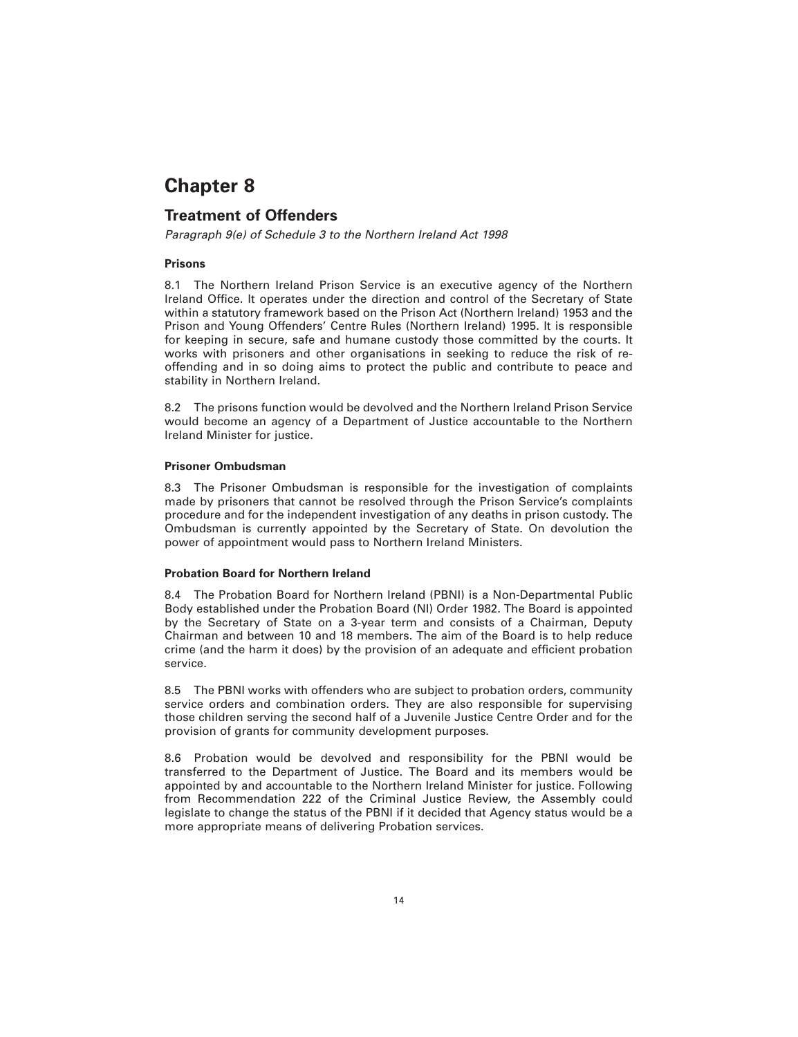# Chapter 8

## Treatment of Offenders

*Paragraph 9(e) of Schedule 3 to the Northern Ireland Act 1998*

### Prisons

8.1 The Northern Ireland Prison Service is an executive agency of the Northern Ireland Office. It operates under the direction and control of the Secretary of State within a statutory framework based on the Prison Act (Northern Ireland) 1953 and the Prison and Young Offenders' Centre Rules (Northern Ireland) 1995. It is responsible for keeping in secure, safe and humane custody those committed by the courts. It works with prisoners and other organisations in seeking to reduce the risk of re-offending and in so doing aims to protect the public and contribute to peace and stability in Northern Ireland.

8.2 The prisons function would be devolved and the Northern Ireland Prison Service would become an agency of a Department of Justice accountable to the Northern Ireland Minister for justice.

### Prisoner Ombudsman

8.3 The Prisoner Ombudsman is responsible for the investigation of complaints made by prisoners that cannot be resolved through the Prison Service's complaints procedure and for the independent investigation of any deaths in prison custody. The Ombudsman is currently appointed by the Secretary of State. On devolution the power of appointment would pass to Northern Ireland Ministers.

### Probation Board for Northern Ireland

8.4 The Probation Board for Northern Ireland (PBNI) is a Non-Departmental Public Body established under the Probation Board (NI) Order 1982. The Board is appointed by the Secretary of State on a 3-year term and consists of a Chairman, Deputy Chairman and between 10 and 18 members. The aim of the Board is to help reduce crime (and the harm it does) by the provision of an adequate and efficient probation service.

8.5 The PBNI works with offenders who are subject to probation orders, community service orders and combination orders. They are also responsible for supervising those children serving the second half of a Juvenile Justice Centre Order and for the provision of grants for community development purposes.

8.6 Probation would be devolved and responsibility for the PBNI would be transferred to the Department of Justice. The Board and its members would be appointed by and accountable to the Northern Ireland Minister for justice. Following from Recommendation 222 of the Criminal Justice Review, the Assembly could legislate to change the status of the PBNI if it decided that Agency status would be a more appropriate means of delivering Probation services.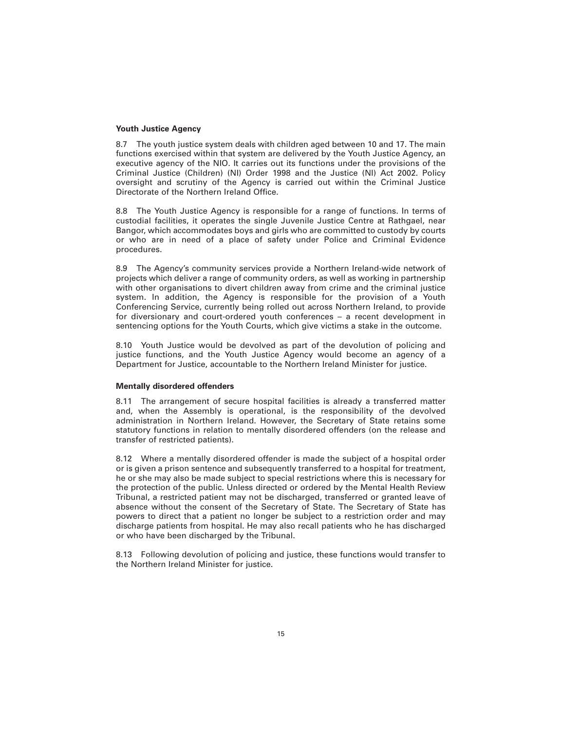**Youth Justice Agency**

8.7 The youth justice system deals with children aged between 10 and 17. The main functions exercised within that system are delivered by the Youth Justice Agency, an executive agency of the NIO. It carries out its functions under the provisions of the Criminal Justice (Children) (NI) Order 1998 and the Justice (NI) Act 2002. Policy oversight and scrutiny of the Agency is carried out within the Criminal Justice Directorate of the Northern Ireland Office.

8.8 The Youth Justice Agency is responsible for a range of functions. In terms of custodial facilities, it operates the single Juvenile Justice Centre at Rathgael, near Bangor, which accommodates boys and girls who are committed to custody by courts or who are in need of a place of safety under Police and Criminal Evidence procedures.

8.9 The Agency's community services provide a Northern Ireland-wide network of projects which deliver a range of community orders, as well as working in partnership with other organisations to divert children away from crime and the criminal justice system. In addition, the Agency is responsible for the provision of a Youth Conferencing Service, currently being rolled out across Northern Ireland, to provide for diversionary and court-ordered youth conferences – a recent development in sentencing options for the Youth Courts, which give victims a stake in the outcome.

8.10 Youth Justice would be devolved as part of the devolution of policing and justice functions, and the Youth Justice Agency would become an agency of a Department for Justice, accountable to the Northern Ireland Minister for justice.

**Mentally disordered offenders**

8.11 The arrangement of secure hospital facilities is already a transferred matter and, when the Assembly is operational, is the responsibility of the devolved administration in Northern Ireland. However, the Secretary of State retains some statutory functions in relation to mentally disordered offenders (on the release and transfer of restricted patients).

8.12 Where a mentally disordered offender is made the subject of a hospital order or is given a prison sentence and subsequently transferred to a hospital for treatment, he or she may also be made subject to special restrictions where this is necessary for the protection of the public. Unless directed or ordered by the Mental Health Review Tribunal, a restricted patient may not be discharged, transferred or granted leave of absence without the consent of the Secretary of State. The Secretary of State has powers to direct that a patient no longer be subject to a restriction order and may discharge patients from hospital. He may also recall patients who he has discharged or who have been discharged by the Tribunal.

8.13 Following devolution of policing and justice, these functions would transfer to the Northern Ireland Minister for justice.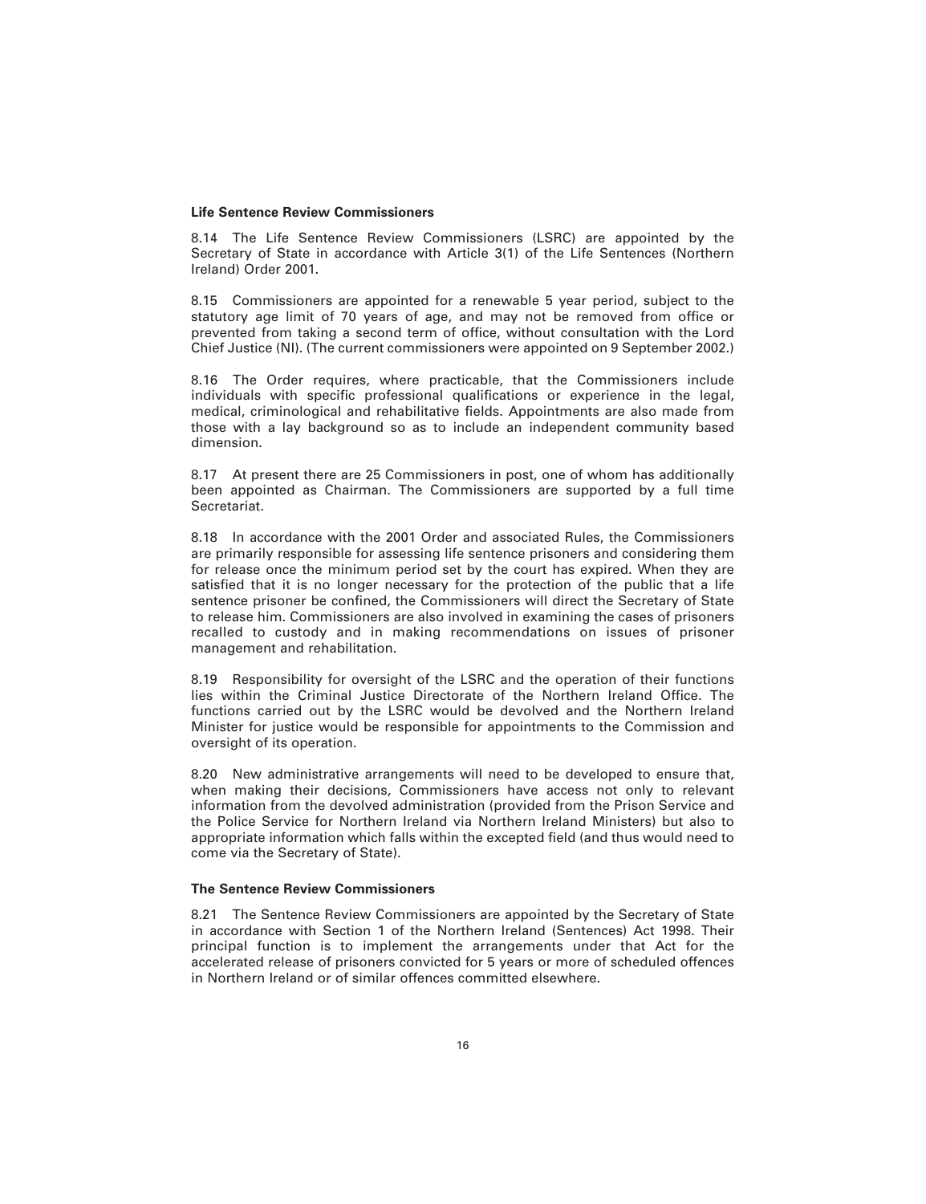**Life Sentence Review Commissioners**

8.14 The Life Sentence Review Commissioners (LSRC) are appointed by the Secretary of State in accordance with Article 3(1) of the Life Sentences (Northern Ireland) Order 2001.

8.15 Commissioners are appointed for a renewable 5 year period, subject to the statutory age limit of 70 years of age, and may not be removed from office or prevented from taking a second term of office, without consultation with the Lord Chief Justice (NI). (The current commissioners were appointed on 9 September 2002.)

8.16 The Order requires, where practicable, that the Commissioners include individuals with specific professional qualifications or experience in the legal, medical, criminological and rehabilitative fields. Appointments are also made from those with a lay background so as to include an independent community based dimension.

8.17 At present there are 25 Commissioners in post, one of whom has additionally been appointed as Chairman. The Commissioners are supported by a full time Secretariat.

8.18 In accordance with the 2001 Order and associated Rules, the Commissioners are primarily responsible for assessing life sentence prisoners and considering them for release once the minimum period set by the court has expired. When they are satisfied that it is no longer necessary for the protection of the public that a life sentence prisoner be confined, the Commissioners will direct the Secretary of State to release him. Commissioners are also involved in examining the cases of prisoners recalled to custody and in making recommendations on issues of prisoner management and rehabilitation.

8.19 Responsibility for oversight of the LSRC and the operation of their functions lies within the Criminal Justice Directorate of the Northern Ireland Office. The functions carried out by the LSRC would be devolved and the Northern Ireland Minister for justice would be responsible for appointments to the Commission and oversight of its operation.

8.20 New administrative arrangements will need to be developed to ensure that, when making their decisions, Commissioners have access not only to relevant information from the devolved administration (provided from the Prison Service and the Police Service for Northern Ireland via Northern Ireland Ministers) but also to appropriate information which falls within the excepted field (and thus would need to come via the Secretary of State).

**The Sentence Review Commissioners**

8.21 The Sentence Review Commissioners are appointed by the Secretary of State in accordance with Section 1 of the Northern Ireland (Sentences) Act 1998. Their principal function is to implement the arrangements under that Act for the accelerated release of prisoners convicted for 5 years or more of scheduled offences in Northern Ireland or of similar offences committed elsewhere.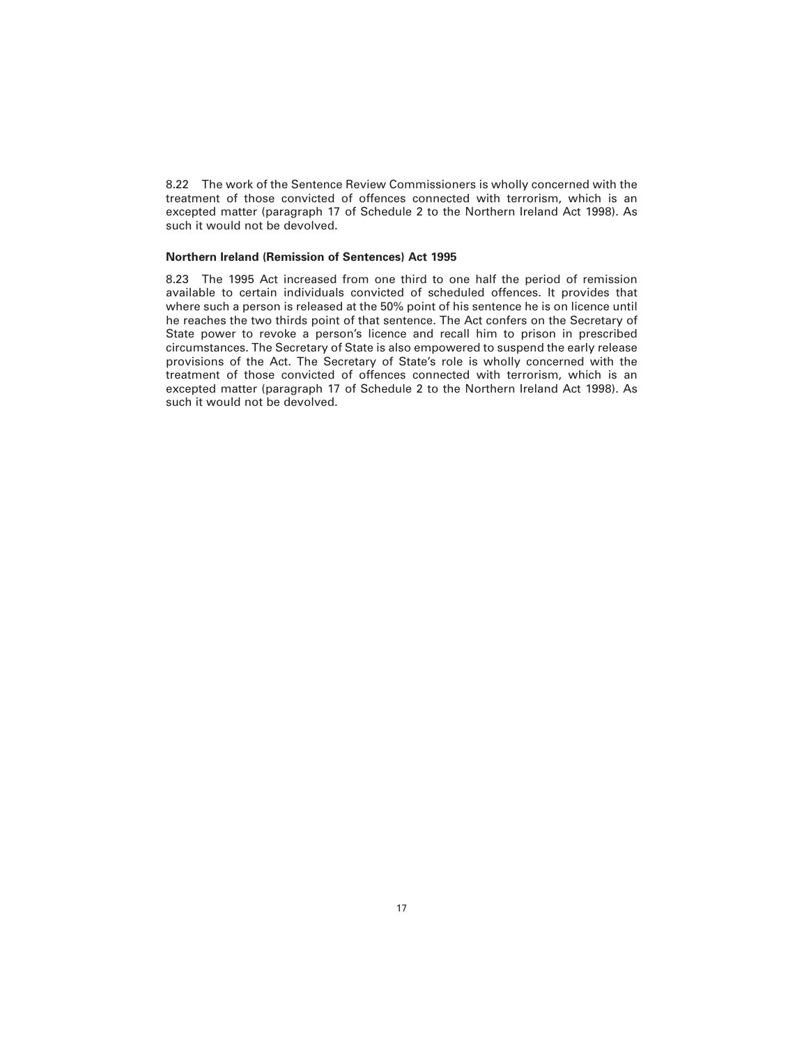8.22 The work of the Sentence Review Commissioners is wholly concerned with the treatment of those convicted of offences connected with terrorism, which is an excepted matter (paragraph 17 of Schedule 2 to the Northern Ireland Act 1998). As such it would not be devolved.

**Northern Ireland (Remission of Sentences) Act 1995**

8.23 The 1995 Act increased from one third to one half the period of remission available to certain individuals convicted of scheduled offences. It provides that where such a person is released at the 50% point of his sentence he is on licence until he reaches the two thirds point of that sentence. The Act confers on the Secretary of State power to revoke a person's licence and recall him to prison in prescribed circumstances. The Secretary of State is also empowered to suspend the early release provisions of the Act. The Secretary of State's role is wholly concerned with the treatment of those convicted of offences connected with terrorism, which is an excepted matter (paragraph 17 of Schedule 2 to the Northern Ireland Act 1998). As such it would not be devolved.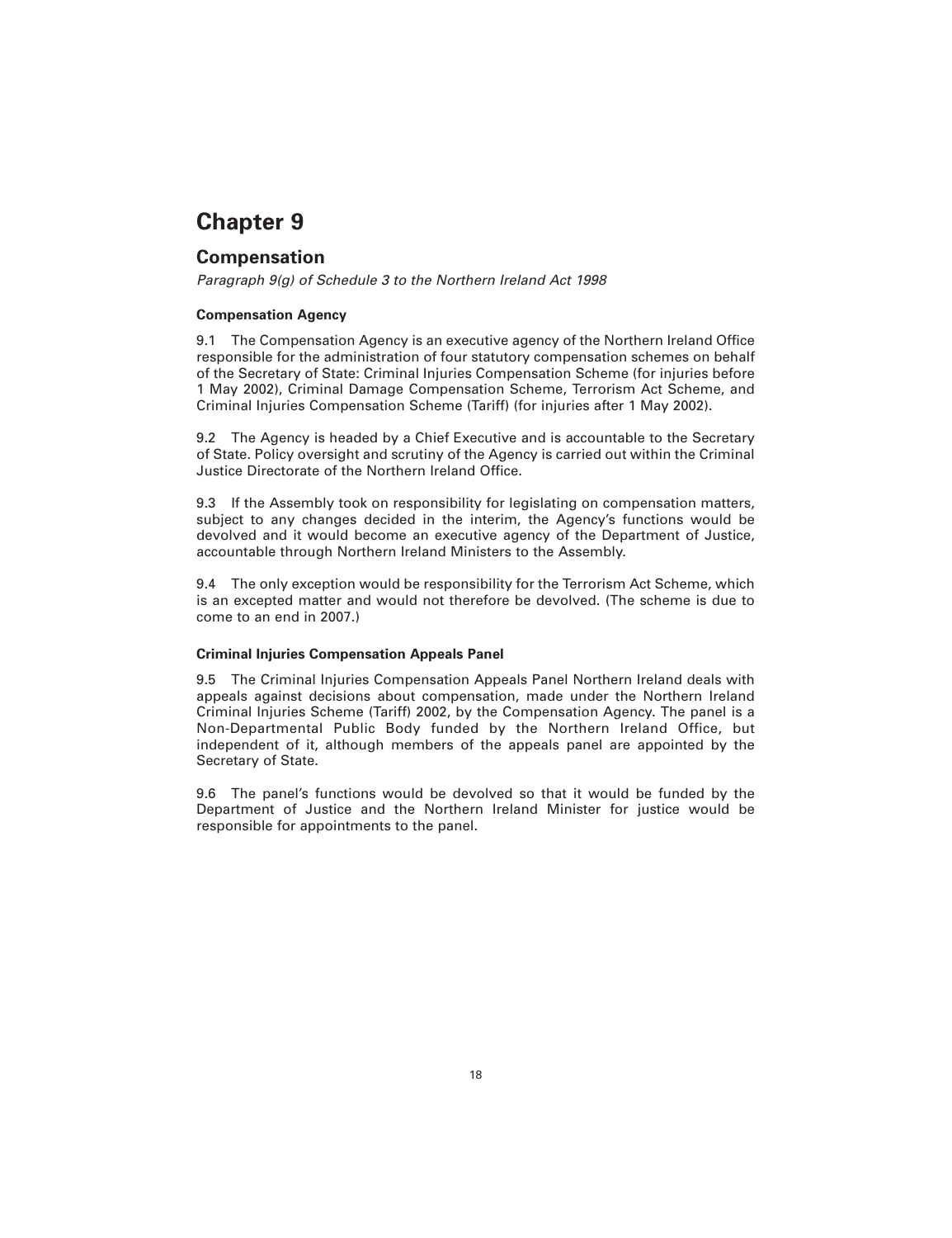# Chapter 9

## Compensation

*Paragraph 9(g) of Schedule 3 to the Northern Ireland Act 1998*

**Compensation Agency**

9.1 The Compensation Agency is an executive agency of the Northern Ireland Office responsible for the administration of four statutory compensation schemes on behalf of the Secretary of State: Criminal Injuries Compensation Scheme (for injuries before 1 May 2002), Criminal Damage Compensation Scheme, Terrorism Act Scheme, and Criminal Injuries Compensation Scheme (Tariff) (for injuries after 1 May 2002).

9.2 The Agency is headed by a Chief Executive and is accountable to the Secretary of State. Policy oversight and scrutiny of the Agency is carried out within the Criminal Justice Directorate of the Northern Ireland Office.

9.3 If the Assembly took on responsibility for legislating on compensation matters, subject to any changes decided in the interim, the Agency's functions would be devolved and it would become an executive agency of the Department of Justice, accountable through Northern Ireland Ministers to the Assembly.

9.4 The only exception would be responsibility for the Terrorism Act Scheme, which is an excepted matter and would not therefore be devolved. (The scheme is due to come to an end in 2007.)

**Criminal Injuries Compensation Appeals Panel**

9.5 The Criminal Injuries Compensation Appeals Panel Northern Ireland deals with appeals against decisions about compensation, made under the Northern Ireland Criminal Injuries Scheme (Tariff) 2002, by the Compensation Agency. The panel is a Non-Departmental Public Body funded by the Northern Ireland Office, but independent of it, although members of the appeals panel are appointed by the Secretary of State.

9.6 The panel's functions would be devolved so that it would be funded by the Department of Justice and the Northern Ireland Minister for justice would be responsible for appointments to the panel.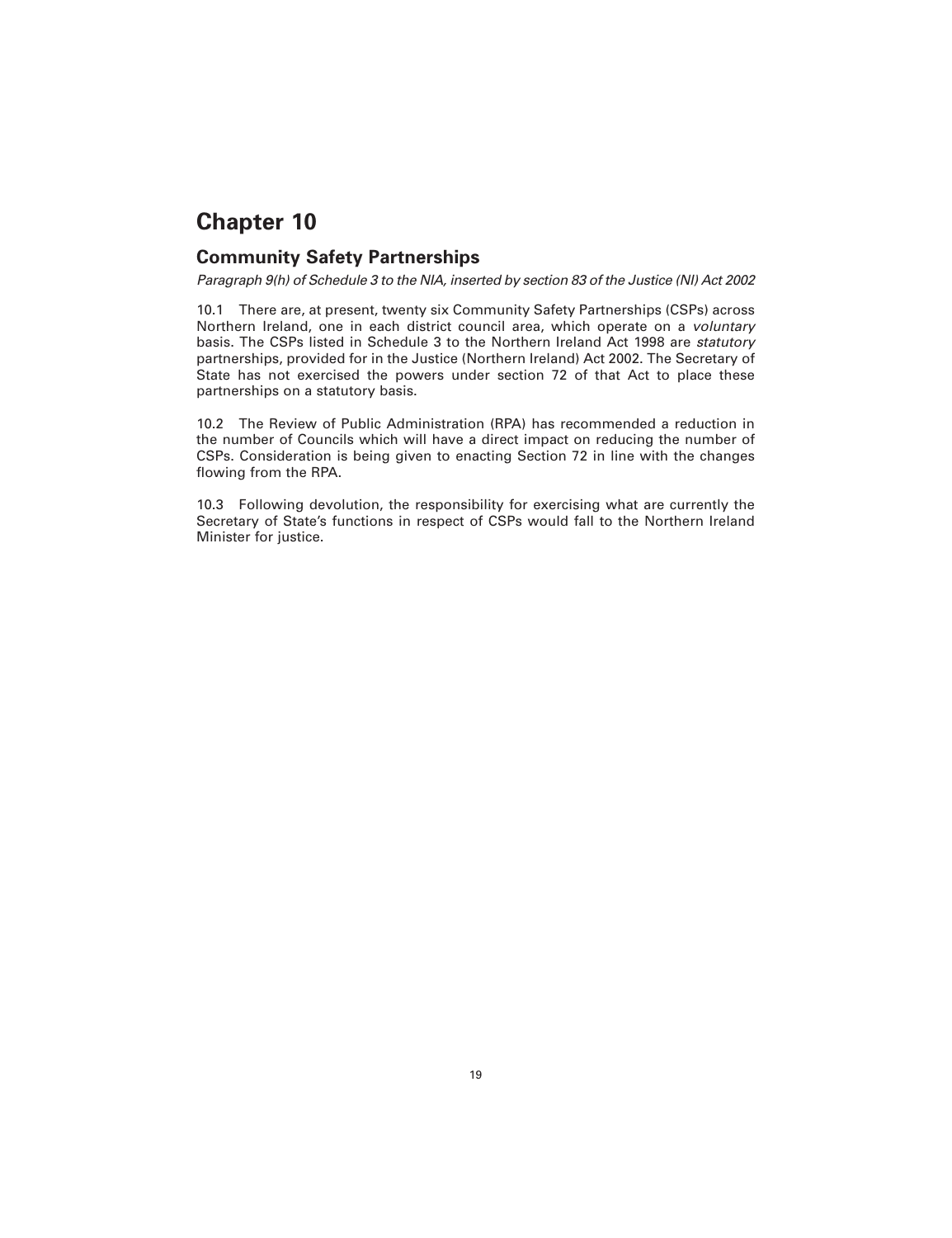# Chapter 10

## Community Safety Partnerships

*Paragraph 9(h) of Schedule 3 to the NIA, inserted by section 83 of the Justice (NI) Act 2002*

10.1 There are, at present, twenty six Community Safety Partnerships (CSPs) across Northern Ireland, one in each district council area, which operate on a *voluntary* basis. The CSPs listed in Schedule 3 to the Northern Ireland Act 1998 are *statutory* partnerships, provided for in the Justice (Northern Ireland) Act 2002. The Secretary of State has not exercised the powers under section 72 of that Act to place these partnerships on a statutory basis.

10.2 The Review of Public Administration (RPA) has recommended a reduction in the number of Councils which will have a direct impact on reducing the number of CSPs. Consideration is being given to enacting Section 72 in line with the changes flowing from the RPA.

10.3 Following devolution, the responsibility for exercising what are currently the Secretary of State's functions in respect of CSPs would fall to the Northern Ireland Minister for justice.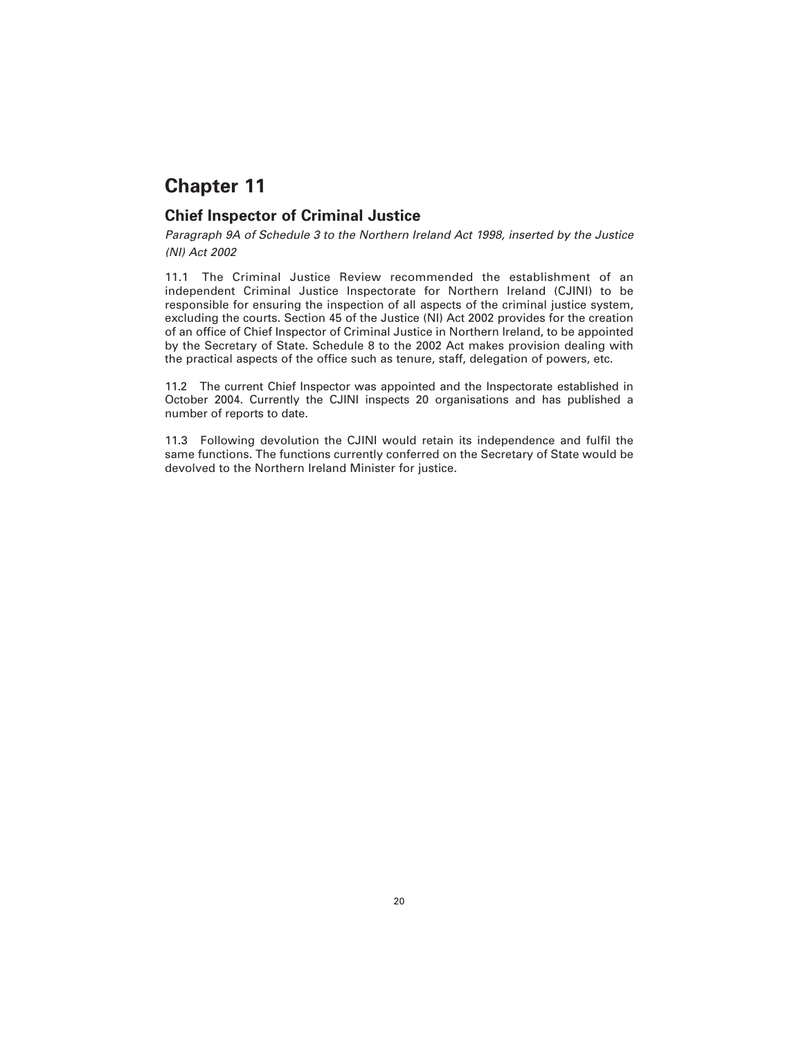# Chapter 11

## Chief Inspector of Criminal Justice

*Paragraph 9A of Schedule 3 to the Northern Ireland Act 1998, inserted by the Justice (NI) Act 2002*

11.1 The Criminal Justice Review recommended the establishment of an independent Criminal Justice Inspectorate for Northern Ireland (CJINI) to be responsible for ensuring the inspection of all aspects of the criminal justice system, excluding the courts. Section 45 of the Justice (NI) Act 2002 provides for the creation of an office of Chief Inspector of Criminal Justice in Northern Ireland, to be appointed by the Secretary of State. Schedule 8 to the 2002 Act makes provision dealing with the practical aspects of the office such as tenure, staff, delegation of powers, etc.

11.2 The current Chief Inspector was appointed and the Inspectorate established in October 2004. Currently the CJINI inspects 20 organisations and has published a number of reports to date.

11.3 Following devolution the CJINI would retain its independence and fulfil the same functions. The functions currently conferred on the Secretary of State would be devolved to the Northern Ireland Minister for justice.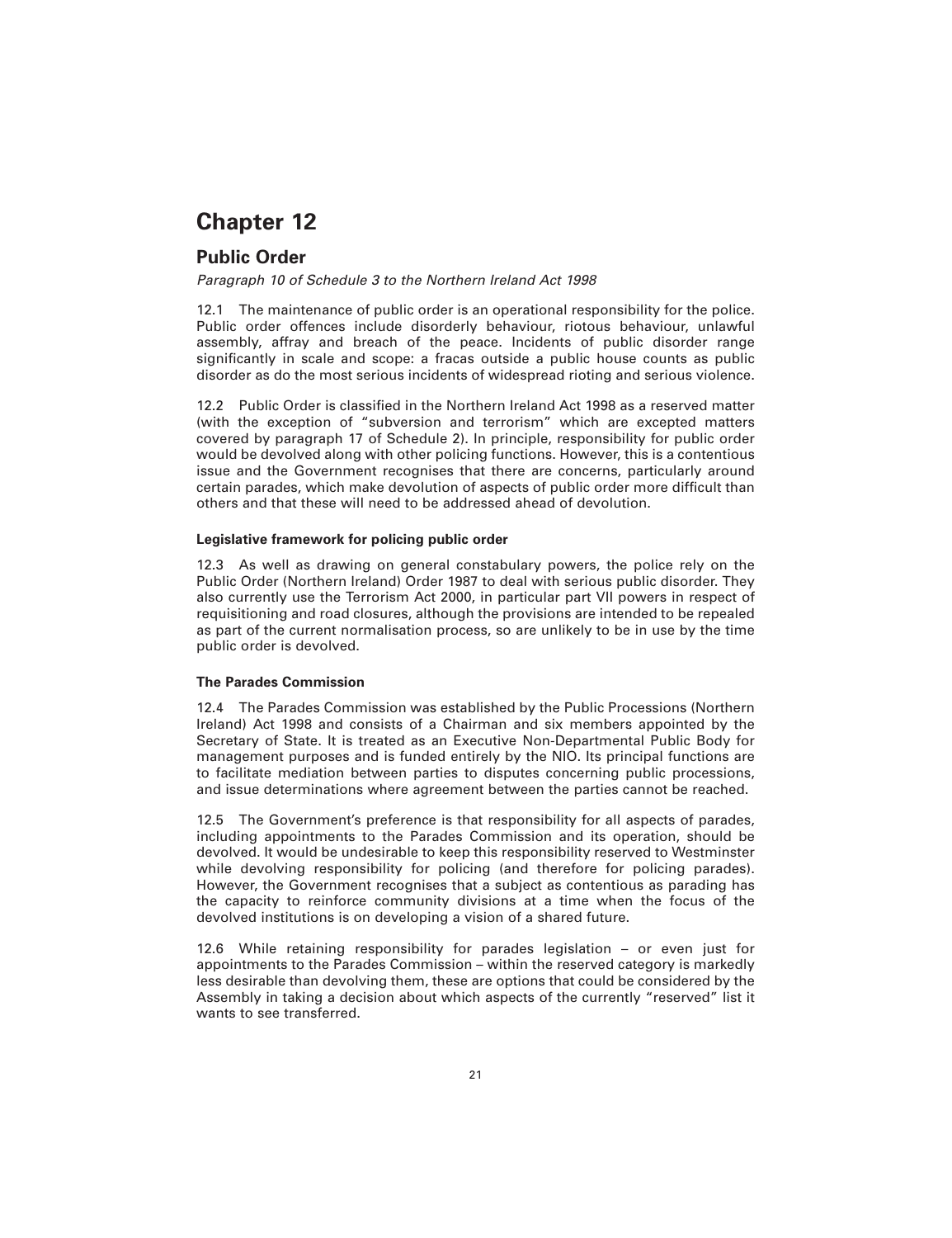# Chapter 12

## Public Order

*Paragraph 10 of Schedule 3 to the Northern Ireland Act 1998*

12.1 The maintenance of public order is an operational responsibility for the police. Public order offences include disorderly behaviour, riotous behaviour, unlawful assembly, affray and breach of the peace. Incidents of public disorder range significantly in scale and scope: a fracas outside a public house counts as public disorder as do the most serious incidents of widespread rioting and serious violence.

12.2 Public Order is classified in the Northern Ireland Act 1998 as a reserved matter (with the exception of "subversion and terrorism" which are excepted matters covered by paragraph 17 of Schedule 2). In principle, responsibility for public order would be devolved along with other policing functions. However, this is a contentious issue and the Government recognises that there are concerns, particularly around certain parades, which make devolution of aspects of public order more difficult than others and that these will need to be addressed ahead of devolution.

**Legislative framework for policing public order**

12.3 As well as drawing on general constabulary powers, the police rely on the Public Order (Northern Ireland) Order 1987 to deal with serious public disorder. They also currently use the Terrorism Act 2000, in particular part VII powers in respect of requisitioning and road closures, although the provisions are intended to be repealed as part of the current normalisation process, so are unlikely to be in use by the time public order is devolved.

**The Parades Commission**

12.4 The Parades Commission was established by the Public Processions (Northern Ireland) Act 1998 and consists of a Chairman and six members appointed by the Secretary of State. It is treated as an Executive Non-Departmental Public Body for management purposes and is funded entirely by the NIO. Its principal functions are to facilitate mediation between parties to disputes concerning public processions, and issue determinations where agreement between the parties cannot be reached.

12.5 The Government's preference is that responsibility for all aspects of parades, including appointments to the Parades Commission and its operation, should be devolved. It would be undesirable to keep this responsibility reserved to Westminster while devolving responsibility for policing (and therefore for policing parades). However, the Government recognises that a subject as contentious as parading has the capacity to reinforce community divisions at a time when the focus of the devolved institutions is on developing a vision of a shared future.

12.6 While retaining responsibility for parades legislation – or even just for appointments to the Parades Commission – within the reserved category is markedly less desirable than devolving them, these are options that could be considered by the Assembly in taking a decision about which aspects of the currently "reserved" list it wants to see transferred.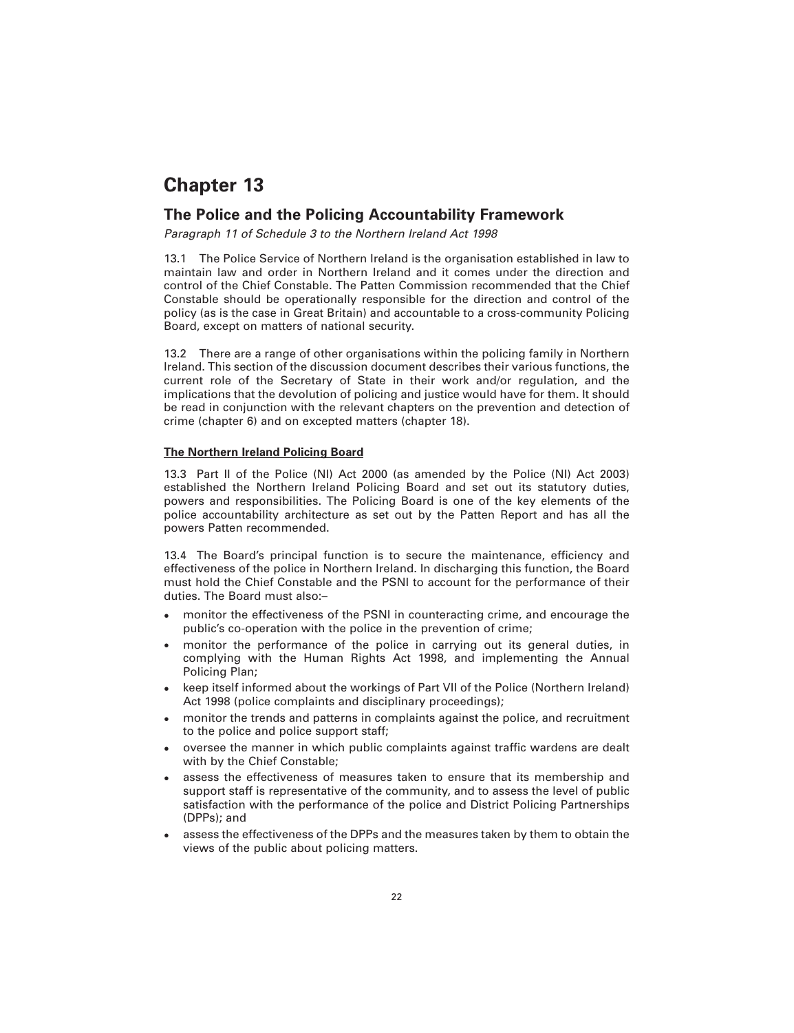# Chapter 13

## The Police and the Policing Accountability Framework

*Paragraph 11 of Schedule 3 to the Northern Ireland Act 1998*

13.1 The Police Service of Northern Ireland is the organisation established in law to maintain law and order in Northern Ireland and it comes under the direction and control of the Chief Constable. The Patten Commission recommended that the Chief Constable should be operationally responsible for the direction and control of the policy (as is the case in Great Britain) and accountable to a cross-community Policing Board, except on matters of national security.

13.2 There are a range of other organisations within the policing family in Northern Ireland. This section of the discussion document describes their various functions, the current role of the Secretary of State in their work and/or regulation, and the implications that the devolution of policing and justice would have for them. It should be read in conjunction with the relevant chapters on the prevention and detection of crime (chapter 6) and on excepted matters (chapter 18).

### The Northern Ireland Policing Board

13.3 Part II of the Police (NI) Act 2000 (as amended by the Police (NI) Act 2003) established the Northern Ireland Policing Board and set out its statutory duties, powers and responsibilities. The Policing Board is one of the key elements of the police accountability architecture as set out by the Patten Report and has all the powers Patten recommended.

13.4 The Board's principal function is to secure the maintenance, efficiency and effectiveness of the police in Northern Ireland. In discharging this function, the Board must hold the Chief Constable and the PSNI to account for the performance of their duties. The Board must also:–

- monitor the effectiveness of the PSNI in counteracting crime, and encourage the public's co-operation with the police in the prevention of crime;
- monitor the performance of the police in carrying out its general duties, in complying with the Human Rights Act 1998, and implementing the Annual Policing Plan;
- keep itself informed about the workings of Part VII of the Police (Northern Ireland) Act 1998 (police complaints and disciplinary proceedings);
- monitor the trends and patterns in complaints against the police, and recruitment to the police and police support staff;
- oversee the manner in which public complaints against traffic wardens are dealt with by the Chief Constable;
- assess the effectiveness of measures taken to ensure that its membership and support staff is representative of the community, and to assess the level of public satisfaction with the performance of the police and District Policing Partnerships (DPPs); and
- assess the effectiveness of the DPPs and the measures taken by them to obtain the views of the public about policing matters.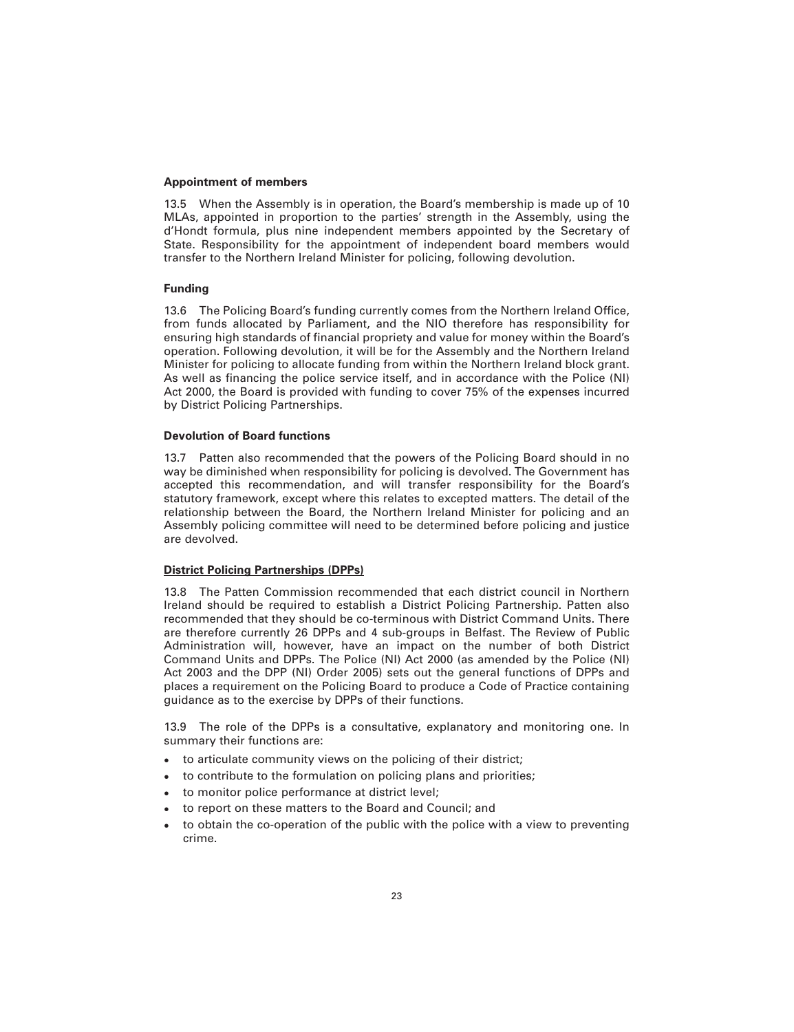**Appointment of members**

13.5 When the Assembly is in operation, the Board's membership is made up of 10 MLAs, appointed in proportion to the parties' strength in the Assembly, using the d'Hondt formula, plus nine independent members appointed by the Secretary of State. Responsibility for the appointment of independent board members would transfer to the Northern Ireland Minister for policing, following devolution.

**Funding**

13.6 The Policing Board's funding currently comes from the Northern Ireland Office, from funds allocated by Parliament, and the NIO therefore has responsibility for ensuring high standards of financial propriety and value for money within the Board's operation. Following devolution, it will be for the Assembly and the Northern Ireland Minister for policing to allocate funding from within the Northern Ireland block grant. As well as financing the police service itself, and in accordance with the Police (NI) Act 2000, the Board is provided with funding to cover 75% of the expenses incurred by District Policing Partnerships.

**Devolution of Board functions**

13.7 Patten also recommended that the powers of the Policing Board should in no way be diminished when responsibility for policing is devolved. The Government has accepted this recommendation, and will transfer responsibility for the Board's statutory framework, except where this relates to excepted matters. The detail of the relationship between the Board, the Northern Ireland Minister for policing and an Assembly policing committee will need to be determined before policing and justice are devolved.

**District Policing Partnerships (DPPs)**

13.8 The Patten Commission recommended that each district council in Northern Ireland should be required to establish a District Policing Partnership. Patten also recommended that they should be co-terminous with District Command Units. There are therefore currently 26 DPPs and 4 sub-groups in Belfast. The Review of Public Administration will, however, have an impact on the number of both District Command Units and DPPs. The Police (NI) Act 2000 (as amended by the Police (NI) Act 2003 and the DPP (NI) Order 2005) sets out the general functions of DPPs and places a requirement on the Policing Board to produce a Code of Practice containing guidance as to the exercise by DPPs of their functions.

13.9 The role of the DPPs is a consultative, explanatory and monitoring one. In summary their functions are:

- to articulate community views on the policing of their district;
- to contribute to the formulation on policing plans and priorities;
- to monitor police performance at district level;
- to report on these matters to the Board and Council; and
- to obtain the co-operation of the public with the police with a view to preventing crime.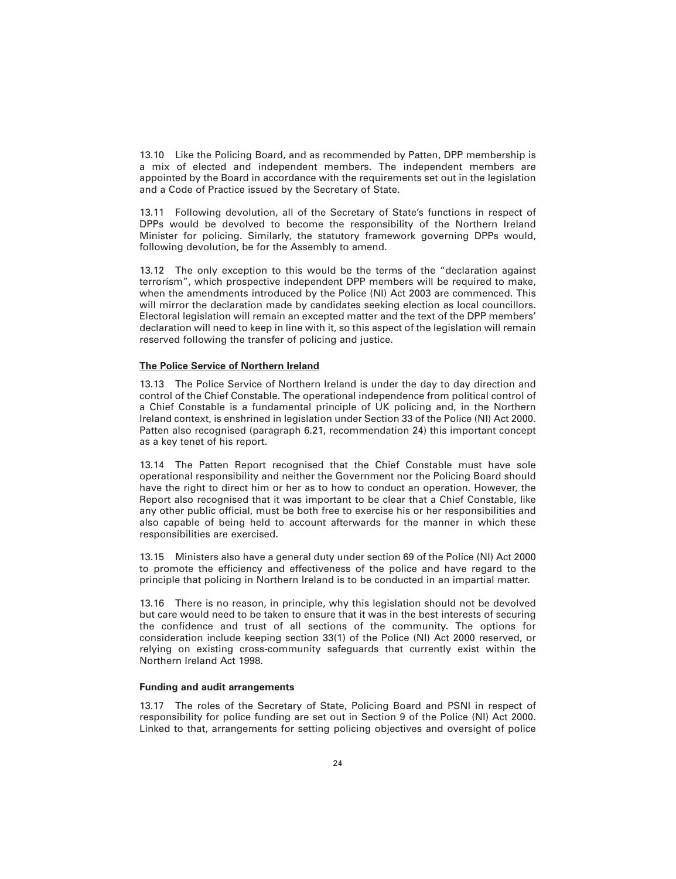13.10 Like the Policing Board, and as recommended by Patten, DPP membership is a mix of elected and independent members. The independent members are appointed by the Board in accordance with the requirements set out in the legislation and a Code of Practice issued by the Secretary of State.

13.11 Following devolution, all of the Secretary of State's functions in respect of DPPs would be devolved to become the responsibility of the Northern Ireland Minister for policing. Similarly, the statutory framework governing DPPs would, following devolution, be for the Assembly to amend.

13.12 The only exception to this would be the terms of the "declaration against terrorism", which prospective independent DPP members will be required to make, when the amendments introduced by the Police (NI) Act 2003 are commenced. This will mirror the declaration made by candidates seeking election as local councillors. Electoral legislation will remain an excepted matter and the text of the DPP members' declaration will need to keep in line with it, so this aspect of the legislation will remain reserved following the transfer of policing and justice.

### The Police Service of Northern Ireland

13.13 The Police Service of Northern Ireland is under the day to day direction and control of the Chief Constable. The operational independence from political control of a Chief Constable is a fundamental principle of UK policing and, in the Northern Ireland context, is enshrined in legislation under Section 33 of the Police (NI) Act 2000. Patten also recognised (paragraph 6.21, recommendation 24) this important concept as a key tenet of his report.

13.14 The Patten Report recognised that the Chief Constable must have sole operational responsibility and neither the Government nor the Policing Board should have the right to direct him or her as to how to conduct an operation. However, the Report also recognised that it was important to be clear that a Chief Constable, like any other public official, must be both free to exercise his or her responsibilities and also capable of being held to account afterwards for the manner in which these responsibilities are exercised.

13.15 Ministers also have a general duty under section 69 of the Police (NI) Act 2000 to promote the efficiency and effectiveness of the police and have regard to the principle that policing in Northern Ireland is to be conducted in an impartial matter.

13.16 There is no reason, in principle, why this legislation should not be devolved but care would need to be taken to ensure that it was in the best interests of securing the confidence and trust of all sections of the community. The options for consideration include keeping section 33(1) of the Police (NI) Act 2000 reserved, or relying on existing cross-community safeguards that currently exist within the Northern Ireland Act 1998.

### Funding and audit arrangements

13.17 The roles of the Secretary of State, Policing Board and PSNI in respect of responsibility for police funding are set out in Section 9 of the Police (NI) Act 2000. Linked to that, arrangements for setting policing objectives and oversight of police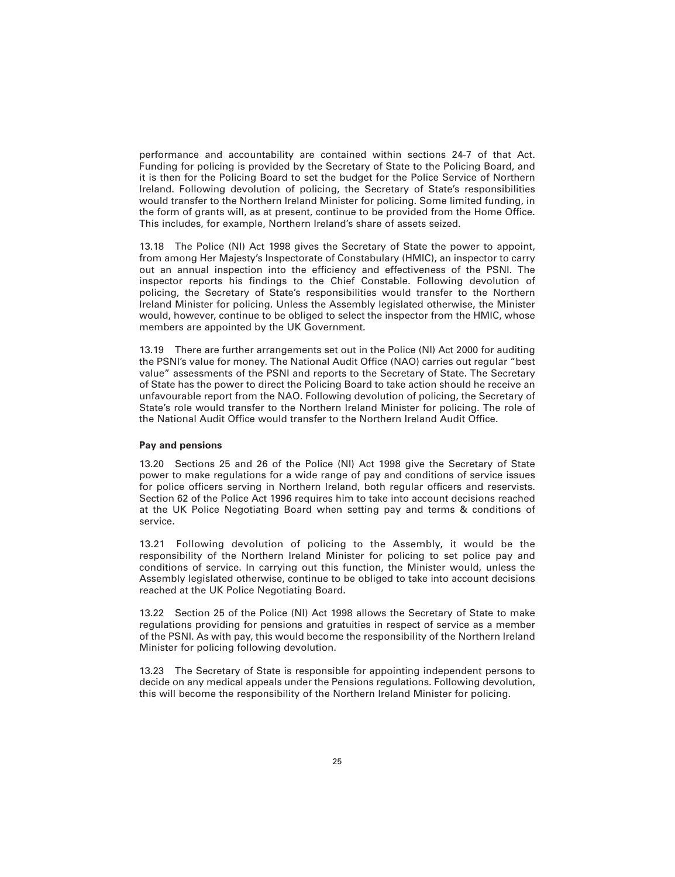performance and accountability are contained within sections 24-7 of that Act. Funding for policing is provided by the Secretary of State to the Policing Board, and it is then for the Policing Board to set the budget for the Police Service of Northern Ireland. Following devolution of policing, the Secretary of State's responsibilities would transfer to the Northern Ireland Minister for policing. Some limited funding, in the form of grants will, as at present, continue to be provided from the Home Office. This includes, for example, Northern Ireland's share of assets seized.

13.18 The Police (NI) Act 1998 gives the Secretary of State the power to appoint, from among Her Majesty's Inspectorate of Constabulary (HMIC), an inspector to carry out an annual inspection into the efficiency and effectiveness of the PSNI. The inspector reports his findings to the Chief Constable. Following devolution of policing, the Secretary of State's responsibilities would transfer to the Northern Ireland Minister for policing. Unless the Assembly legislated otherwise, the Minister would, however, continue to be obliged to select the inspector from the HMIC, whose members are appointed by the UK Government.

13.19 There are further arrangements set out in the Police (NI) Act 2000 for auditing the PSNI's value for money. The National Audit Office (NAO) carries out regular "best value" assessments of the PSNI and reports to the Secretary of State. The Secretary of State has the power to direct the Policing Board to take action should he receive an unfavourable report from the NAO. Following devolution of policing, the Secretary of State's role would transfer to the Northern Ireland Minister for policing. The role of the National Audit Office would transfer to the Northern Ireland Audit Office.

**Pay and pensions**

13.20 Sections 25 and 26 of the Police (NI) Act 1998 give the Secretary of State power to make regulations for a wide range of pay and conditions of service issues for police officers serving in Northern Ireland, both regular officers and reservists. Section 62 of the Police Act 1996 requires him to take into account decisions reached at the UK Police Negotiating Board when setting pay and terms & conditions of service.

13.21 Following devolution of policing to the Assembly, it would be the responsibility of the Northern Ireland Minister for policing to set police pay and conditions of service. In carrying out this function, the Minister would, unless the Assembly legislated otherwise, continue to be obliged to take into account decisions reached at the UK Police Negotiating Board.

13.22 Section 25 of the Police (NI) Act 1998 allows the Secretary of State to make regulations providing for pensions and gratuities in respect of service as a member of the PSNI. As with pay, this would become the responsibility of the Northern Ireland Minister for policing following devolution.

13.23 The Secretary of State is responsible for appointing independent persons to decide on any medical appeals under the Pensions regulations. Following devolution, this will become the responsibility of the Northern Ireland Minister for policing.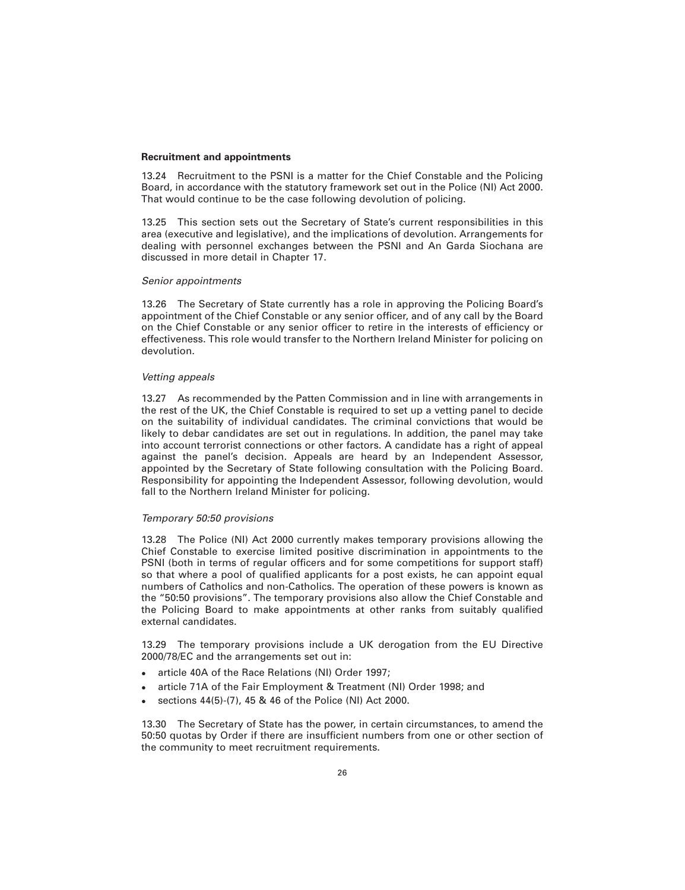**Recruitment and appointments**

13.24 Recruitment to the PSNI is a matter for the Chief Constable and the Policing Board, in accordance with the statutory framework set out in the Police (NI) Act 2000. That would continue to be the case following devolution of policing.

13.25 This section sets out the Secretary of State's current responsibilities in this area (executive and legislative), and the implications of devolution. Arrangements for dealing with personnel exchanges between the PSNI and An Garda Siochana are discussed in more detail in Chapter 17.

*Senior appointments*

13.26 The Secretary of State currently has a role in approving the Policing Board's appointment of the Chief Constable or any senior officer, and of any call by the Board on the Chief Constable or any senior officer to retire in the interests of efficiency or effectiveness. This role would transfer to the Northern Ireland Minister for policing on devolution.

*Vetting appeals*

13.27 As recommended by the Patten Commission and in line with arrangements in the rest of the UK, the Chief Constable is required to set up a vetting panel to decide on the suitability of individual candidates. The criminal convictions that would be likely to debar candidates are set out in regulations. In addition, the panel may take into account terrorist connections or other factors. A candidate has a right of appeal against the panel's decision. Appeals are heard by an Independent Assessor, appointed by the Secretary of State following consultation with the Policing Board. Responsibility for appointing the Independent Assessor, following devolution, would fall to the Northern Ireland Minister for policing.

*Temporary 50:50 provisions*

13.28 The Police (NI) Act 2000 currently makes temporary provisions allowing the Chief Constable to exercise limited positive discrimination in appointments to the PSNI (both in terms of regular officers and for some competitions for support staff) so that where a pool of qualified applicants for a post exists, he can appoint equal numbers of Catholics and non-Catholics. The operation of these powers is known as the "50:50 provisions". The temporary provisions also allow the Chief Constable and the Policing Board to make appointments at other ranks from suitably qualified external candidates.

13.29 The temporary provisions include a UK derogation from the EU Directive 2000/78/EC and the arrangements set out in:

- article 40A of the Race Relations (NI) Order 1997;
- article 71A of the Fair Employment & Treatment (NI) Order 1998; and
- sections 44(5)-(7), 45 & 46 of the Police (NI) Act 2000.

13.30 The Secretary of State has the power, in certain circumstances, to amend the 50:50 quotas by Order if there are insufficient numbers from one or other section of the community to meet recruitment requirements.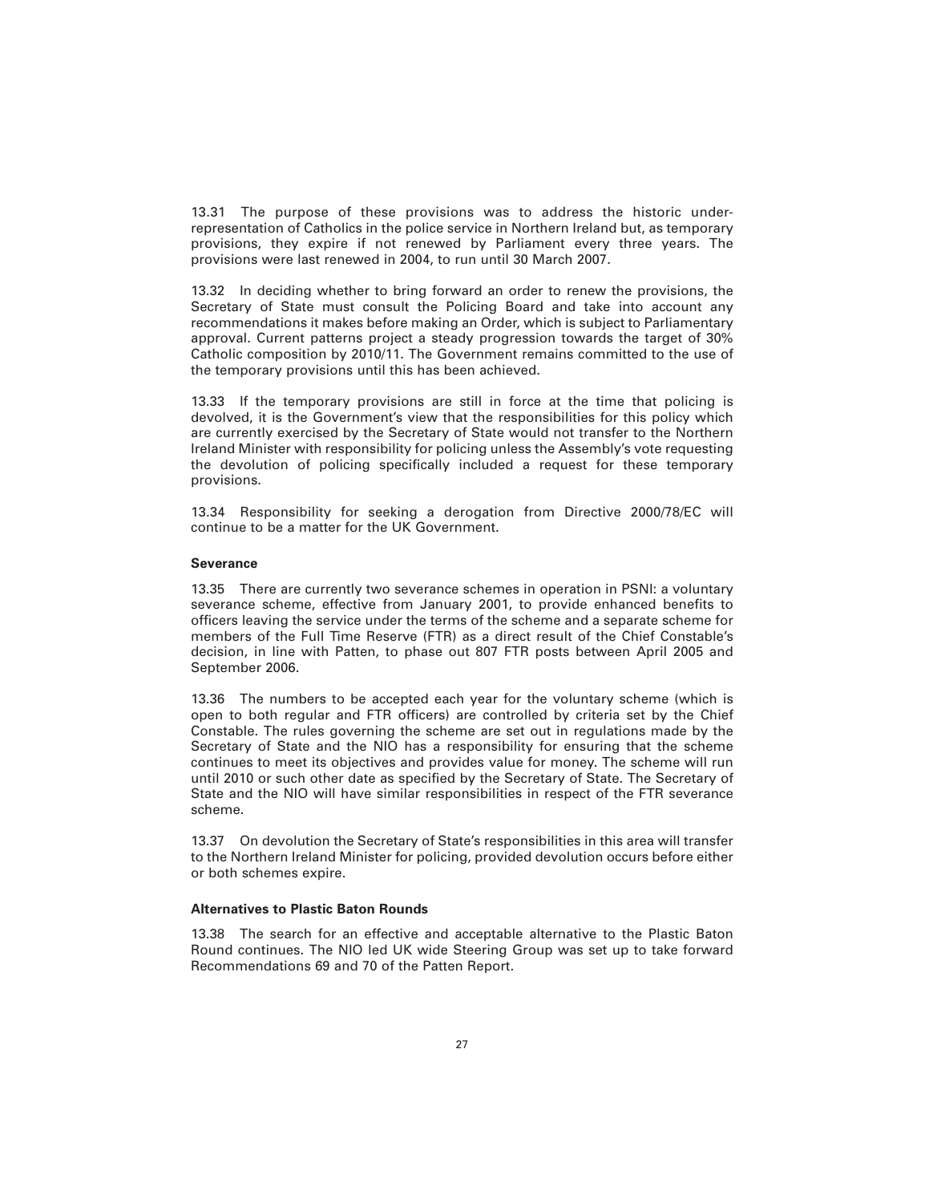13.31 The purpose of these provisions was to address the historic under-representation of Catholics in the police service in Northern Ireland but, as temporary provisions, they expire if not renewed by Parliament every three years. The provisions were last renewed in 2004, to run until 30 March 2007.

13.32 In deciding whether to bring forward an order to renew the provisions, the Secretary of State must consult the Policing Board and take into account any recommendations it makes before making an Order, which is subject to Parliamentary approval. Current patterns project a steady progression towards the target of 30% Catholic composition by 2010/11. The Government remains committed to the use of the temporary provisions until this has been achieved.

13.33 If the temporary provisions are still in force at the time that policing is devolved, it is the Government's view that the responsibilities for this policy which are currently exercised by the Secretary of State would not transfer to the Northern Ireland Minister with responsibility for policing unless the Assembly's vote requesting the devolution of policing specifically included a request for these temporary provisions.

13.34 Responsibility for seeking a derogation from Directive 2000/78/EC will continue to be a matter for the UK Government.

**Severance**

13.35 There are currently two severance schemes in operation in PSNI: a voluntary severance scheme, effective from January 2001, to provide enhanced benefits to officers leaving the service under the terms of the scheme and a separate scheme for members of the Full Time Reserve (FTR) as a direct result of the Chief Constable's decision, in line with Patten, to phase out 807 FTR posts between April 2005 and September 2006.

13.36 The numbers to be accepted each year for the voluntary scheme (which is open to both regular and FTR officers) are controlled by criteria set by the Chief Constable. The rules governing the scheme are set out in regulations made by the Secretary of State and the NIO has a responsibility for ensuring that the scheme continues to meet its objectives and provides value for money. The scheme will run until 2010 or such other date as specified by the Secretary of State. The Secretary of State and the NIO will have similar responsibilities in respect of the FTR severance scheme.

13.37 On devolution the Secretary of State's responsibilities in this area will transfer to the Northern Ireland Minister for policing, provided devolution occurs before either or both schemes expire.

**Alternatives to Plastic Baton Rounds**

13.38 The search for an effective and acceptable alternative to the Plastic Baton Round continues. The NIO led UK wide Steering Group was set up to take forward Recommendations 69 and 70 of the Patten Report.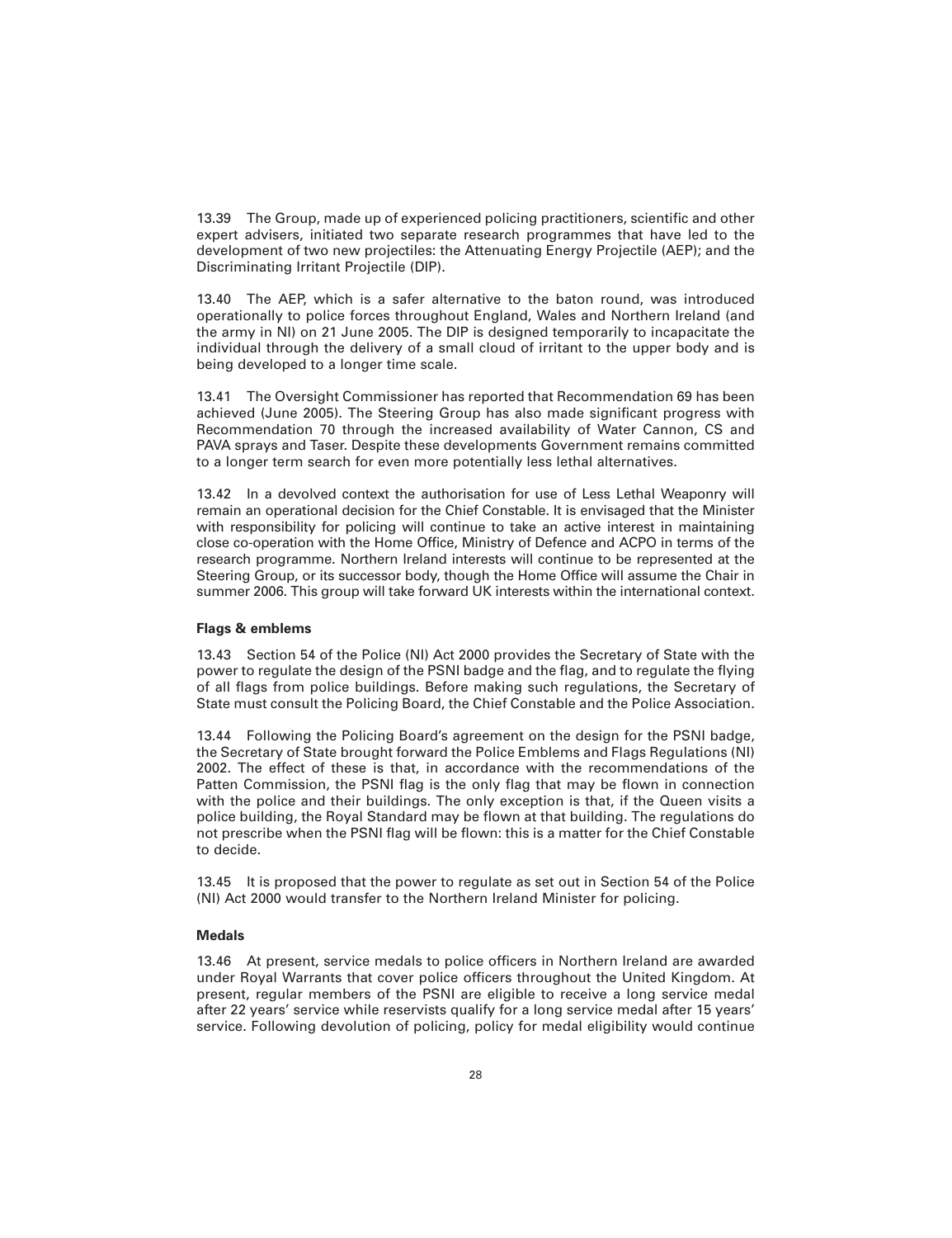13.39 The Group, made up of experienced policing practitioners, scientific and other expert advisers, initiated two separate research programmes that have led to the development of two new projectiles: the Attenuating Energy Projectile (AEP); and the Discriminating Irritant Projectile (DIP).

13.40 The AEP, which is a safer alternative to the baton round, was introduced operationally to police forces throughout England, Wales and Northern Ireland (and the army in NI) on 21 June 2005. The DIP is designed temporarily to incapacitate the individual through the delivery of a small cloud of irritant to the upper body and is being developed to a longer time scale.

13.41 The Oversight Commissioner has reported that Recommendation 69 has been achieved (June 2005). The Steering Group has also made significant progress with Recommendation 70 through the increased availability of Water Cannon, CS and PAVA sprays and Taser. Despite these developments Government remains committed to a longer term search for even more potentially less lethal alternatives.

13.42 In a devolved context the authorisation for use of Less Lethal Weaponry will remain an operational decision for the Chief Constable. It is envisaged that the Minister with responsibility for policing will continue to take an active interest in maintaining close co-operation with the Home Office, Ministry of Defence and ACPO in terms of the research programme. Northern Ireland interests will continue to be represented at the Steering Group, or its successor body, though the Home Office will assume the Chair in summer 2006. This group will take forward UK interests within the international context.

**Flags & emblems**

13.43 Section 54 of the Police (NI) Act 2000 provides the Secretary of State with the power to regulate the design of the PSNI badge and the flag, and to regulate the flying of all flags from police buildings. Before making such regulations, the Secretary of State must consult the Policing Board, the Chief Constable and the Police Association.

13.44 Following the Policing Board's agreement on the design for the PSNI badge, the Secretary of State brought forward the Police Emblems and Flags Regulations (NI) 2002. The effect of these is that, in accordance with the recommendations of the Patten Commission, the PSNI flag is the only flag that may be flown in connection with the police and their buildings. The only exception is that, if the Queen visits a police building, the Royal Standard may be flown at that building. The regulations do not prescribe when the PSNI flag will be flown: this is a matter for the Chief Constable to decide.

13.45 It is proposed that the power to regulate as set out in Section 54 of the Police (NI) Act 2000 would transfer to the Northern Ireland Minister for policing.

**Medals**

13.46 At present, service medals to police officers in Northern Ireland are awarded under Royal Warrants that cover police officers throughout the United Kingdom. At present, regular members of the PSNI are eligible to receive a long service medal after 22 years' service while reservists qualify for a long service medal after 15 years' service. Following devolution of policing, policy for medal eligibility would continue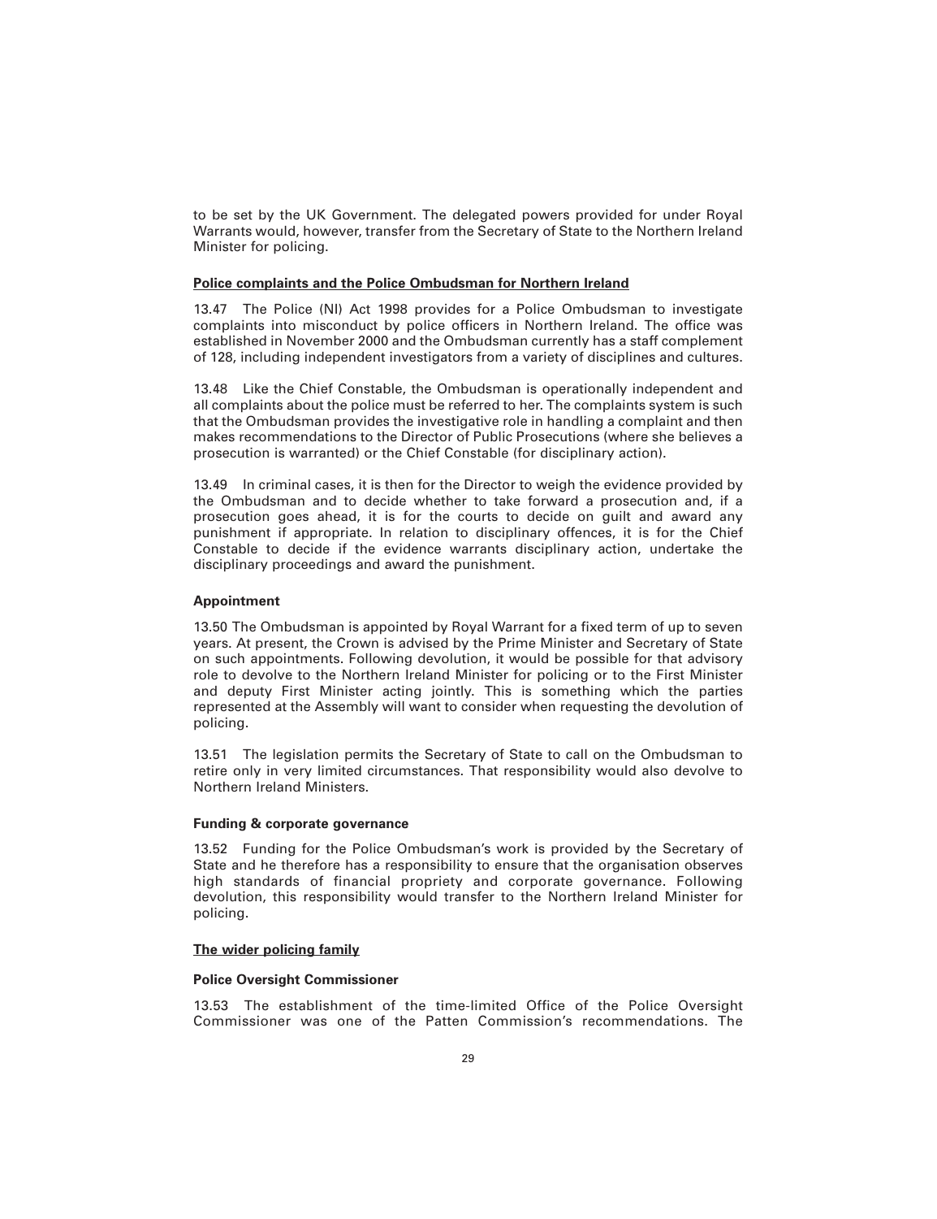to be set by the UK Government. The delegated powers provided for under Royal Warrants would, however, transfer from the Secretary of State to the Northern Ireland Minister for policing.

## Police complaints and the Police Ombudsman for Northern Ireland

13.47 The Police (NI) Act 1998 provides for a Police Ombudsman to investigate complaints into misconduct by police officers in Northern Ireland. The office was established in November 2000 and the Ombudsman currently has a staff complement of 128, including independent investigators from a variety of disciplines and cultures.

13.48 Like the Chief Constable, the Ombudsman is operationally independent and all complaints about the police must be referred to her. The complaints system is such that the Ombudsman provides the investigative role in handling a complaint and then makes recommendations to the Director of Public Prosecutions (where she believes a prosecution is warranted) or the Chief Constable (for disciplinary action).

13.49 In criminal cases, it is then for the Director to weigh the evidence provided by the Ombudsman and to decide whether to take forward a prosecution and, if a prosecution goes ahead, it is for the courts to decide on guilt and award any punishment if appropriate. In relation to disciplinary offences, it is for the Chief Constable to decide if the evidence warrants disciplinary action, undertake the disciplinary proceedings and award the punishment.

### Appointment

13.50 The Ombudsman is appointed by Royal Warrant for a fixed term of up to seven years. At present, the Crown is advised by the Prime Minister and Secretary of State on such appointments. Following devolution, it would be possible for that advisory role to devolve to the Northern Ireland Minister for policing or to the First Minister and deputy First Minister acting jointly. This is something which the parties represented at the Assembly will want to consider when requesting the devolution of policing.

13.51 The legislation permits the Secretary of State to call on the Ombudsman to retire only in very limited circumstances. That responsibility would also devolve to Northern Ireland Ministers.

### Funding & corporate governance

13.52 Funding for the Police Ombudsman's work is provided by the Secretary of State and he therefore has a responsibility to ensure that the organisation observes high standards of financial propriety and corporate governance. Following devolution, this responsibility would transfer to the Northern Ireland Minister for policing.

## The wider policing family

### Police Oversight Commissioner

13.53 The establishment of the time-limited Office of the Police Oversight Commissioner was one of the Patten Commission's recommendations. The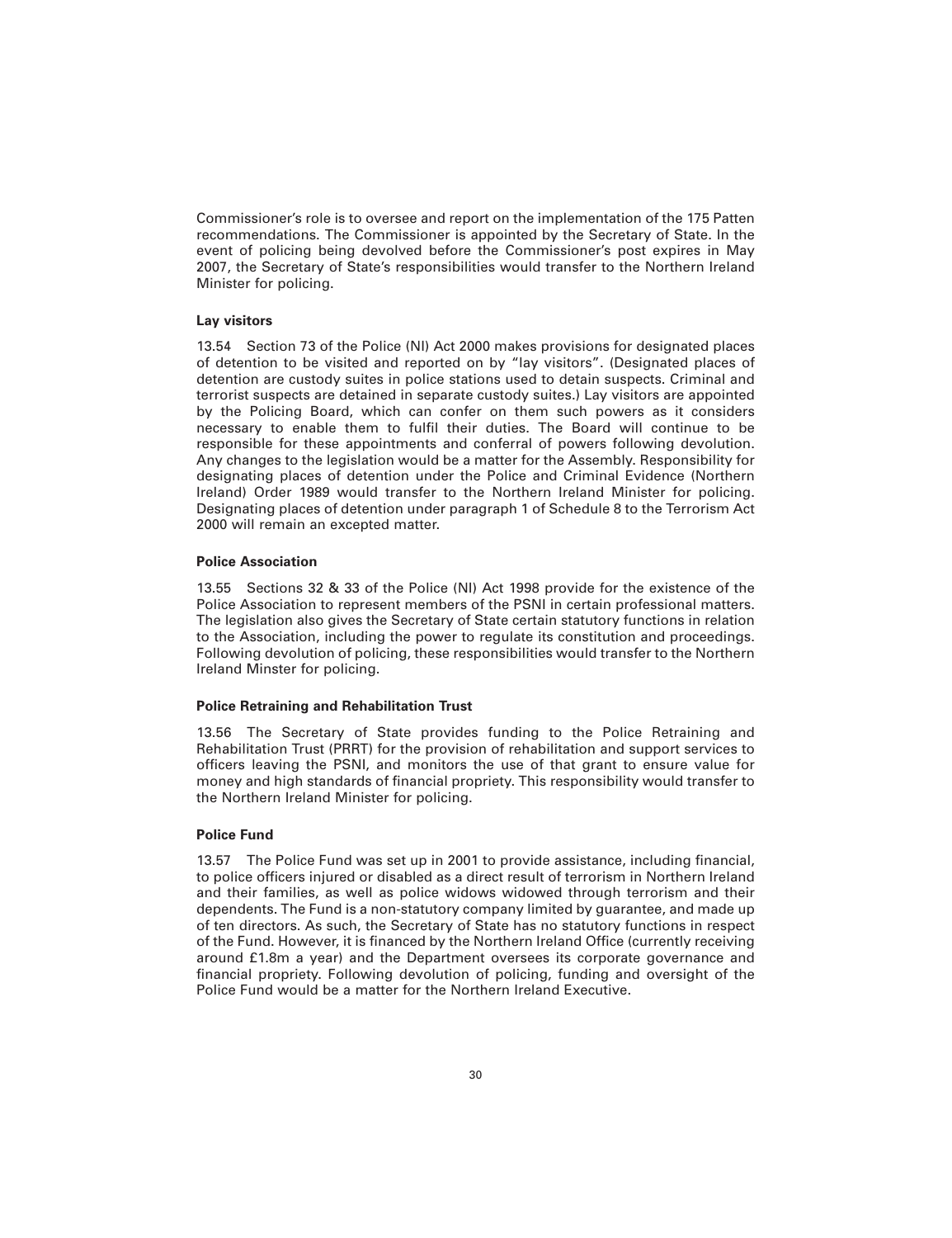Commissioner's role is to oversee and report on the implementation of the 175 Patten recommendations. The Commissioner is appointed by the Secretary of State. In the event of policing being devolved before the Commissioner's post expires in May 2007, the Secretary of State's responsibilities would transfer to the Northern Ireland Minister for policing.

### Lay visitors

13.54 Section 73 of the Police (NI) Act 2000 makes provisions for designated places of detention to be visited and reported on by "lay visitors". (Designated places of detention are custody suites in police stations used to detain suspects. Criminal and terrorist suspects are detained in separate custody suites.) Lay visitors are appointed by the Policing Board, which can confer on them such powers as it considers necessary to enable them to fulfil their duties. The Board will continue to be responsible for these appointments and conferral of powers following devolution. Any changes to the legislation would be a matter for the Assembly. Responsibility for designating places of detention under the Police and Criminal Evidence (Northern Ireland) Order 1989 would transfer to the Northern Ireland Minister for policing. Designating places of detention under paragraph 1 of Schedule 8 to the Terrorism Act 2000 will remain an excepted matter.

### Police Association

13.55 Sections 32 & 33 of the Police (NI) Act 1998 provide for the existence of the Police Association to represent members of the PSNI in certain professional matters. The legislation also gives the Secretary of State certain statutory functions in relation to the Association, including the power to regulate its constitution and proceedings. Following devolution of policing, these responsibilities would transfer to the Northern Ireland Minster for policing.

### Police Retraining and Rehabilitation Trust

13.56 The Secretary of State provides funding to the Police Retraining and Rehabilitation Trust (PRRT) for the provision of rehabilitation and support services to officers leaving the PSNI, and monitors the use of that grant to ensure value for money and high standards of financial propriety. This responsibility would transfer to the Northern Ireland Minister for policing.

### Police Fund

13.57 The Police Fund was set up in 2001 to provide assistance, including financial, to police officers injured or disabled as a direct result of terrorism in Northern Ireland and their families, as well as police widows widowed through terrorism and their dependents. The Fund is a non-statutory company limited by guarantee, and made up of ten directors. As such, the Secretary of State has no statutory functions in respect of the Fund. However, it is financed by the Northern Ireland Office (currently receiving around £1.8m a year) and the Department oversees its corporate governance and financial propriety. Following devolution of policing, funding and oversight of the Police Fund would be a matter for the Northern Ireland Executive.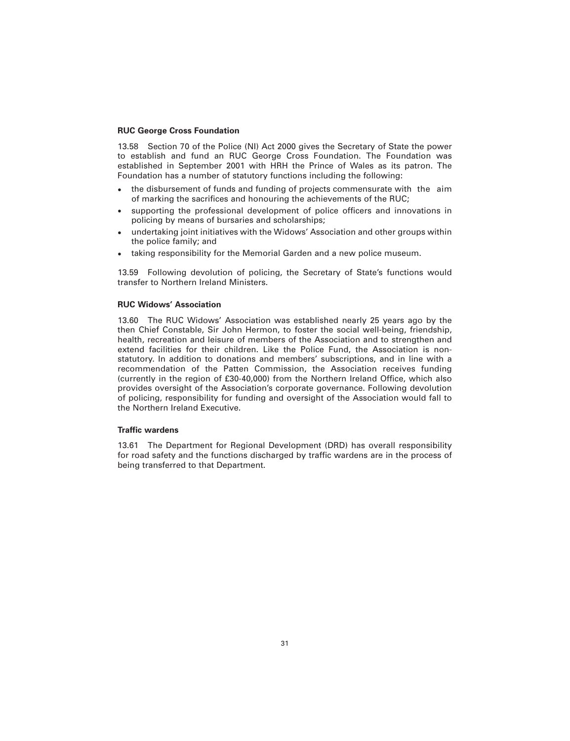**RUC George Cross Foundation**

13.58 Section 70 of the Police (NI) Act 2000 gives the Secretary of State the power to establish and fund an RUC George Cross Foundation. The Foundation was established in September 2001 with HRH the Prince of Wales as its patron. The Foundation has a number of statutory functions including the following:

- the disbursement of funds and funding of projects commensurate with the aim of marking the sacrifices and honouring the achievements of the RUC;
- supporting the professional development of police officers and innovations in policing by means of bursaries and scholarships;
- undertaking joint initiatives with the Widows' Association and other groups within the police family; and
- taking responsibility for the Memorial Garden and a new police museum.

13.59 Following devolution of policing, the Secretary of State's functions would transfer to Northern Ireland Ministers.

**RUC Widows' Association**

13.60 The RUC Widows' Association was established nearly 25 years ago by the then Chief Constable, Sir John Hermon, to foster the social well-being, friendship, health, recreation and leisure of members of the Association and to strengthen and extend facilities for their children. Like the Police Fund, the Association is non-statutory. In addition to donations and members' subscriptions, and in line with a recommendation of the Patten Commission, the Association receives funding (currently in the region of £30-40,000) from the Northern Ireland Office, which also provides oversight of the Association's corporate governance. Following devolution of policing, responsibility for funding and oversight of the Association would fall to the Northern Ireland Executive.

**Traffic wardens**

13.61 The Department for Regional Development (DRD) has overall responsibility for road safety and the functions discharged by traffic wardens are in the process of being transferred to that Department.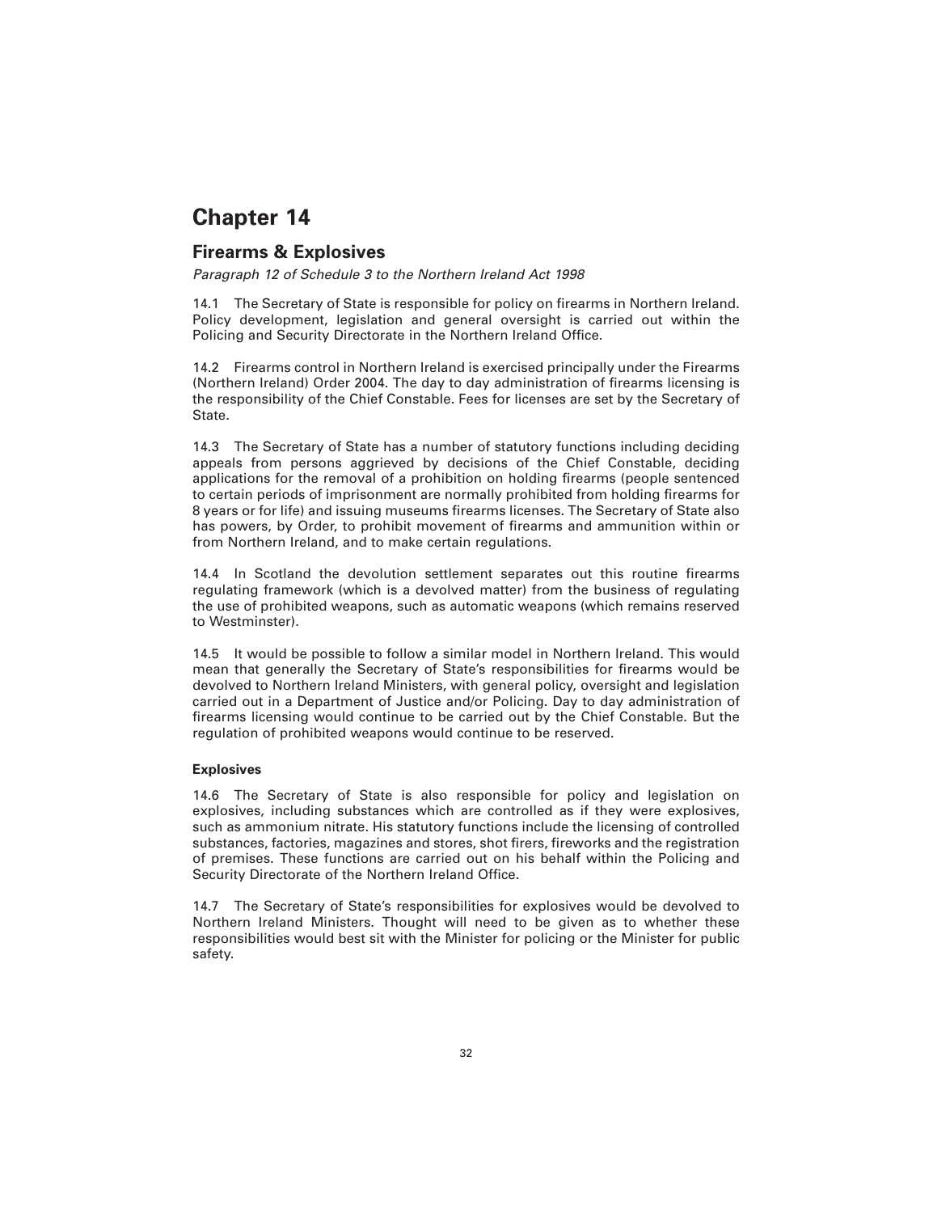# Chapter 14

## Firearms & Explosives

*Paragraph 12 of Schedule 3 to the Northern Ireland Act 1998*

14.1 The Secretary of State is responsible for policy on firearms in Northern Ireland. Policy development, legislation and general oversight is carried out within the Policing and Security Directorate in the Northern Ireland Office.

14.2 Firearms control in Northern Ireland is exercised principally under the Firearms (Northern Ireland) Order 2004. The day to day administration of firearms licensing is the responsibility of the Chief Constable. Fees for licenses are set by the Secretary of State.

14.3 The Secretary of State has a number of statutory functions including deciding appeals from persons aggrieved by decisions of the Chief Constable, deciding applications for the removal of a prohibition on holding firearms (people sentenced to certain periods of imprisonment are normally prohibited from holding firearms for 8 years or for life) and issuing museums firearms licenses. The Secretary of State also has powers, by Order, to prohibit movement of firearms and ammunition within or from Northern Ireland, and to make certain regulations.

14.4 In Scotland the devolution settlement separates out this routine firearms regulating framework (which is a devolved matter) from the business of regulating the use of prohibited weapons, such as automatic weapons (which remains reserved to Westminster).

14.5 It would be possible to follow a similar model in Northern Ireland. This would mean that generally the Secretary of State's responsibilities for firearms would be devolved to Northern Ireland Ministers, with general policy, oversight and legislation carried out in a Department of Justice and/or Policing. Day to day administration of firearms licensing would continue to be carried out by the Chief Constable. But the regulation of prohibited weapons would continue to be reserved.

### Explosives

14.6 The Secretary of State is also responsible for policy and legislation on explosives, including substances which are controlled as if they were explosives, such as ammonium nitrate. His statutory functions include the licensing of controlled substances, factories, magazines and stores, shot firers, fireworks and the registration of premises. These functions are carried out on his behalf within the Policing and Security Directorate of the Northern Ireland Office.

14.7 The Secretary of State's responsibilities for explosives would be devolved to Northern Ireland Ministers. Thought will need to be given as to whether these responsibilities would best sit with the Minister for policing or the Minister for public safety.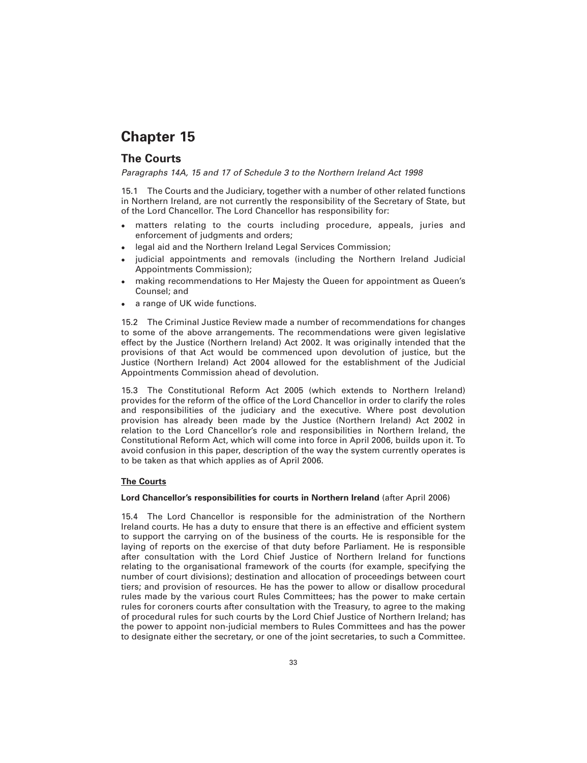# Chapter 15

## The Courts

*Paragraphs 14A, 15 and 17 of Schedule 3 to the Northern Ireland Act 1998*

15.1 The Courts and the Judiciary, together with a number of other related functions in Northern Ireland, are not currently the responsibility of the Secretary of State, but of the Lord Chancellor. The Lord Chancellor has responsibility for:

- matters relating to the courts including procedure, appeals, juries and enforcement of judgments and orders;
- legal aid and the Northern Ireland Legal Services Commission;
- judicial appointments and removals (including the Northern Ireland Judicial Appointments Commission);
- making recommendations to Her Majesty the Queen for appointment as Queen's Counsel; and
- a range of UK wide functions.

15.2 The Criminal Justice Review made a number of recommendations for changes to some of the above arrangements. The recommendations were given legislative effect by the Justice (Northern Ireland) Act 2002. It was originally intended that the provisions of that Act would be commenced upon devolution of justice, but the Justice (Northern Ireland) Act 2004 allowed for the establishment of the Judicial Appointments Commission ahead of devolution.

15.3 The Constitutional Reform Act 2005 (which extends to Northern Ireland) provides for the reform of the office of the Lord Chancellor in order to clarify the roles and responsibilities of the judiciary and the executive. Where post devolution provision has already been made by the Justice (Northern Ireland) Act 2002 in relation to the Lord Chancellor's role and responsibilities in Northern Ireland, the Constitutional Reform Act, which will come into force in April 2006, builds upon it. To avoid confusion in this paper, description of the way the system currently operates is to be taken as that which applies as of April 2006.

### The Courts

**Lord Chancellor's responsibilities for courts in Northern Ireland** (after April 2006)

15.4 The Lord Chancellor is responsible for the administration of the Northern Ireland courts. He has a duty to ensure that there is an effective and efficient system to support the carrying on of the business of the courts. He is responsible for the laying of reports on the exercise of that duty before Parliament. He is responsible after consultation with the Lord Chief Justice of Northern Ireland for functions relating to the organisational framework of the courts (for example, specifying the number of court divisions); destination and allocation of proceedings between court tiers; and provision of resources. He has the power to allow or disallow procedural rules made by the various court Rules Committees; has the power to make certain rules for coroners courts after consultation with the Treasury, to agree to the making of procedural rules for such courts by the Lord Chief Justice of Northern Ireland; has the power to appoint non-judicial members to Rules Committees and has the power to designate either the secretary, or one of the joint secretaries, to such a Committee.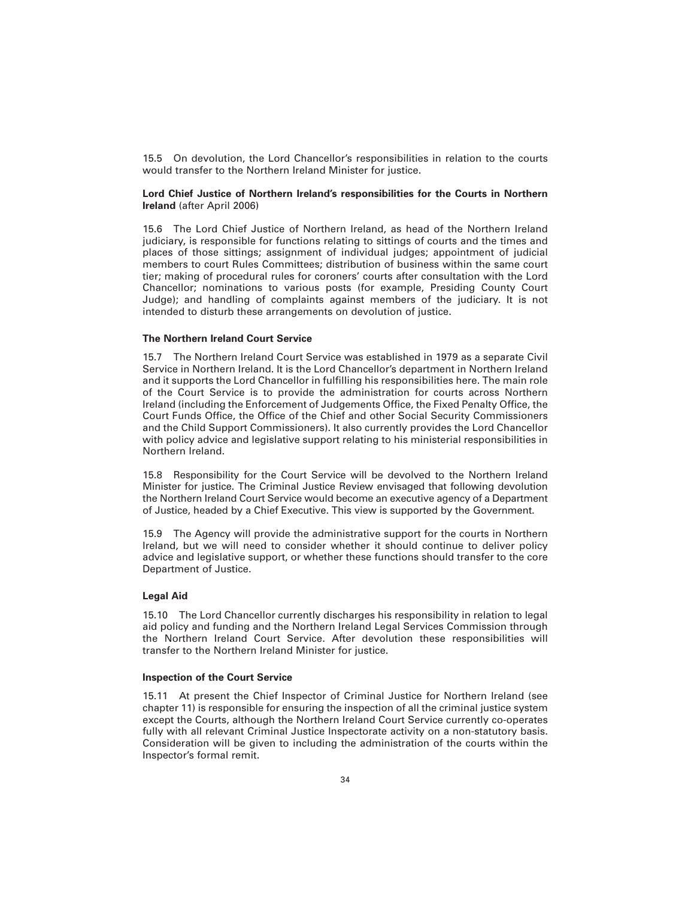15.5 On devolution, the Lord Chancellor's responsibilities in relation to the courts would transfer to the Northern Ireland Minister for justice.

**Lord Chief Justice of Northern Ireland's responsibilities for the Courts in Northern Ireland** (after April 2006)

15.6 The Lord Chief Justice of Northern Ireland, as head of the Northern Ireland judiciary, is responsible for functions relating to sittings of courts and the times and places of those sittings; assignment of individual judges; appointment of judicial members to court Rules Committees; distribution of business within the same court tier; making of procedural rules for coroners' courts after consultation with the Lord Chancellor; nominations to various posts (for example, Presiding County Court Judge); and handling of complaints against members of the judiciary. It is not intended to disturb these arrangements on devolution of justice.

**The Northern Ireland Court Service**

15.7 The Northern Ireland Court Service was established in 1979 as a separate Civil Service in Northern Ireland. It is the Lord Chancellor's department in Northern Ireland and it supports the Lord Chancellor in fulfilling his responsibilities here. The main role of the Court Service is to provide the administration for courts across Northern Ireland (including the Enforcement of Judgements Office, the Fixed Penalty Office, the Court Funds Office, the Office of the Chief and other Social Security Commissioners and the Child Support Commissioners). It also currently provides the Lord Chancellor with policy advice and legislative support relating to his ministerial responsibilities in Northern Ireland.

15.8 Responsibility for the Court Service will be devolved to the Northern Ireland Minister for justice. The Criminal Justice Review envisaged that following devolution the Northern Ireland Court Service would become an executive agency of a Department of Justice, headed by a Chief Executive. This view is supported by the Government.

15.9 The Agency will provide the administrative support for the courts in Northern Ireland, but we will need to consider whether it should continue to deliver policy advice and legislative support, or whether these functions should transfer to the core Department of Justice.

**Legal Aid**

15.10 The Lord Chancellor currently discharges his responsibility in relation to legal aid policy and funding and the Northern Ireland Legal Services Commission through the Northern Ireland Court Service. After devolution these responsibilities will transfer to the Northern Ireland Minister for justice.

**Inspection of the Court Service**

15.11 At present the Chief Inspector of Criminal Justice for Northern Ireland (see chapter 11) is responsible for ensuring the inspection of all the criminal justice system except the Courts, although the Northern Ireland Court Service currently co-operates fully with all relevant Criminal Justice Inspectorate activity on a non-statutory basis. Consideration will be given to including the administration of the courts within the Inspector's formal remit.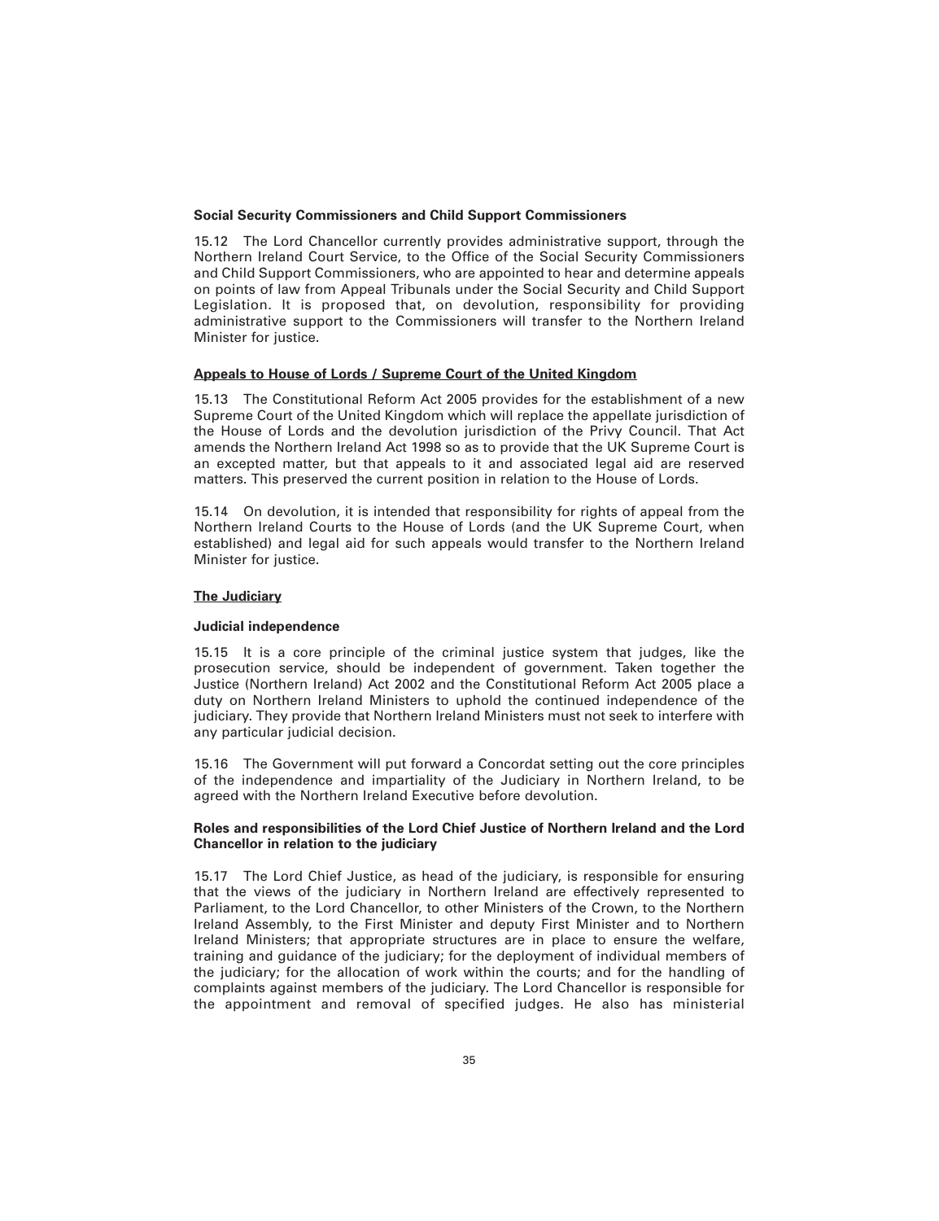**Social Security Commissioners and Child Support Commissioners**

15.12 The Lord Chancellor currently provides administrative support, through the Northern Ireland Court Service, to the Office of the Social Security Commissioners and Child Support Commissioners, who are appointed to hear and determine appeals on points of law from Appeal Tribunals under the Social Security and Child Support Legislation. It is proposed that, on devolution, responsibility for providing administrative support to the Commissioners will transfer to the Northern Ireland Minister for justice.

**Appeals to House of Lords / Supreme Court of the United Kingdom**

15.13 The Constitutional Reform Act 2005 provides for the establishment of a new Supreme Court of the United Kingdom which will replace the appellate jurisdiction of the House of Lords and the devolution jurisdiction of the Privy Council. That Act amends the Northern Ireland Act 1998 so as to provide that the UK Supreme Court is an excepted matter, but that appeals to it and associated legal aid are reserved matters. This preserved the current position in relation to the House of Lords.

15.14 On devolution, it is intended that responsibility for rights of appeal from the Northern Ireland Courts to the House of Lords (and the UK Supreme Court, when established) and legal aid for such appeals would transfer to the Northern Ireland Minister for justice.

**The Judiciary**

**Judicial independence**

15.15 It is a core principle of the criminal justice system that judges, like the prosecution service, should be independent of government. Taken together the Justice (Northern Ireland) Act 2002 and the Constitutional Reform Act 2005 place a duty on Northern Ireland Ministers to uphold the continued independence of the judiciary. They provide that Northern Ireland Ministers must not seek to interfere with any particular judicial decision.

15.16 The Government will put forward a Concordat setting out the core principles of the independence and impartiality of the Judiciary in Northern Ireland, to be agreed with the Northern Ireland Executive before devolution.

**Roles and responsibilities of the Lord Chief Justice of Northern Ireland and the Lord Chancellor in relation to the judiciary**

15.17 The Lord Chief Justice, as head of the judiciary, is responsible for ensuring that the views of the judiciary in Northern Ireland are effectively represented to Parliament, to the Lord Chancellor, to other Ministers of the Crown, to the Northern Ireland Assembly, to the First Minister and deputy First Minister and to Northern Ireland Ministers; that appropriate structures are in place to ensure the welfare, training and guidance of the judiciary; for the deployment of individual members of the judiciary; for the allocation of work within the courts; and for the handling of complaints against members of the judiciary. The Lord Chancellor is responsible for the appointment and removal of specified judges. He also has ministerial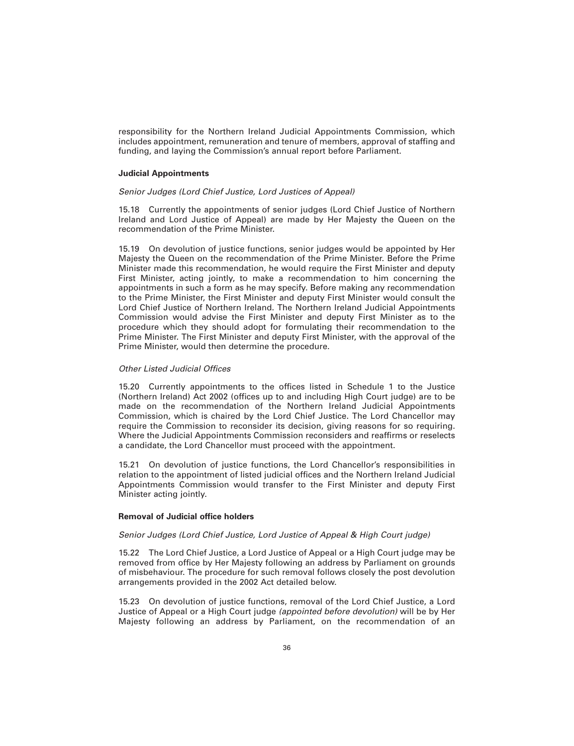responsibility for the Northern Ireland Judicial Appointments Commission, which includes appointment, remuneration and tenure of members, approval of staffing and funding, and laying the Commission's annual report before Parliament.

**Judicial Appointments**

*Senior Judges (Lord Chief Justice, Lord Justices of Appeal)*

15.18 Currently the appointments of senior judges (Lord Chief Justice of Northern Ireland and Lord Justice of Appeal) are made by Her Majesty the Queen on the recommendation of the Prime Minister.

15.19 On devolution of justice functions, senior judges would be appointed by Her Majesty the Queen on the recommendation of the Prime Minister. Before the Prime Minister made this recommendation, he would require the First Minister and deputy First Minister, acting jointly, to make a recommendation to him concerning the appointments in such a form as he may specify. Before making any recommendation to the Prime Minister, the First Minister and deputy First Minister would consult the Lord Chief Justice of Northern Ireland. The Northern Ireland Judicial Appointments Commission would advise the First Minister and deputy First Minister as to the procedure which they should adopt for formulating their recommendation to the Prime Minister. The First Minister and deputy First Minister, with the approval of the Prime Minister, would then determine the procedure.

*Other Listed Judicial Offices*

15.20 Currently appointments to the offices listed in Schedule 1 to the Justice (Northern Ireland) Act 2002 (offices up to and including High Court judge) are to be made on the recommendation of the Northern Ireland Judicial Appointments Commission, which is chaired by the Lord Chief Justice. The Lord Chancellor may require the Commission to reconsider its decision, giving reasons for so requiring. Where the Judicial Appointments Commission reconsiders and reaffirms or reselects a candidate, the Lord Chancellor must proceed with the appointment.

15.21 On devolution of justice functions, the Lord Chancellor's responsibilities in relation to the appointment of listed judicial offices and the Northern Ireland Judicial Appointments Commission would transfer to the First Minister and deputy First Minister acting jointly.

**Removal of Judicial office holders**

*Senior Judges (Lord Chief Justice, Lord Justice of Appeal & High Court judge)*

15.22 The Lord Chief Justice, a Lord Justice of Appeal or a High Court judge may be removed from office by Her Majesty following an address by Parliament on grounds of misbehaviour. The procedure for such removal follows closely the post devolution arrangements provided in the 2002 Act detailed below.

15.23 On devolution of justice functions, removal of the Lord Chief Justice, a Lord Justice of Appeal or a High Court judge *(appointed before devolution)* will be by Her Majesty following an address by Parliament, on the recommendation of an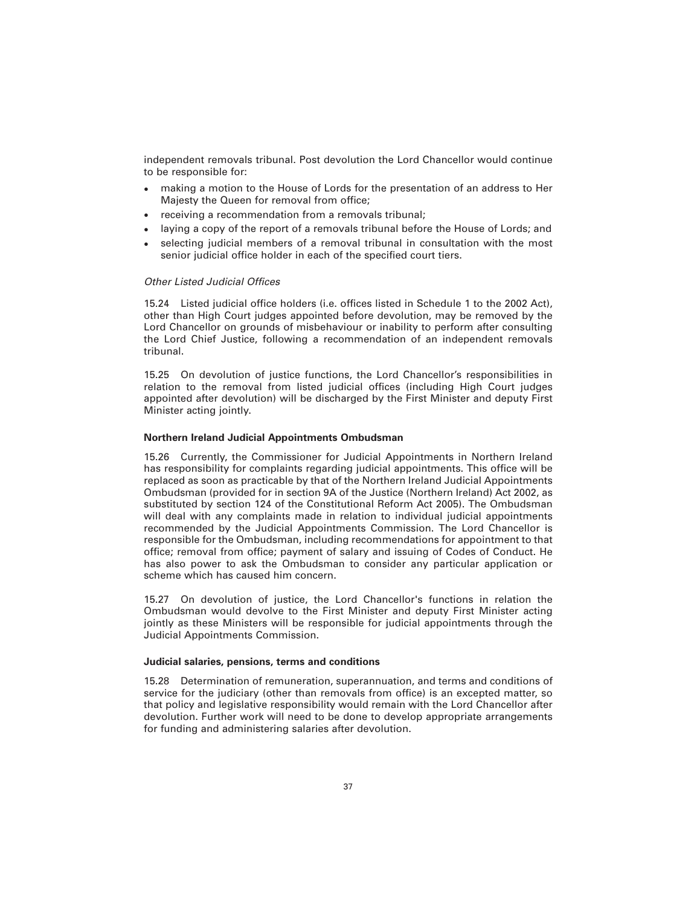independent removals tribunal. Post devolution the Lord Chancellor would continue to be responsible for:

- making a motion to the House of Lords for the presentation of an address to Her Majesty the Queen for removal from office;
- receiving a recommendation from a removals tribunal;
- laying a copy of the report of a removals tribunal before the House of Lords; and
- selecting judicial members of a removal tribunal in consultation with the most senior judicial office holder in each of the specified court tiers.

*Other Listed Judicial Offices*

15.24 Listed judicial office holders (i.e. offices listed in Schedule 1 to the 2002 Act), other than High Court judges appointed before devolution, may be removed by the Lord Chancellor on grounds of misbehaviour or inability to perform after consulting the Lord Chief Justice, following a recommendation of an independent removals tribunal.

15.25 On devolution of justice functions, the Lord Chancellor's responsibilities in relation to the removal from listed judicial offices (including High Court judges appointed after devolution) will be discharged by the First Minister and deputy First Minister acting jointly.

**Northern Ireland Judicial Appointments Ombudsman**

15.26 Currently, the Commissioner for Judicial Appointments in Northern Ireland has responsibility for complaints regarding judicial appointments. This office will be replaced as soon as practicable by that of the Northern Ireland Judicial Appointments Ombudsman (provided for in section 9A of the Justice (Northern Ireland) Act 2002, as substituted by section 124 of the Constitutional Reform Act 2005). The Ombudsman will deal with any complaints made in relation to individual judicial appointments recommended by the Judicial Appointments Commission. The Lord Chancellor is responsible for the Ombudsman, including recommendations for appointment to that office; removal from office; payment of salary and issuing of Codes of Conduct. He has also power to ask the Ombudsman to consider any particular application or scheme which has caused him concern.

15.27 On devolution of justice, the Lord Chancellor's functions in relation the Ombudsman would devolve to the First Minister and deputy First Minister acting jointly as these Ministers will be responsible for judicial appointments through the Judicial Appointments Commission.

**Judicial salaries, pensions, terms and conditions**

15.28 Determination of remuneration, superannuation, and terms and conditions of service for the judiciary (other than removals from office) is an excepted matter, so that policy and legislative responsibility would remain with the Lord Chancellor after devolution. Further work will need to be done to develop appropriate arrangements for funding and administering salaries after devolution.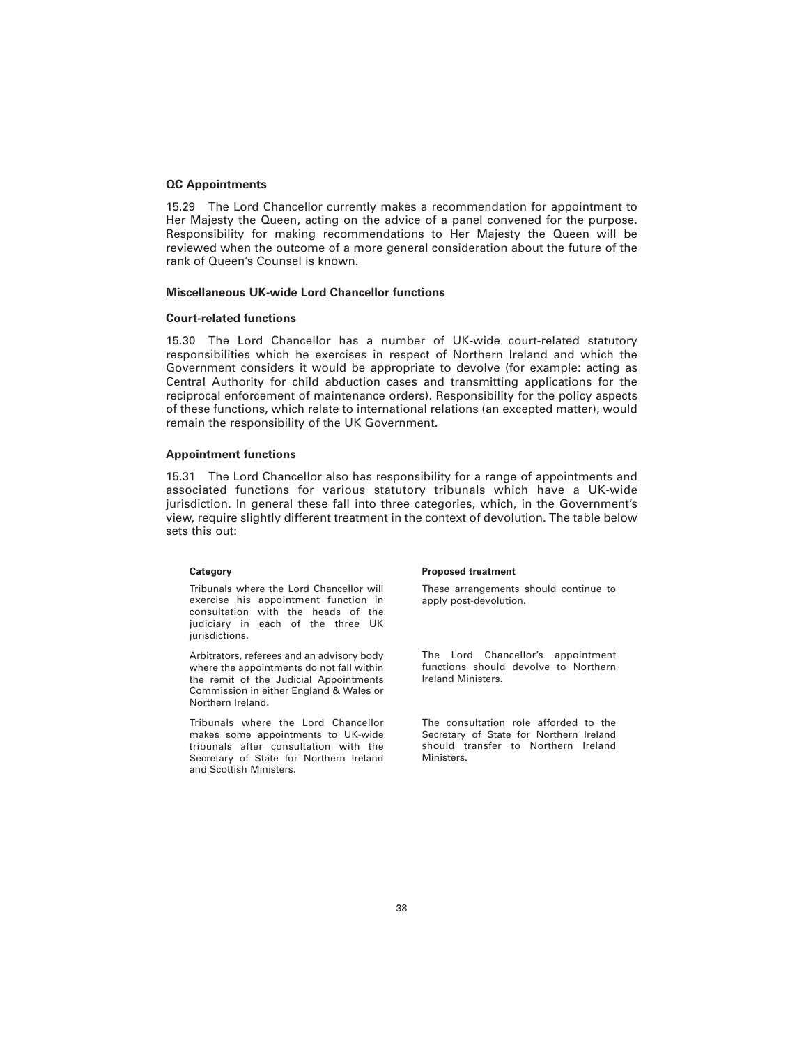**QC Appointments**

15.29 The Lord Chancellor currently makes a recommendation for appointment to Her Majesty the Queen, acting on the advice of a panel convened for the purpose. Responsibility for making recommendations to Her Majesty the Queen will be reviewed when the outcome of a more general consideration about the future of the rank of Queen's Counsel is known.

**Miscellaneous UK-wide Lord Chancellor functions**

**Court-related functions**

15.30 The Lord Chancellor has a number of UK-wide court-related statutory responsibilities which he exercises in respect of Northern Ireland and which the Government considers it would be appropriate to devolve (for example: acting as Central Authority for child abduction cases and transmitting applications for the reciprocal enforcement of maintenance orders). Responsibility for the policy aspects of these functions, which relate to international relations (an excepted matter), would remain the responsibility of the UK Government.

**Appointment functions**

15.31 The Lord Chancellor also has responsibility for a range of appointments and associated functions for various statutory tribunals which have a UK-wide jurisdiction. In general these fall into three categories, which, in the Government's view, require slightly different treatment in the context of devolution. The table below sets this out:

| Category | Proposed treatment |
|---|---|
| Tribunals where the Lord Chancellor will exercise his appointment function in consultation with the heads of the judiciary in each of the three UK jurisdictions. | These arrangements should continue to apply post-devolution. |
| Arbitrators, referees and an advisory body where the appointments do not fall within the remit of the Judicial Appointments Commission in either England & Wales or Northern Ireland. | The Lord Chancellor's appointment functions should devolve to Northern Ireland Ministers. |
| Tribunals where the Lord Chancellor makes some appointments to UK-wide tribunals after consultation with the Secretary of State for Northern Ireland and Scottish Ministers. | The consultation role afforded to the Secretary of State for Northern Ireland should transfer to Northern Ireland Ministers. |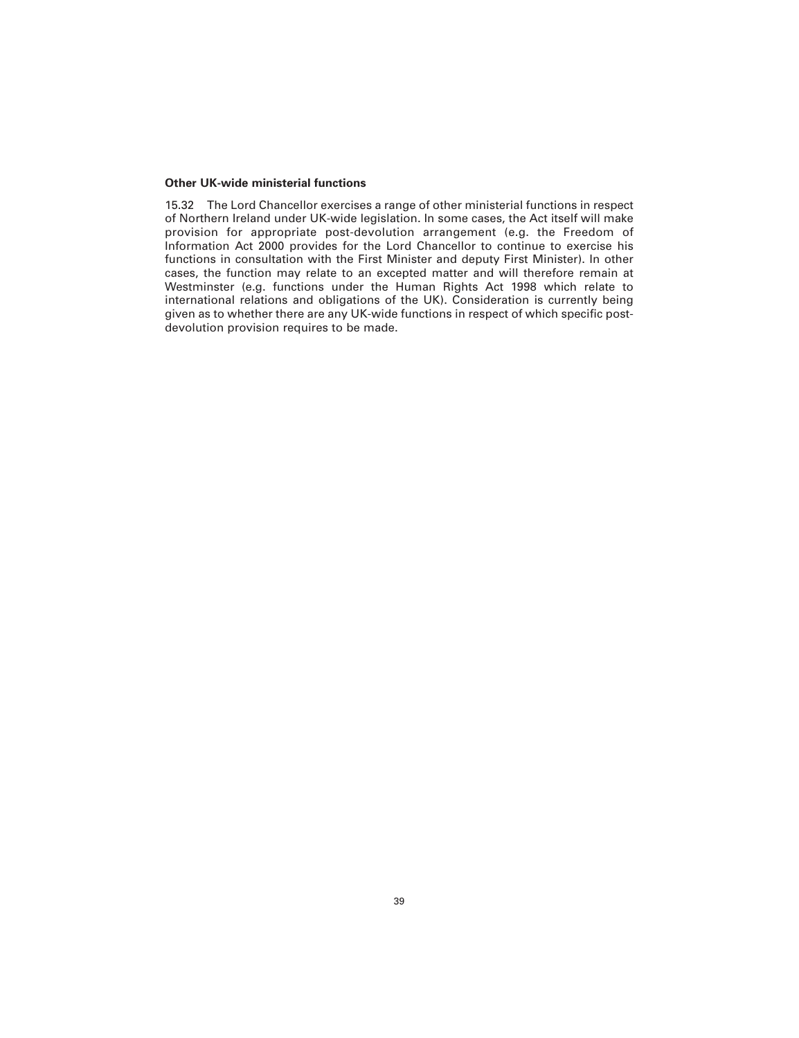**Other UK-wide ministerial functions**

15.32 The Lord Chancellor exercises a range of other ministerial functions in respect of Northern Ireland under UK-wide legislation. In some cases, the Act itself will make provision for appropriate post-devolution arrangement (e.g. the Freedom of Information Act 2000 provides for the Lord Chancellor to continue to exercise his functions in consultation with the First Minister and deputy First Minister). In other cases, the function may relate to an excepted matter and will therefore remain at Westminster (e.g. functions under the Human Rights Act 1998 which relate to international relations and obligations of the UK). Consideration is currently being given as to whether there are any UK-wide functions in respect of which specific post-devolution provision requires to be made.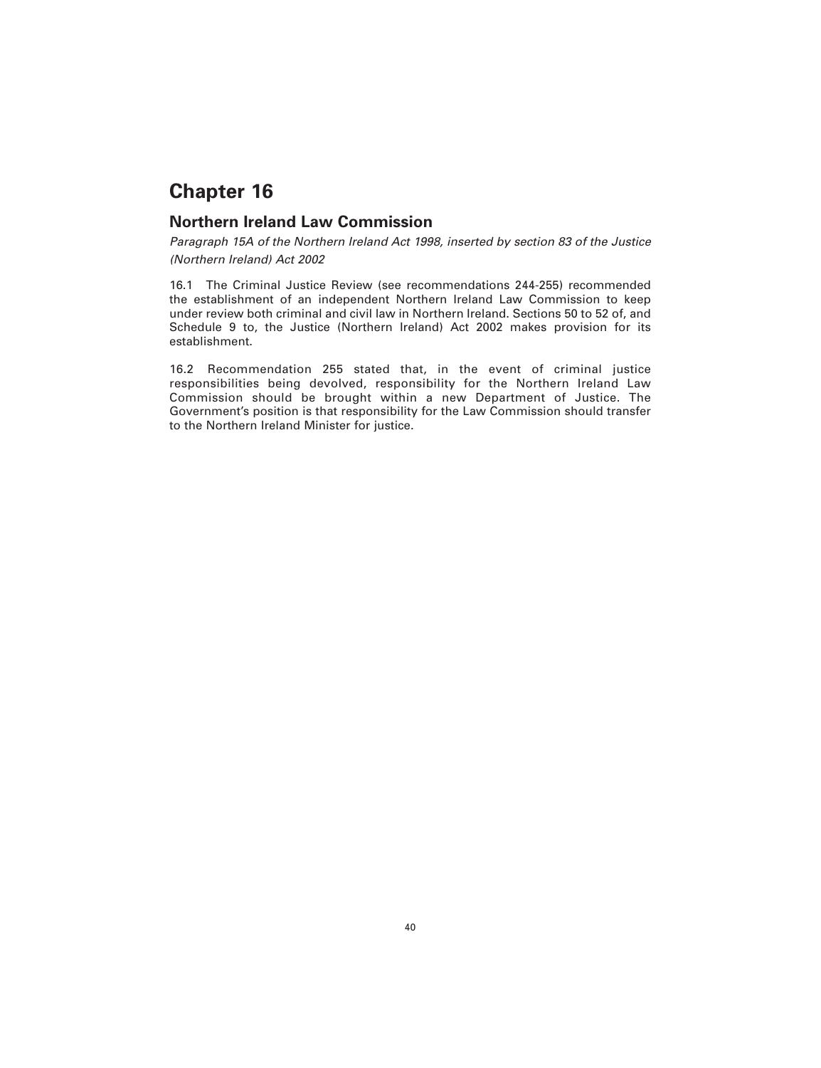# Chapter 16

## Northern Ireland Law Commission

*Paragraph 15A of the Northern Ireland Act 1998, inserted by section 83 of the Justice (Northern Ireland) Act 2002*

16.1 The Criminal Justice Review (see recommendations 244-255) recommended the establishment of an independent Northern Ireland Law Commission to keep under review both criminal and civil law in Northern Ireland. Sections 50 to 52 of, and Schedule 9 to, the Justice (Northern Ireland) Act 2002 makes provision for its establishment.

16.2 Recommendation 255 stated that, in the event of criminal justice responsibilities being devolved, responsibility for the Northern Ireland Law Commission should be brought within a new Department of Justice. The Government's position is that responsibility for the Law Commission should transfer to the Northern Ireland Minister for justice.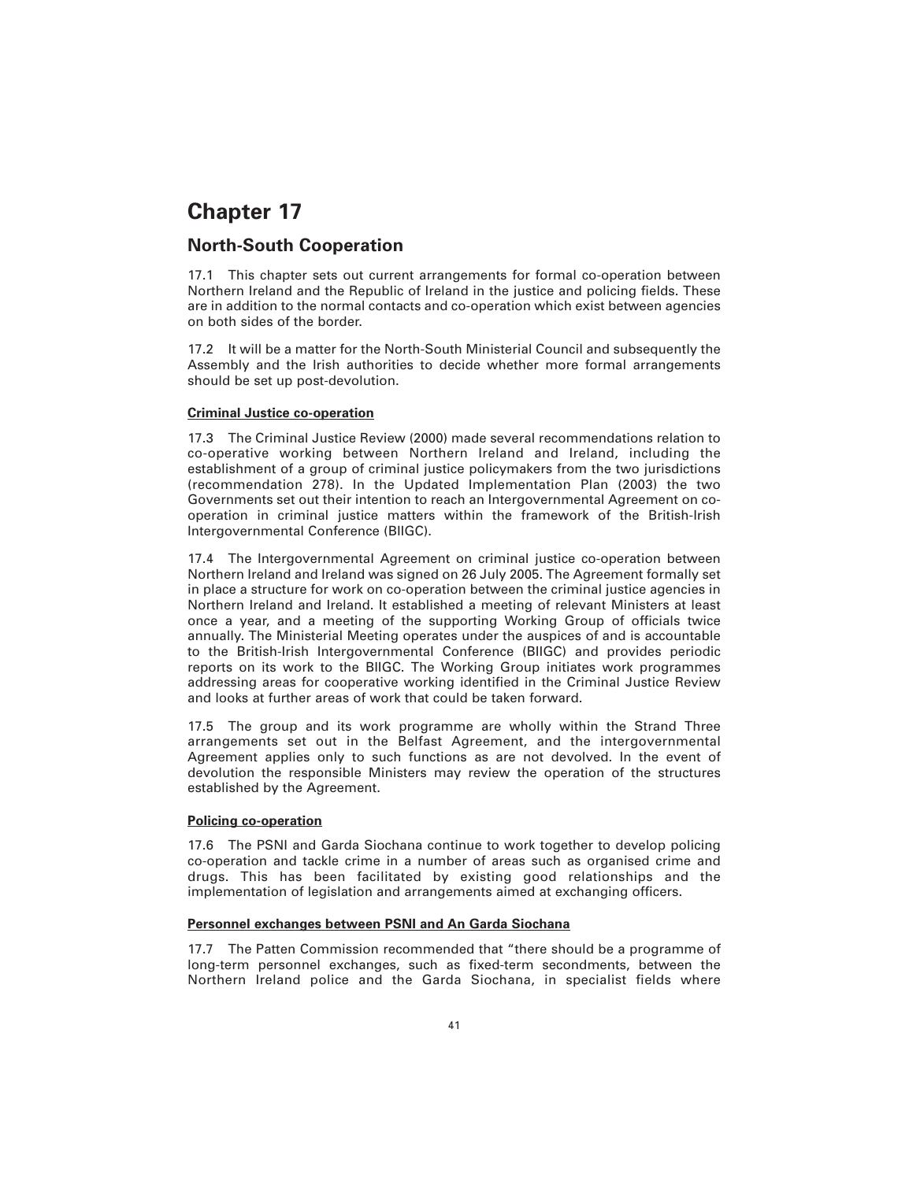# Chapter 17

## North-South Cooperation

17.1 This chapter sets out current arrangements for formal co-operation between Northern Ireland and the Republic of Ireland in the justice and policing fields. These are in addition to the normal contacts and co-operation which exist between agencies on both sides of the border.

17.2 It will be a matter for the North-South Ministerial Council and subsequently the Assembly and the Irish authorities to decide whether more formal arrangements should be set up post-devolution.

**Criminal Justice co-operation**

17.3 The Criminal Justice Review (2000) made several recommendations relation to co-operative working between Northern Ireland and Ireland, including the establishment of a group of criminal justice policymakers from the two jurisdictions (recommendation 278). In the Updated Implementation Plan (2003) the two Governments set out their intention to reach an Intergovernmental Agreement on co-operation in criminal justice matters within the framework of the British-Irish Intergovernmental Conference (BIIGC).

17.4 The Intergovernmental Agreement on criminal justice co-operation between Northern Ireland and Ireland was signed on 26 July 2005. The Agreement formally set in place a structure for work on co-operation between the criminal justice agencies in Northern Ireland and Ireland. It established a meeting of relevant Ministers at least once a year, and a meeting of the supporting Working Group of officials twice annually. The Ministerial Meeting operates under the auspices of and is accountable to the British-Irish Intergovernmental Conference (BIIGC) and provides periodic reports on its work to the BIIGC. The Working Group initiates work programmes addressing areas for cooperative working identified in the Criminal Justice Review and looks at further areas of work that could be taken forward.

17.5 The group and its work programme are wholly within the Strand Three arrangements set out in the Belfast Agreement, and the intergovernmental Agreement applies only to such functions as are not devolved. In the event of devolution the responsible Ministers may review the operation of the structures established by the Agreement.

**Policing co-operation**

17.6 The PSNI and Garda Siochana continue to work together to develop policing co-operation and tackle crime in a number of areas such as organised crime and drugs. This has been facilitated by existing good relationships and the implementation of legislation and arrangements aimed at exchanging officers.

**Personnel exchanges between PSNI and An Garda Siochana**

17.7 The Patten Commission recommended that "there should be a programme of long-term personnel exchanges, such as fixed-term secondments, between the Northern Ireland police and the Garda Siochana, in specialist fields where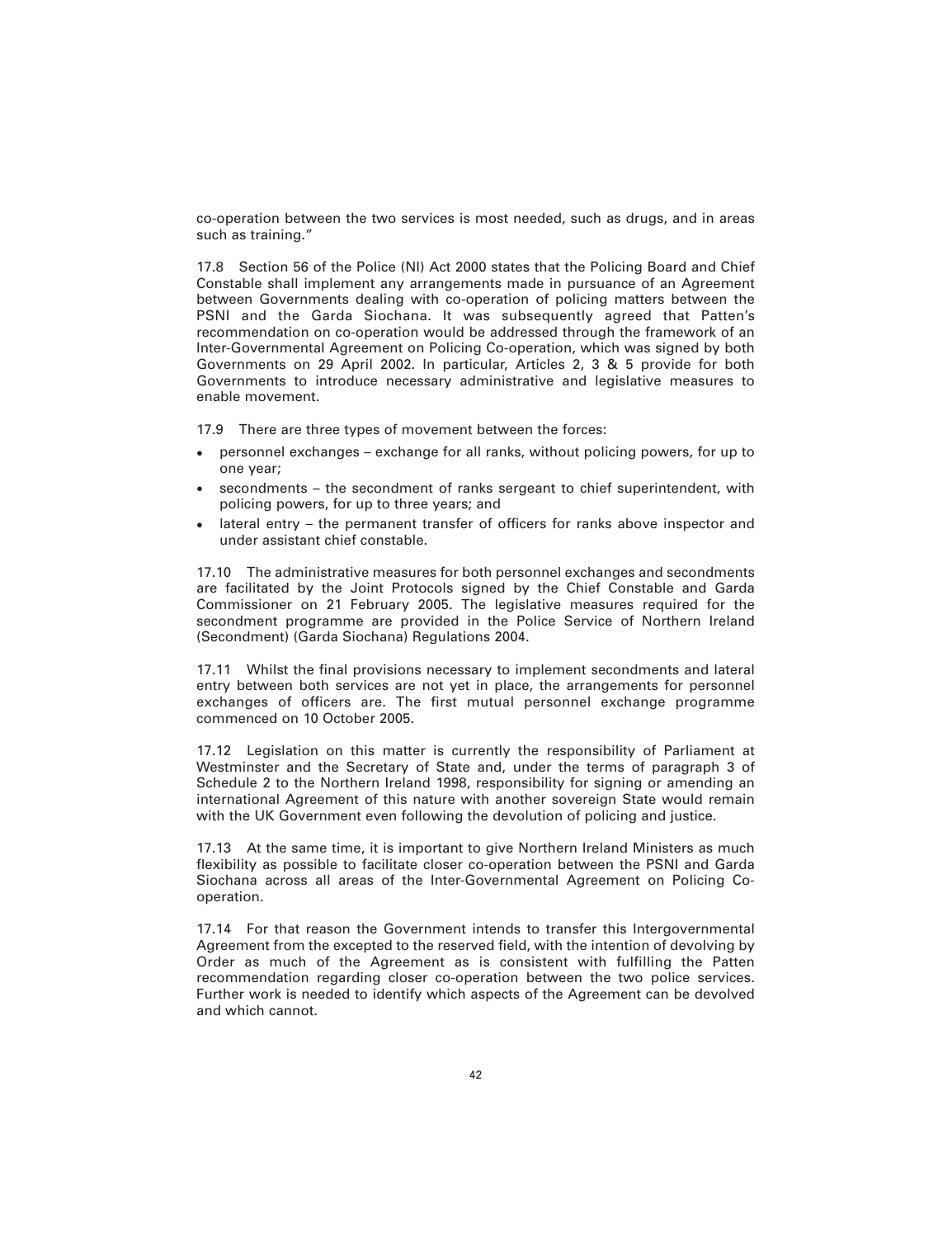co-operation between the two services is most needed, such as drugs, and in areas such as training."

17.8 Section 56 of the Police (NI) Act 2000 states that the Policing Board and Chief Constable shall implement any arrangements made in pursuance of an Agreement between Governments dealing with co-operation of policing matters between the PSNI and the Garda Siochana. It was subsequently agreed that Patten's recommendation on co-operation would be addressed through the framework of an Inter-Governmental Agreement on Policing Co-operation, which was signed by both Governments on 29 April 2002. In particular, Articles 2, 3 & 5 provide for both Governments to introduce necessary administrative and legislative measures to enable movement.

17.9 There are three types of movement between the forces:

- personnel exchanges – exchange for all ranks, without policing powers, for up to one year;
- secondments – the secondment of ranks sergeant to chief superintendent, with policing powers, for up to three years; and
- lateral entry – the permanent transfer of officers for ranks above inspector and under assistant chief constable.

17.10 The administrative measures for both personnel exchanges and secondments are facilitated by the Joint Protocols signed by the Chief Constable and Garda Commissioner on 21 February 2005. The legislative measures required for the secondment programme are provided in the Police Service of Northern Ireland (Secondment) (Garda Siochana) Regulations 2004.

17.11 Whilst the final provisions necessary to implement secondments and lateral entry between both services are not yet in place, the arrangements for personnel exchanges of officers are. The first mutual personnel exchange programme commenced on 10 October 2005.

17.12 Legislation on this matter is currently the responsibility of Parliament at Westminster and the Secretary of State and, under the terms of paragraph 3 of Schedule 2 to the Northern Ireland 1998, responsibility for signing or amending an international Agreement of this nature with another sovereign State would remain with the UK Government even following the devolution of policing and justice.

17.13 At the same time, it is important to give Northern Ireland Ministers as much flexibility as possible to facilitate closer co-operation between the PSNI and Garda Siochana across all areas of the Inter-Governmental Agreement on Policing Co-operation.

17.14 For that reason the Government intends to transfer this Intergovernmental Agreement from the excepted to the reserved field, with the intention of devolving by Order as much of the Agreement as is consistent with fulfilling the Patten recommendation regarding closer co-operation between the two police services. Further work is needed to identify which aspects of the Agreement can be devolved and which cannot.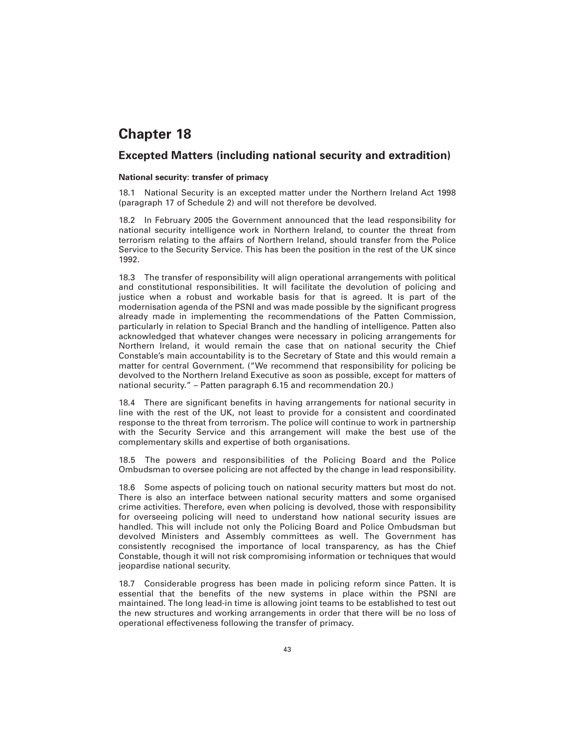# Chapter 18

## Excepted Matters (including national security and extradition)

### National security: transfer of primacy

18.1 National Security is an excepted matter under the Northern Ireland Act 1998 (paragraph 17 of Schedule 2) and will not therefore be devolved.

18.2 In February 2005 the Government announced that the lead responsibility for national security intelligence work in Northern Ireland, to counter the threat from terrorism relating to the affairs of Northern Ireland, should transfer from the Police Service to the Security Service. This has been the position in the rest of the UK since 1992.

18.3 The transfer of responsibility will align operational arrangements with political and constitutional responsibilities. It will facilitate the devolution of policing and justice when a robust and workable basis for that is agreed. It is part of the modernisation agenda of the PSNI and was made possible by the significant progress already made in implementing the recommendations of the Patten Commission, particularly in relation to Special Branch and the handling of intelligence. Patten also acknowledged that whatever changes were necessary in policing arrangements for Northern Ireland, it would remain the case that on national security the Chief Constable's main accountability is to the Secretary of State and this would remain a matter for central Government. ("We recommend that responsibility for policing be devolved to the Northern Ireland Executive as soon as possible, except for matters of national security." – Patten paragraph 6.15 and recommendation 20.)

18.4 There are significant benefits in having arrangements for national security in line with the rest of the UK, not least to provide for a consistent and coordinated response to the threat from terrorism. The police will continue to work in partnership with the Security Service and this arrangement will make the best use of the complementary skills and expertise of both organisations.

18.5 The powers and responsibilities of the Policing Board and the Police Ombudsman to oversee policing are not affected by the change in lead responsibility.

18.6 Some aspects of policing touch on national security matters but most do not. There is also an interface between national security matters and some organised crime activities. Therefore, even when policing is devolved, those with responsibility for overseeing policing will need to understand how national security issues are handled. This will include not only the Policing Board and Police Ombudsman but devolved Ministers and Assembly committees as well. The Government has consistently recognised the importance of local transparency, as has the Chief Constable, though it will not risk compromising information or techniques that would jeopardise national security.

18.7 Considerable progress has been made in policing reform since Patten. It is essential that the benefits of the new systems in place within the PSNI are maintained. The long lead-in time is allowing joint teams to be established to test out the new structures and working arrangements in order that there will be no loss of operational effectiveness following the transfer of primacy.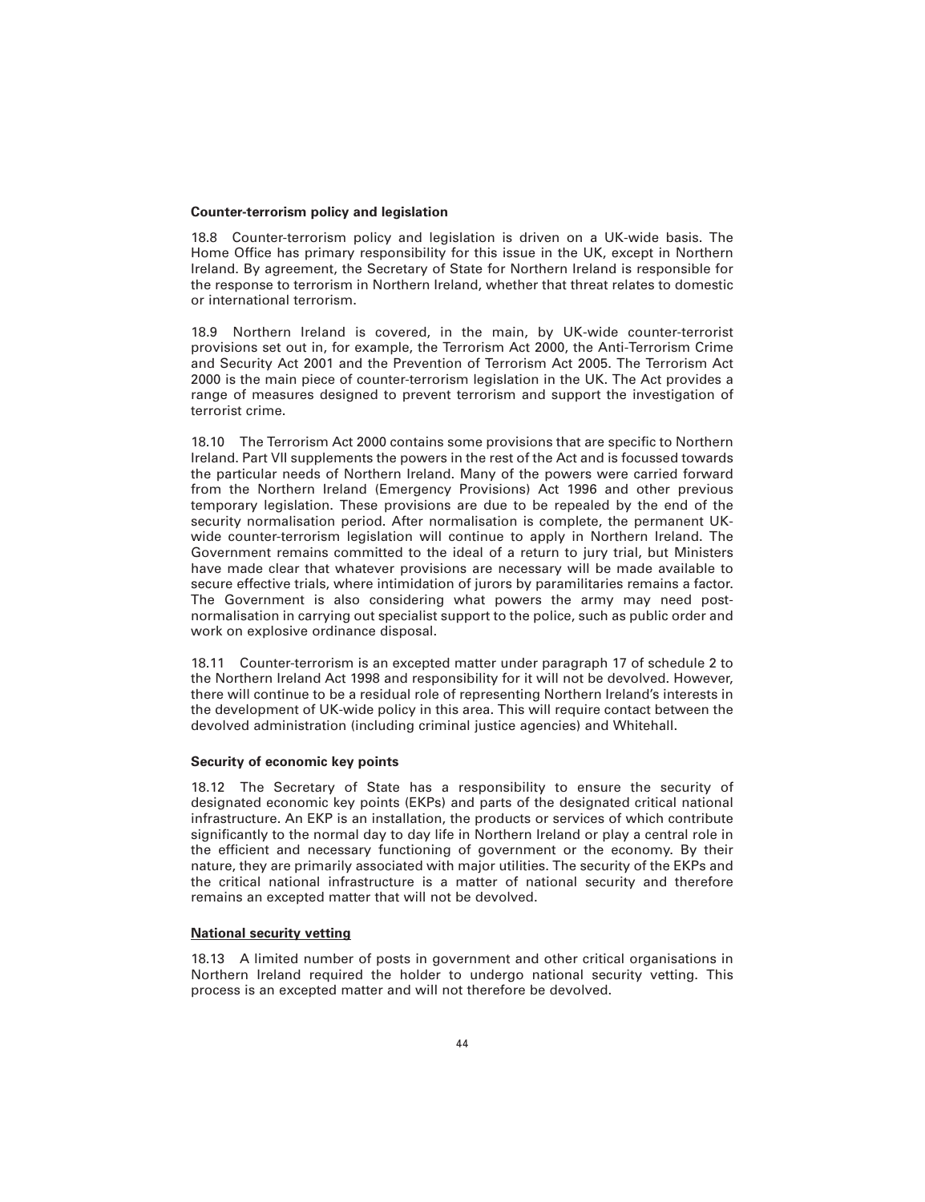**Counter-terrorism policy and legislation**

18.8 Counter-terrorism policy and legislation is driven on a UK-wide basis. The Home Office has primary responsibility for this issue in the UK, except in Northern Ireland. By agreement, the Secretary of State for Northern Ireland is responsible for the response to terrorism in Northern Ireland, whether that threat relates to domestic or international terrorism.

18.9 Northern Ireland is covered, in the main, by UK-wide counter-terrorist provisions set out in, for example, the Terrorism Act 2000, the Anti-Terrorism Crime and Security Act 2001 and the Prevention of Terrorism Act 2005. The Terrorism Act 2000 is the main piece of counter-terrorism legislation in the UK. The Act provides a range of measures designed to prevent terrorism and support the investigation of terrorist crime.

18.10 The Terrorism Act 2000 contains some provisions that are specific to Northern Ireland. Part VII supplements the powers in the rest of the Act and is focussed towards the particular needs of Northern Ireland. Many of the powers were carried forward from the Northern Ireland (Emergency Provisions) Act 1996 and other previous temporary legislation. These provisions are due to be repealed by the end of the security normalisation period. After normalisation is complete, the permanent UK-wide counter-terrorism legislation will continue to apply in Northern Ireland. The Government remains committed to the ideal of a return to jury trial, but Ministers have made clear that whatever provisions are necessary will be made available to secure effective trials, where intimidation of jurors by paramilitaries remains a factor. The Government is also considering what powers the army may need post-normalisation in carrying out specialist support to the police, such as public order and work on explosive ordinance disposal.

18.11 Counter-terrorism is an excepted matter under paragraph 17 of schedule 2 to the Northern Ireland Act 1998 and responsibility for it will not be devolved. However, there will continue to be a residual role of representing Northern Ireland's interests in the development of UK-wide policy in this area. This will require contact between the devolved administration (including criminal justice agencies) and Whitehall.

**Security of economic key points**

18.12 The Secretary of State has a responsibility to ensure the security of designated economic key points (EKPs) and parts of the designated critical national infrastructure. An EKP is an installation, the products or services of which contribute significantly to the normal day to day life in Northern Ireland or play a central role in the efficient and necessary functioning of government or the economy. By their nature, they are primarily associated with major utilities. The security of the EKPs and the critical national infrastructure is a matter of national security and therefore remains an excepted matter that will not be devolved.

**National security vetting**

18.13 A limited number of posts in government and other critical organisations in Northern Ireland required the holder to undergo national security vetting. This process is an excepted matter and will not therefore be devolved.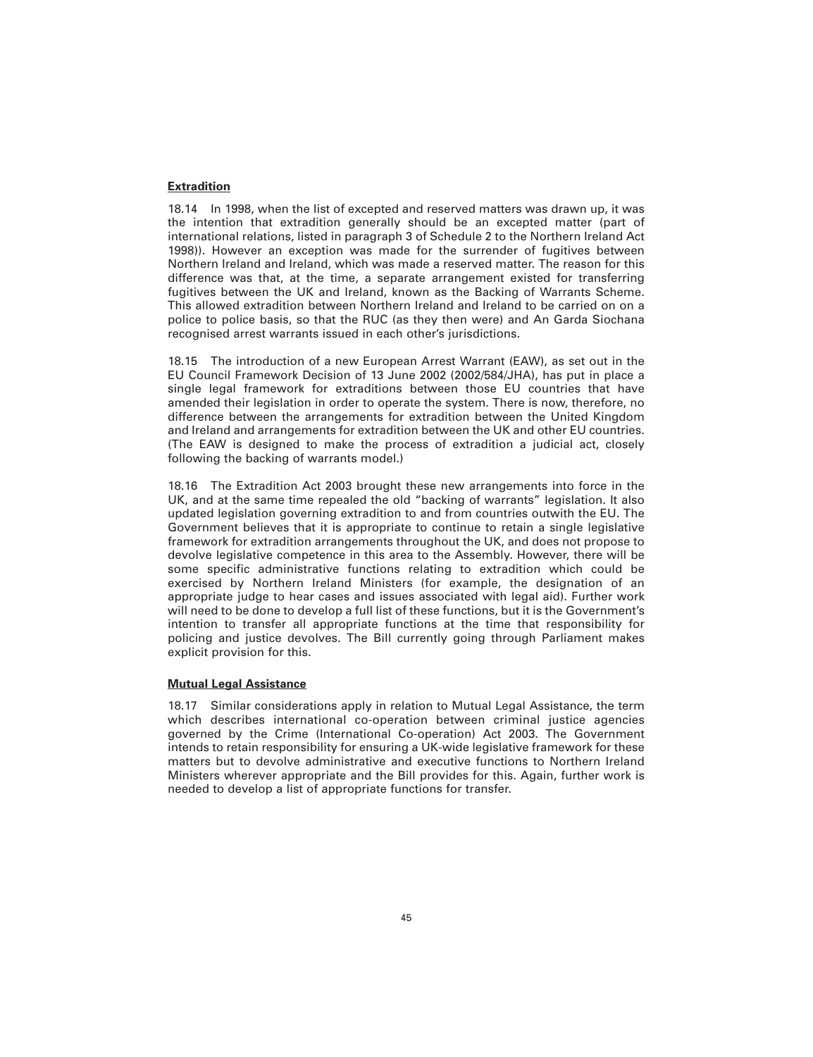**Extradition**

18.14 In 1998, when the list of excepted and reserved matters was drawn up, it was the intention that extradition generally should be an excepted matter (part of international relations, listed in paragraph 3 of Schedule 2 to the Northern Ireland Act 1998)). However an exception was made for the surrender of fugitives between Northern Ireland and Ireland, which was made a reserved matter. The reason for this difference was that, at the time, a separate arrangement existed for transferring fugitives between the UK and Ireland, known as the Backing of Warrants Scheme. This allowed extradition between Northern Ireland and Ireland to be carried on on a police to police basis, so that the RUC (as they then were) and An Garda Siochana recognised arrest warrants issued in each other's jurisdictions.

18.15 The introduction of a new European Arrest Warrant (EAW), as set out in the EU Council Framework Decision of 13 June 2002 (2002/584/JHA), has put in place a single legal framework for extraditions between those EU countries that have amended their legislation in order to operate the system. There is now, therefore, no difference between the arrangements for extradition between the United Kingdom and Ireland and arrangements for extradition between the UK and other EU countries. (The EAW is designed to make the process of extradition a judicial act, closely following the backing of warrants model.)

18.16 The Extradition Act 2003 brought these new arrangements into force in the UK, and at the same time repealed the old "backing of warrants" legislation. It also updated legislation governing extradition to and from countries outwith the EU. The Government believes that it is appropriate to continue to retain a single legislative framework for extradition arrangements throughout the UK, and does not propose to devolve legislative competence in this area to the Assembly. However, there will be some specific administrative functions relating to extradition which could be exercised by Northern Ireland Ministers (for example, the designation of an appropriate judge to hear cases and issues associated with legal aid). Further work will need to be done to develop a full list of these functions, but it is the Government's intention to transfer all appropriate functions at the time that responsibility for policing and justice devolves. The Bill currently going through Parliament makes explicit provision for this.

**Mutual Legal Assistance**

18.17 Similar considerations apply in relation to Mutual Legal Assistance, the term which describes international co-operation between criminal justice agencies governed by the Crime (International Co-operation) Act 2003. The Government intends to retain responsibility for ensuring a UK-wide legislative framework for these matters but to devolve administrative and executive functions to Northern Ireland Ministers wherever appropriate and the Bill provides for this. Again, further work is needed to develop a list of appropriate functions for transfer.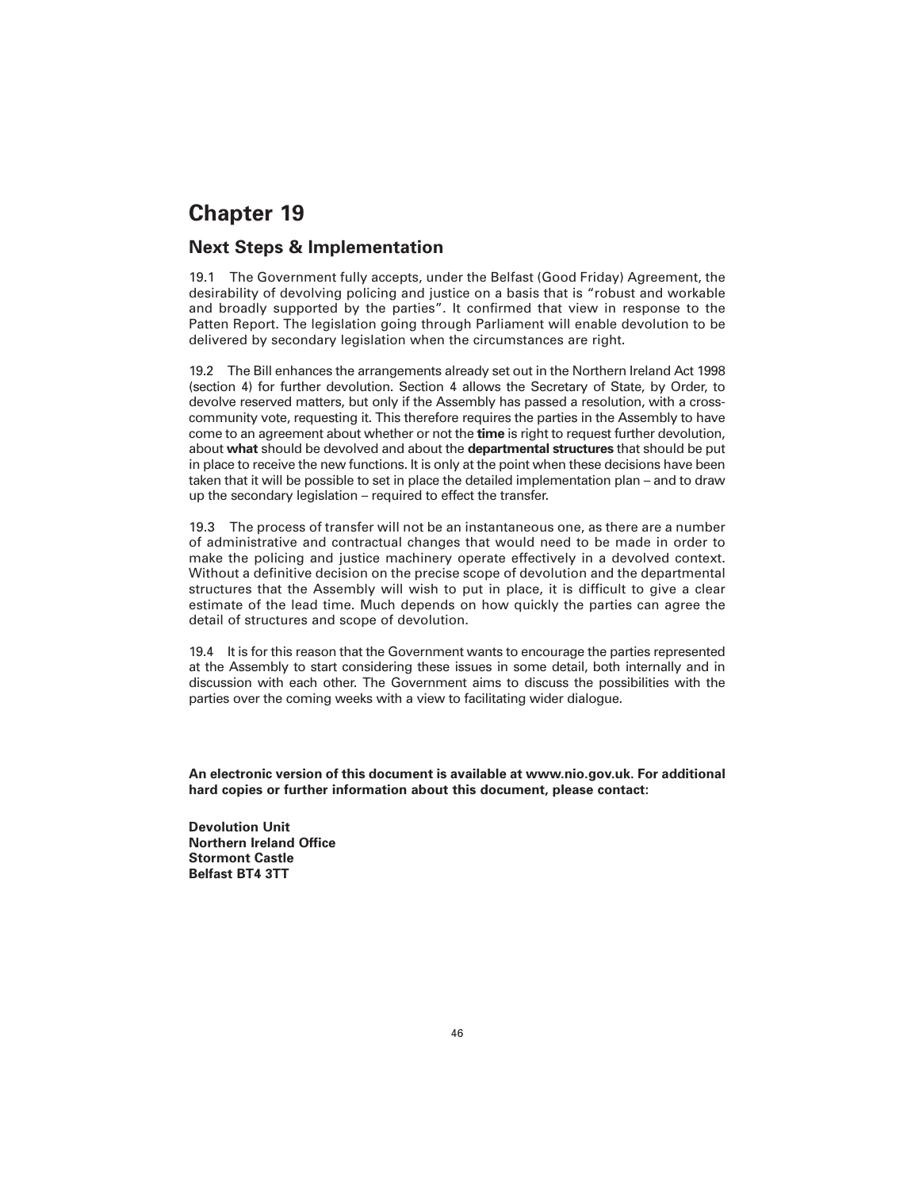# Chapter 19

## Next Steps & Implementation

19.1 The Government fully accepts, under the Belfast (Good Friday) Agreement, the desirability of devolving policing and justice on a basis that is "robust and workable and broadly supported by the parties". It confirmed that view in response to the Patten Report. The legislation going through Parliament will enable devolution to be delivered by secondary legislation when the circumstances are right.

19.2 The Bill enhances the arrangements already set out in the Northern Ireland Act 1998 (section 4) for further devolution. Section 4 allows the Secretary of State, by Order, to devolve reserved matters, but only if the Assembly has passed a resolution, with a cross-community vote, requesting it. This therefore requires the parties in the Assembly to have come to an agreement about whether or not the **time** is right to request further devolution, about **what** should be devolved and about the **departmental structures** that should be put in place to receive the new functions. It is only at the point when these decisions have been taken that it will be possible to set in place the detailed implementation plan – and to draw up the secondary legislation – required to effect the transfer.

19.3 The process of transfer will not be an instantaneous one, as there are a number of administrative and contractual changes that would need to be made in order to make the policing and justice machinery operate effectively in a devolved context. Without a definitive decision on the precise scope of devolution and the departmental structures that the Assembly will wish to put in place, it is difficult to give a clear estimate of the lead time. Much depends on how quickly the parties can agree the detail of structures and scope of devolution.

19.4 It is for this reason that the Government wants to encourage the parties represented at the Assembly to start considering these issues in some detail, both internally and in discussion with each other. The Government aims to discuss the possibilities with the parties over the coming weeks with a view to facilitating wider dialogue.

**An electronic version of this document is available at www.nio.gov.uk. For additional hard copies or further information about this document, please contact:**

**Devolution Unit**
**Northern Ireland Office**
**Stormont Castle**
**Belfast BT4 3TT**